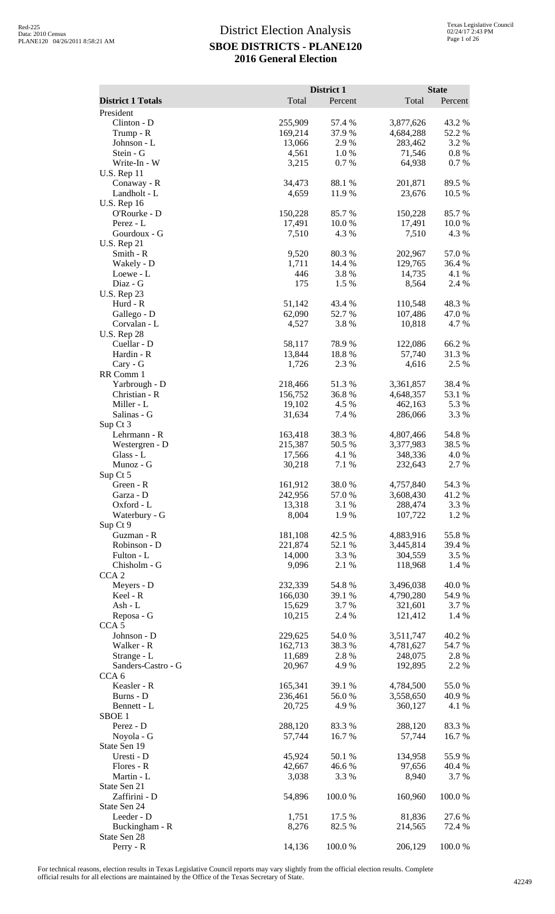# District Election Analysis

## SBOE DISTRICTS - PLANE120

## 2016 General Election

| District 1 Totals | District 1 Total | District 1 Percent | State Total | State Percent |
|---|---|---|---|---|
| President | | | | |
| Clinton - D | 255,909 | 57.4 % | 3,877,626 | 43.2 % |
| Trump - R | 169,214 | 37.9 % | 4,684,288 | 52.2 % |
| Johnson - L | 13,066 | 2.9 % | 283,462 | 3.2 % |
| Stein - G | 4,561 | 1.0 % | 71,546 | 0.8 % |
| Write-In - W | 3,215 | 0.7 % | 64,938 | 0.7 % |
| U.S. Rep 11 | | | | |
| Conaway - R | 34,473 | 88.1 % | 201,871 | 89.5 % |
| Landholt - L | 4,659 | 11.9 % | 23,676 | 10.5 % |
| U.S. Rep 16 | | | | |
| O'Rourke - D | 150,228 | 85.7 % | 150,228 | 85.7 % |
| Perez - L | 17,491 | 10.0 % | 17,491 | 10.0 % |
| Gourdoux - G | 7,510 | 4.3 % | 7,510 | 4.3 % |
| U.S. Rep 21 | | | | |
| Smith - R | 9,520 | 80.3 % | 202,967 | 57.0 % |
| Wakely - D | 1,711 | 14.4 % | 129,765 | 36.4 % |
| Loewe - L | 446 | 3.8 % | 14,735 | 4.1 % |
| Diaz - G | 175 | 1.5 % | 8,564 | 2.4 % |
| U.S. Rep 23 | | | | |
| Hurd - R | 51,142 | 43.4 % | 110,548 | 48.3 % |
| Gallego - D | 62,090 | 52.7 % | 107,486 | 47.0 % |
| Corvalan - L | 4,527 | 3.8 % | 10,818 | 4.7 % |
| U.S. Rep 28 | | | | |
| Cuellar - D | 58,117 | 78.9 % | 122,086 | 66.2 % |
| Hardin - R | 13,844 | 18.8 % | 57,740 | 31.3 % |
| Cary - G | 1,726 | 2.3 % | 4,616 | 2.5 % |
| RR Comm 1 | | | | |
| Yarbrough - D | 218,466 | 51.3 % | 3,361,857 | 38.4 % |
| Christian - R | 156,752 | 36.8 % | 4,648,357 | 53.1 % |
| Miller - L | 19,102 | 4.5 % | 462,163 | 5.3 % |
| Salinas - G | 31,634 | 7.4 % | 286,066 | 3.3 % |
| Sup Ct 3 | | | | |
| Lehrmann - R | 163,418 | 38.3 % | 4,807,466 | 54.8 % |
| Westergren - D | 215,387 | 50.5 % | 3,377,983 | 38.5 % |
| Glass - L | 17,566 | 4.1 % | 348,336 | 4.0 % |
| Munoz - G | 30,218 | 7.1 % | 232,643 | 2.7 % |
| Sup Ct 5 | | | | |
| Green - R | 161,912 | 38.0 % | 4,757,840 | 54.3 % |
| Garza - D | 242,956 | 57.0 % | 3,608,430 | 41.2 % |
| Oxford - L | 13,318 | 3.1 % | 288,474 | 3.3 % |
| Waterbury - G | 8,004 | 1.9 % | 107,722 | 1.2 % |
| Sup Ct 9 | | | | |
| Guzman - R | 181,108 | 42.5 % | 4,883,916 | 55.8 % |
| Robinson - D | 221,874 | 52.1 % | 3,445,814 | 39.4 % |
| Fulton - L | 14,000 | 3.3 % | 304,559 | 3.5 % |
| Chisholm - G | 9,096 | 2.1 % | 118,968 | 1.4 % |
| CCA 2 | | | | |
| Meyers - D | 232,339 | 54.8 % | 3,496,038 | 40.0 % |
| Keel - R | 166,030 | 39.1 % | 4,790,280 | 54.9 % |
| Ash - L | 15,629 | 3.7 % | 321,601 | 3.7 % |
| Reposa - G | 10,215 | 2.4 % | 121,412 | 1.4 % |
| CCA 5 | | | | |
| Johnson - D | 229,625 | 54.0 % | 3,511,747 | 40.2 % |
| Walker - R | 162,713 | 38.3 % | 4,781,627 | 54.7 % |
| Strange - L | 11,689 | 2.8 % | 248,075 | 2.8 % |
| Sanders-Castro - G | 20,967 | 4.9 % | 192,895 | 2.2 % |
| CCA 6 | | | | |
| Keasler - R | 165,341 | 39.1 % | 4,784,500 | 55.0 % |
| Burns - D | 236,461 | 56.0 % | 3,558,650 | 40.9 % |
| Bennett - L | 20,725 | 4.9 % | 360,127 | 4.1 % |
| SBOE 1 | | | | |
| Perez - D | 288,120 | 83.3 % | 288,120 | 83.3 % |
| Noyola - G | 57,744 | 16.7 % | 57,744 | 16.7 % |
| State Sen 19 | | | | |
| Uresti - D | 45,924 | 50.1 % | 134,958 | 55.9 % |
| Flores - R | 42,667 | 46.6 % | 97,656 | 40.4 % |
| Martin - L | 3,038 | 3.3 % | 8,940 | 3.7 % |
| State Sen 21 | | | | |
| Zaffirini - D | 54,896 | 100.0 % | 160,960 | 100.0 % |
| State Sen 24 | | | | |
| Leeder - D | 1,751 | 17.5 % | 81,836 | 27.6 % |
| Buckingham - R | 8,276 | 82.5 % | 214,565 | 72.4 % |
| State Sen 28 | | | | |
| Perry - R | 14,136 | 100.0 % | 206,129 | 100.0 % |

For technical reasons, election results in Texas Legislative Council reports may vary slightly from the official election results. Complete official results for all elections are maintained by the Office of the Texas Secretary of State.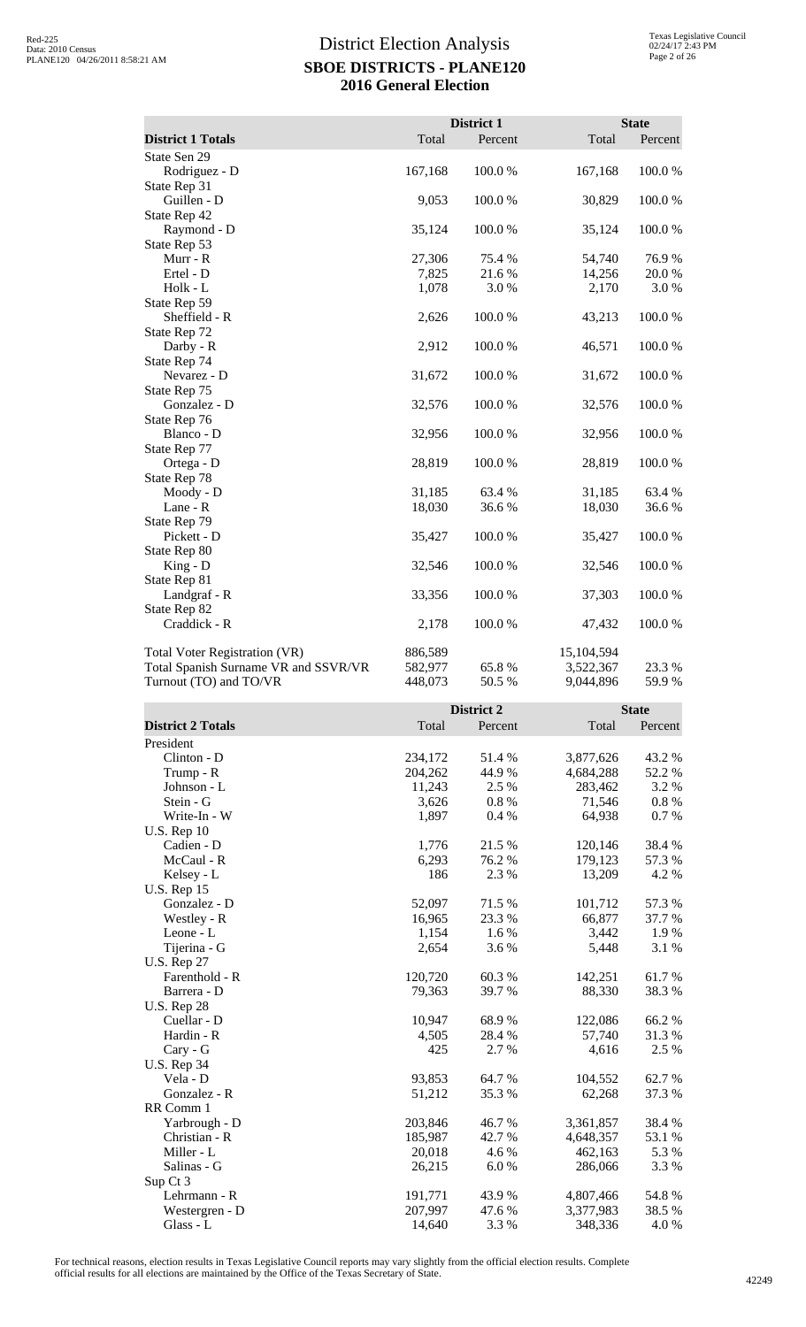# District Election Analysis
## SBOE DISTRICTS - PLANE120
## 2016 General Election

| District 1 Totals | District 1 Total | District 1 Percent | State Total | State Percent |
|---|---|---|---|---|
| State Sen 29 | | | | |
| Rodriguez - D | 167,168 | 100.0 % | 167,168 | 100.0 % |
| State Rep 31 | | | | |
| Guillen - D | 9,053 | 100.0 % | 30,829 | 100.0 % |
| State Rep 42 | | | | |
| Raymond - D | 35,124 | 100.0 % | 35,124 | 100.0 % |
| State Rep 53 | | | | |
| Murr - R | 27,306 | 75.4 % | 54,740 | 76.9 % |
| Ertel - D | 7,825 | 21.6 % | 14,256 | 20.0 % |
| Holk - L | 1,078 | 3.0 % | 2,170 | 3.0 % |
| State Rep 59 | | | | |
| Sheffield - R | 2,626 | 100.0 % | 43,213 | 100.0 % |
| State Rep 72 | | | | |
| Darby - R | 2,912 | 100.0 % | 46,571 | 100.0 % |
| State Rep 74 | | | | |
| Nevarez - D | 31,672 | 100.0 % | 31,672 | 100.0 % |
| State Rep 75 | | | | |
| Gonzalez - D | 32,576 | 100.0 % | 32,576 | 100.0 % |
| State Rep 76 | | | | |
| Blanco - D | 32,956 | 100.0 % | 32,956 | 100.0 % |
| State Rep 77 | | | | |
| Ortega - D | 28,819 | 100.0 % | 28,819 | 100.0 % |
| State Rep 78 | | | | |
| Moody - D | 31,185 | 63.4 % | 31,185 | 63.4 % |
| Lane - R | 18,030 | 36.6 % | 18,030 | 36.6 % |
| State Rep 79 | | | | |
| Pickett - D | 35,427 | 100.0 % | 35,427 | 100.0 % |
| State Rep 80 | | | | |
| King - D | 32,546 | 100.0 % | 32,546 | 100.0 % |
| State Rep 81 | | | | |
| Landgraf - R | 33,356 | 100.0 % | 37,303 | 100.0 % |
| State Rep 82 | | | | |
| Craddick - R | 2,178 | 100.0 % | 47,432 | 100.0 % |
| | | | | |
| Total Voter Registration (VR) | 886,589 | | 15,104,594 | |
| Total Spanish Surname VR and SSVR/VR | 582,977 | 65.8 % | 3,522,367 | 23.3 % |
| Turnout (TO) and TO/VR | 448,073 | 50.5 % | 9,044,896 | 59.9 % |

| District 2 Totals | District 2 Total | District 2 Percent | State Total | State Percent |
|---|---|---|---|---|
| President | | | | |
| Clinton - D | 234,172 | 51.4 % | 3,877,626 | 43.2 % |
| Trump - R | 204,262 | 44.9 % | 4,684,288 | 52.2 % |
| Johnson - L | 11,243 | 2.5 % | 283,462 | 3.2 % |
| Stein - G | 3,626 | 0.8 % | 71,546 | 0.8 % |
| Write-In - W | 1,897 | 0.4 % | 64,938 | 0.7 % |
| U.S. Rep 10 | | | | |
| Cadien - D | 1,776 | 21.5 % | 120,146 | 38.4 % |
| McCaul - R | 6,293 | 76.2 % | 179,123 | 57.3 % |
| Kelsey - L | 186 | 2.3 % | 13,209 | 4.2 % |
| U.S. Rep 15 | | | | |
| Gonzalez - D | 52,097 | 71.5 % | 101,712 | 57.3 % |
| Westley - R | 16,965 | 23.3 % | 66,877 | 37.7 % |
| Leone - L | 1,154 | 1.6 % | 3,442 | 1.9 % |
| Tijerina - G | 2,654 | 3.6 % | 5,448 | 3.1 % |
| U.S. Rep 27 | | | | |
| Farenthold - R | 120,720 | 60.3 % | 142,251 | 61.7 % |
| Barrera - D | 79,363 | 39.7 % | 88,330 | 38.3 % |
| U.S. Rep 28 | | | | |
| Cuellar - D | 10,947 | 68.9 % | 122,086 | 66.2 % |
| Hardin - R | 4,505 | 28.4 % | 57,740 | 31.3 % |
| Cary - G | 425 | 2.7 % | 4,616 | 2.5 % |
| U.S. Rep 34 | | | | |
| Vela - D | 93,853 | 64.7 % | 104,552 | 62.7 % |
| Gonzalez - R | 51,212 | 35.3 % | 62,268 | 37.3 % |
| RR Comm 1 | | | | |
| Yarbrough - D | 203,846 | 46.7 % | 3,361,857 | 38.4 % |
| Christian - R | 185,987 | 42.7 % | 4,648,357 | 53.1 % |
| Miller - L | 20,018 | 4.6 % | 462,163 | 5.3 % |
| Salinas - G | 26,215 | 6.0 % | 286,066 | 3.3 % |
| Sup Ct 3 | | | | |
| Lehrmann - R | 191,771 | 43.9 % | 4,807,466 | 54.8 % |
| Westergren - D | 207,997 | 47.6 % | 3,377,983 | 38.5 % |
| Glass - L | 14,640 | 3.3 % | 348,336 | 4.0 % |

For technical reasons, election results in Texas Legislative Council reports may vary slightly from the official election results. Complete official results for all elections are maintained by the Office of the Texas Secretary of State.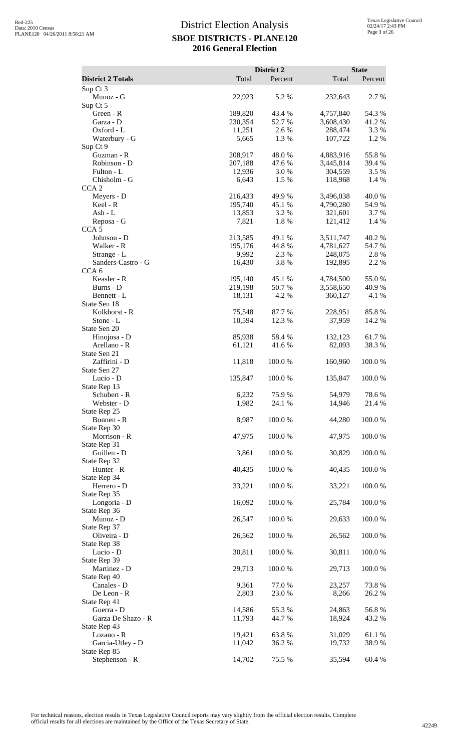# District Election Analysis

## SBOE DISTRICTS - PLANE120

## 2016 General Election

| District 2 Totals | District 2 Total | District 2 Percent | State Total | State Percent |
|---|---|---|---|---|
| Sup Ct 3 | | | | |
| Munoz - G | 22,923 | 5.2 % | 232,643 | 2.7 % |
| Sup Ct 5 | | | | |
| Green - R | 189,820 | 43.4 % | 4,757,840 | 54.3 % |
| Garza - D | 230,354 | 52.7 % | 3,608,430 | 41.2 % |
| Oxford - L | 11,251 | 2.6 % | 288,474 | 3.3 % |
| Waterbury - G | 5,665 | 1.3 % | 107,722 | 1.2 % |
| Sup Ct 9 | | | | |
| Guzman - R | 208,917 | 48.0 % | 4,883,916 | 55.8 % |
| Robinson - D | 207,188 | 47.6 % | 3,445,814 | 39.4 % |
| Fulton - L | 12,936 | 3.0 % | 304,559 | 3.5 % |
| Chisholm - G | 6,643 | 1.5 % | 118,968 | 1.4 % |
| CCA 2 | | | | |
| Meyers - D | 216,433 | 49.9 % | 3,496,038 | 40.0 % |
| Keel - R | 195,740 | 45.1 % | 4,790,280 | 54.9 % |
| Ash - L | 13,853 | 3.2 % | 321,601 | 3.7 % |
| Reposa - G | 7,821 | 1.8 % | 121,412 | 1.4 % |
| CCA 5 | | | | |
| Johnson - D | 213,585 | 49.1 % | 3,511,747 | 40.2 % |
| Walker - R | 195,176 | 44.8 % | 4,781,627 | 54.7 % |
| Strange - L | 9,992 | 2.3 % | 248,075 | 2.8 % |
| Sanders-Castro - G | 16,430 | 3.8 % | 192,895 | 2.2 % |
| CCA 6 | | | | |
| Keasler - R | 195,140 | 45.1 % | 4,784,500 | 55.0 % |
| Burns - D | 219,198 | 50.7 % | 3,558,650 | 40.9 % |
| Bennett - L | 18,131 | 4.2 % | 360,127 | 4.1 % |
| State Sen 18 | | | | |
| Kolkhorst - R | 75,548 | 87.7 % | 228,951 | 85.8 % |
| Stone - L | 10,594 | 12.3 % | 37,959 | 14.2 % |
| State Sen 20 | | | | |
| Hinojosa - D | 85,938 | 58.4 % | 132,123 | 61.7 % |
| Arellano - R | 61,121 | 41.6 % | 82,093 | 38.3 % |
| State Sen 21 | | | | |
| Zaffirini - D | 11,818 | 100.0 % | 160,960 | 100.0 % |
| State Sen 27 | | | | |
| Lucio - D | 135,847 | 100.0 % | 135,847 | 100.0 % |
| State Rep 13 | | | | |
| Schubert - R | 6,232 | 75.9 % | 54,979 | 78.6 % |
| Webster - D | 1,982 | 24.1 % | 14,946 | 21.4 % |
| State Rep 25 | | | | |
| Bonnen - R | 8,987 | 100.0 % | 44,280 | 100.0 % |
| State Rep 30 | | | | |
| Morrison - R | 47,975 | 100.0 % | 47,975 | 100.0 % |
| State Rep 31 | | | | |
| Guillen - D | 3,861 | 100.0 % | 30,829 | 100.0 % |
| State Rep 32 | | | | |
| Hunter - R | 40,435 | 100.0 % | 40,435 | 100.0 % |
| State Rep 34 | | | | |
| Herrero - D | 33,221 | 100.0 % | 33,221 | 100.0 % |
| State Rep 35 | | | | |
| Longoria - D | 16,092 | 100.0 % | 25,784 | 100.0 % |
| State Rep 36 | | | | |
| Munoz - D | 26,547 | 100.0 % | 29,633 | 100.0 % |
| State Rep 37 | | | | |
| Oliveira - D | 26,562 | 100.0 % | 26,562 | 100.0 % |
| State Rep 38 | | | | |
| Lucio - D | 30,811 | 100.0 % | 30,811 | 100.0 % |
| State Rep 39 | | | | |
| Martinez - D | 29,713 | 100.0 % | 29,713 | 100.0 % |
| State Rep 40 | | | | |
| Canales - D | 9,361 | 77.0 % | 23,257 | 73.8 % |
| De Leon - R | 2,803 | 23.0 % | 8,266 | 26.2 % |
| State Rep 41 | | | | |
| Guerra - D | 14,586 | 55.3 % | 24,863 | 56.8 % |
| Garza De Shazo - R | 11,793 | 44.7 % | 18,924 | 43.2 % |
| State Rep 43 | | | | |
| Lozano - R | 19,421 | 63.8 % | 31,029 | 61.1 % |
| Garcia-Utley - D | 11,042 | 36.2 % | 19,732 | 38.9 % |
| State Rep 85 | | | | |
| Stephenson - R | 14,702 | 75.5 % | 35,594 | 60.4 % |

For technical reasons, election results in Texas Legislative Council reports may vary slightly from the official election results. Complete official results for all elections are maintained by the Office of the Texas Secretary of State.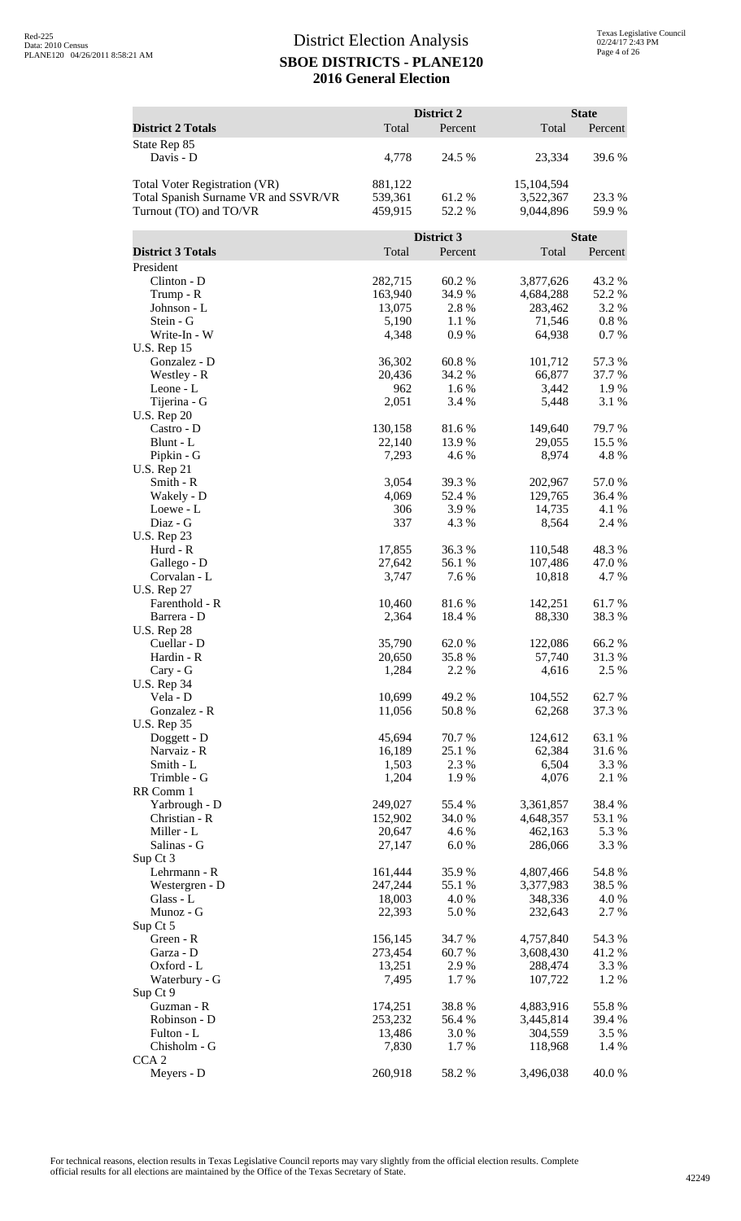# District Election Analysis

## SBOE DISTRICTS - PLANE120

## 2016 General Election

| District 2 Totals | District 2 Total | District 2 Percent | State Total | State Percent |
|---|---|---|---|---|
| State Rep 85 | | | | |
| Davis - D | 4,778 | 24.5 % | 23,334 | 39.6 % |
| | | | | |
| Total Voter Registration (VR) | 881,122 | | 15,104,594 | |
| Total Spanish Surname VR and SSVR/VR | 539,361 | 61.2 % | 3,522,367 | 23.3 % |
| Turnout (TO) and TO/VR | 459,915 | 52.2 % | 9,044,896 | 59.9 % |

| District 3 Totals | District 3 Total | District 3 Percent | State Total | State Percent |
|---|---|---|---|---|
| President | | | | |
| Clinton - D | 282,715 | 60.2 % | 3,877,626 | 43.2 % |
| Trump - R | 163,940 | 34.9 % | 4,684,288 | 52.2 % |
| Johnson - L | 13,075 | 2.8 % | 283,462 | 3.2 % |
| Stein - G | 5,190 | 1.1 % | 71,546 | 0.8 % |
| Write-In - W | 4,348 | 0.9 % | 64,938 | 0.7 % |
| U.S. Rep 15 | | | | |
| Gonzalez - D | 36,302 | 60.8 % | 101,712 | 57.3 % |
| Westley - R | 20,436 | 34.2 % | 66,877 | 37.7 % |
| Leone - L | 962 | 1.6 % | 3,442 | 1.9 % |
| Tijerina - G | 2,051 | 3.4 % | 5,448 | 3.1 % |
| U.S. Rep 20 | | | | |
| Castro - D | 130,158 | 81.6 % | 149,640 | 79.7 % |
| Blunt - L | 22,140 | 13.9 % | 29,055 | 15.5 % |
| Pipkin - G | 7,293 | 4.6 % | 8,974 | 4.8 % |
| U.S. Rep 21 | | | | |
| Smith - R | 3,054 | 39.3 % | 202,967 | 57.0 % |
| Wakely - D | 4,069 | 52.4 % | 129,765 | 36.4 % |
| Loewe - L | 306 | 3.9 % | 14,735 | 4.1 % |
| Diaz - G | 337 | 4.3 % | 8,564 | 2.4 % |
| U.S. Rep 23 | | | | |
| Hurd - R | 17,855 | 36.3 % | 110,548 | 48.3 % |
| Gallego - D | 27,642 | 56.1 % | 107,486 | 47.0 % |
| Corvalan - L | 3,747 | 7.6 % | 10,818 | 4.7 % |
| U.S. Rep 27 | | | | |
| Farenthold - R | 10,460 | 81.6 % | 142,251 | 61.7 % |
| Barrera - D | 2,364 | 18.4 % | 88,330 | 38.3 % |
| U.S. Rep 28 | | | | |
| Cuellar - D | 35,790 | 62.0 % | 122,086 | 66.2 % |
| Hardin - R | 20,650 | 35.8 % | 57,740 | 31.3 % |
| Cary - G | 1,284 | 2.2 % | 4,616 | 2.5 % |
| U.S. Rep 34 | | | | |
| Vela - D | 10,699 | 49.2 % | 104,552 | 62.7 % |
| Gonzalez - R | 11,056 | 50.8 % | 62,268 | 37.3 % |
| U.S. Rep 35 | | | | |
| Doggett - D | 45,694 | 70.7 % | 124,612 | 63.1 % |
| Narvaiz - R | 16,189 | 25.1 % | 62,384 | 31.6 % |
| Smith - L | 1,503 | 2.3 % | 6,504 | 3.3 % |
| Trimble - G | 1,204 | 1.9 % | 4,076 | 2.1 % |
| RR Comm 1 | | | | |
| Yarbrough - D | 249,027 | 55.4 % | 3,361,857 | 38.4 % |
| Christian - R | 152,902 | 34.0 % | 4,648,357 | 53.1 % |
| Miller - L | 20,647 | 4.6 % | 462,163 | 5.3 % |
| Salinas - G | 27,147 | 6.0 % | 286,066 | 3.3 % |
| Sup Ct 3 | | | | |
| Lehrmann - R | 161,444 | 35.9 % | 4,807,466 | 54.8 % |
| Westergren - D | 247,244 | 55.1 % | 3,377,983 | 38.5 % |
| Glass - L | 18,003 | 4.0 % | 348,336 | 4.0 % |
| Munoz - G | 22,393 | 5.0 % | 232,643 | 2.7 % |
| Sup Ct 5 | | | | |
| Green - R | 156,145 | 34.7 % | 4,757,840 | 54.3 % |
| Garza - D | 273,454 | 60.7 % | 3,608,430 | 41.2 % |
| Oxford - L | 13,251 | 2.9 % | 288,474 | 3.3 % |
| Waterbury - G | 7,495 | 1.7 % | 107,722 | 1.2 % |
| Sup Ct 9 | | | | |
| Guzman - R | 174,251 | 38.8 % | 4,883,916 | 55.8 % |
| Robinson - D | 253,232 | 56.4 % | 3,445,814 | 39.4 % |
| Fulton - L | 13,486 | 3.0 % | 304,559 | 3.5 % |
| Chisholm - G | 7,830 | 1.7 % | 118,968 | 1.4 % |
| CCA 2 | | | | |
| Meyers - D | 260,918 | 58.2 % | 3,496,038 | 40.0 % |

For technical reasons, election results in Texas Legislative Council reports may vary slightly from the official election results. Complete official results for all elections are maintained by the Office of the Texas Secretary of State.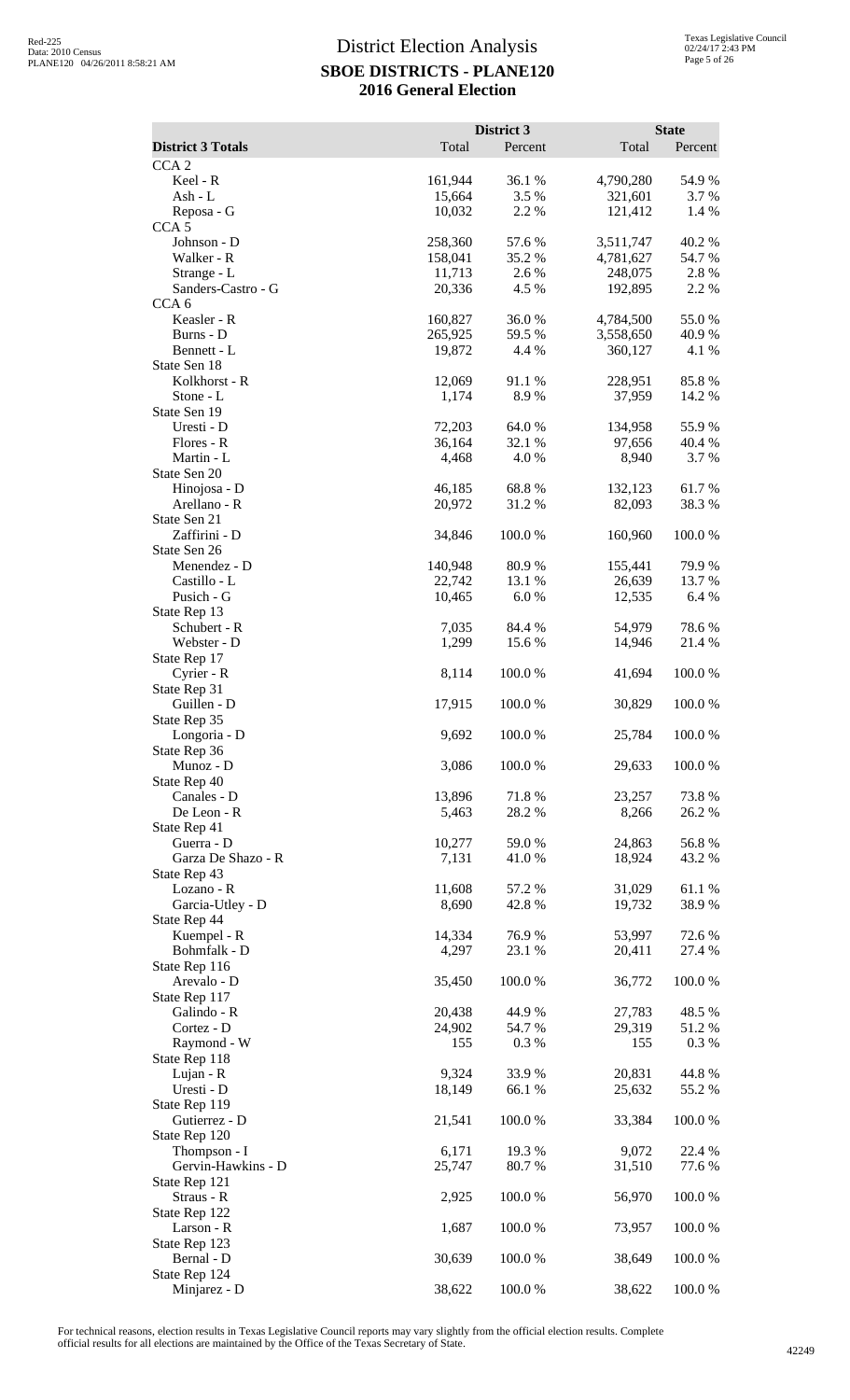# District Election Analysis

## SBOE DISTRICTS - PLANE120

## 2016 General Election

| District 3 Totals | District 3 Total | District 3 Percent | State Total | State Percent |
|---|---|---|---|---|
| CCA 2 | | | | |
| Keel - R | 161,944 | 36.1 % | 4,790,280 | 54.9 % |
| Ash - L | 15,664 | 3.5 % | 321,601 | 3.7 % |
| Reposa - G | 10,032 | 2.2 % | 121,412 | 1.4 % |
| CCA 5 | | | | |
| Johnson - D | 258,360 | 57.6 % | 3,511,747 | 40.2 % |
| Walker - R | 158,041 | 35.2 % | 4,781,627 | 54.7 % |
| Strange - L | 11,713 | 2.6 % | 248,075 | 2.8 % |
| Sanders-Castro - G | 20,336 | 4.5 % | 192,895 | 2.2 % |
| CCA 6 | | | | |
| Keasler - R | 160,827 | 36.0 % | 4,784,500 | 55.0 % |
| Burns - D | 265,925 | 59.5 % | 3,558,650 | 40.9 % |
| Bennett - L | 19,872 | 4.4 % | 360,127 | 4.1 % |
| State Sen 18 | | | | |
| Kolkhorst - R | 12,069 | 91.1 % | 228,951 | 85.8 % |
| Stone - L | 1,174 | 8.9 % | 37,959 | 14.2 % |
| State Sen 19 | | | | |
| Uresti - D | 72,203 | 64.0 % | 134,958 | 55.9 % |
| Flores - R | 36,164 | 32.1 % | 97,656 | 40.4 % |
| Martin - L | 4,468 | 4.0 % | 8,940 | 3.7 % |
| State Sen 20 | | | | |
| Hinojosa - D | 46,185 | 68.8 % | 132,123 | 61.7 % |
| Arellano - R | 20,972 | 31.2 % | 82,093 | 38.3 % |
| State Sen 21 | | | | |
| Zaffirini - D | 34,846 | 100.0 % | 160,960 | 100.0 % |
| State Sen 26 | | | | |
| Menendez - D | 140,948 | 80.9 % | 155,441 | 79.9 % |
| Castillo - L | 22,742 | 13.1 % | 26,639 | 13.7 % |
| Pusich - G | 10,465 | 6.0 % | 12,535 | 6.4 % |
| State Rep 13 | | | | |
| Schubert - R | 7,035 | 84.4 % | 54,979 | 78.6 % |
| Webster - D | 1,299 | 15.6 % | 14,946 | 21.4 % |
| State Rep 17 | | | | |
| Cyrier - R | 8,114 | 100.0 % | 41,694 | 100.0 % |
| State Rep 31 | | | | |
| Guillen - D | 17,915 | 100.0 % | 30,829 | 100.0 % |
| State Rep 35 | | | | |
| Longoria - D | 9,692 | 100.0 % | 25,784 | 100.0 % |
| State Rep 36 | | | | |
| Munoz - D | 3,086 | 100.0 % | 29,633 | 100.0 % |
| State Rep 40 | | | | |
| Canales - D | 13,896 | 71.8 % | 23,257 | 73.8 % |
| De Leon - R | 5,463 | 28.2 % | 8,266 | 26.2 % |
| State Rep 41 | | | | |
| Guerra - D | 10,277 | 59.0 % | 24,863 | 56.8 % |
| Garza De Shazo - R | 7,131 | 41.0 % | 18,924 | 43.2 % |
| State Rep 43 | | | | |
| Lozano - R | 11,608 | 57.2 % | 31,029 | 61.1 % |
| Garcia-Utley - D | 8,690 | 42.8 % | 19,732 | 38.9 % |
| State Rep 44 | | | | |
| Kuempel - R | 14,334 | 76.9 % | 53,997 | 72.6 % |
| Bohmfalk - D | 4,297 | 23.1 % | 20,411 | 27.4 % |
| State Rep 116 | | | | |
| Arevalo - D | 35,450 | 100.0 % | 36,772 | 100.0 % |
| State Rep 117 | | | | |
| Galindo - R | 20,438 | 44.9 % | 27,783 | 48.5 % |
| Cortez - D | 24,902 | 54.7 % | 29,319 | 51.2 % |
| Raymond - W | 155 | 0.3 % | 155 | 0.3 % |
| State Rep 118 | | | | |
| Lujan - R | 9,324 | 33.9 % | 20,831 | 44.8 % |
| Uresti - D | 18,149 | 66.1 % | 25,632 | 55.2 % |
| State Rep 119 | | | | |
| Gutierrez - D | 21,541 | 100.0 % | 33,384 | 100.0 % |
| State Rep 120 | | | | |
| Thompson - I | 6,171 | 19.3 % | 9,072 | 22.4 % |
| Gervin-Hawkins - D | 25,747 | 80.7 % | 31,510 | 77.6 % |
| State Rep 121 | | | | |
| Straus - R | 2,925 | 100.0 % | 56,970 | 100.0 % |
| State Rep 122 | | | | |
| Larson - R | 1,687 | 100.0 % | 73,957 | 100.0 % |
| State Rep 123 | | | | |
| Bernal - D | 30,639 | 100.0 % | 38,649 | 100.0 % |
| State Rep 124 | | | | |
| Minjarez - D | 38,622 | 100.0 % | 38,622 | 100.0 % |

For technical reasons, election results in Texas Legislative Council reports may vary slightly from the official election results. Complete official results for all elections are maintained by the Office of the Texas Secretary of State.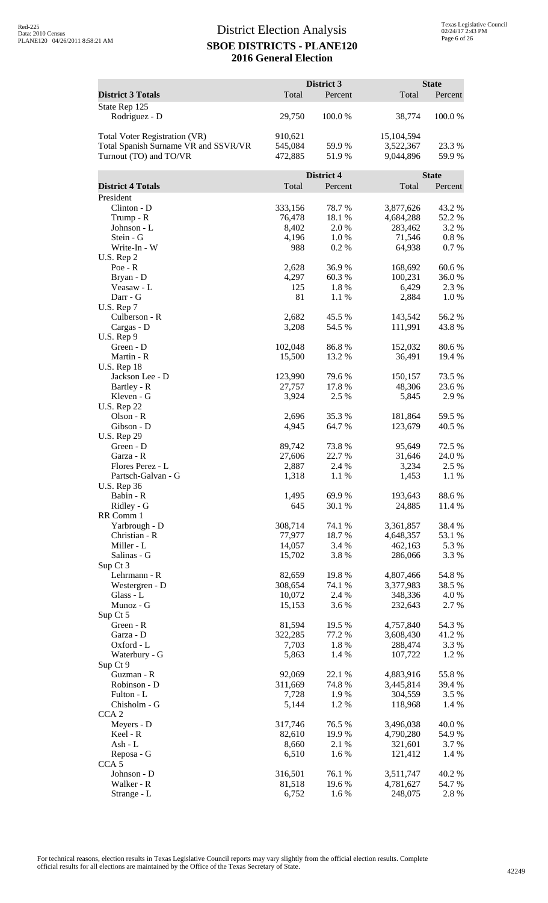# District Election Analysis

## SBOE DISTRICTS - PLANE120

## 2016 General Election

| District 3 Totals | District 3 Total | District 3 Percent | State Total | State Percent |
|---|---|---|---|---|
| State Rep 125 | | | | |
| Rodriguez - D | 29,750 | 100.0 % | 38,774 | 100.0 % |
| | | | | |
| Total Voter Registration (VR) | 910,621 | | 15,104,594 | |
| Total Spanish Surname VR and SSVR/VR | 545,084 | 59.9 % | 3,522,367 | 23.3 % |
| Turnout (TO) and TO/VR | 472,885 | 51.9 % | 9,044,896 | 59.9 % |

| District 4 Totals | District 4 Total | District 4 Percent | State Total | State Percent |
|---|---|---|---|---|
| President | | | | |
| Clinton - D | 333,156 | 78.7 % | 3,877,626 | 43.2 % |
| Trump - R | 76,478 | 18.1 % | 4,684,288 | 52.2 % |
| Johnson - L | 8,402 | 2.0 % | 283,462 | 3.2 % |
| Stein - G | 4,196 | 1.0 % | 71,546 | 0.8 % |
| Write-In - W | 988 | 0.2 % | 64,938 | 0.7 % |
| U.S. Rep 2 | | | | |
| Poe - R | 2,628 | 36.9 % | 168,692 | 60.6 % |
| Bryan - D | 4,297 | 60.3 % | 100,231 | 36.0 % |
| Veasaw - L | 125 | 1.8 % | 6,429 | 2.3 % |
| Darr - G | 81 | 1.1 % | 2,884 | 1.0 % |
| U.S. Rep 7 | | | | |
| Culberson - R | 2,682 | 45.5 % | 143,542 | 56.2 % |
| Cargas - D | 3,208 | 54.5 % | 111,991 | 43.8 % |
| U.S. Rep 9 | | | | |
| Green - D | 102,048 | 86.8 % | 152,032 | 80.6 % |
| Martin - R | 15,500 | 13.2 % | 36,491 | 19.4 % |
| U.S. Rep 18 | | | | |
| Jackson Lee - D | 123,990 | 79.6 % | 150,157 | 73.5 % |
| Bartley - R | 27,757 | 17.8 % | 48,306 | 23.6 % |
| Kleven - G | 3,924 | 2.5 % | 5,845 | 2.9 % |
| U.S. Rep 22 | | | | |
| Olson - R | 2,696 | 35.3 % | 181,864 | 59.5 % |
| Gibson - D | 4,945 | 64.7 % | 123,679 | 40.5 % |
| U.S. Rep 29 | | | | |
| Green - D | 89,742 | 73.8 % | 95,649 | 72.5 % |
| Garza - R | 27,606 | 22.7 % | 31,646 | 24.0 % |
| Flores Perez - L | 2,887 | 2.4 % | 3,234 | 2.5 % |
| Partsch-Galvan - G | 1,318 | 1.1 % | 1,453 | 1.1 % |
| U.S. Rep 36 | | | | |
| Babin - R | 1,495 | 69.9 % | 193,643 | 88.6 % |
| Ridley - G | 645 | 30.1 % | 24,885 | 11.4 % |
| RR Comm 1 | | | | |
| Yarbrough - D | 308,714 | 74.1 % | 3,361,857 | 38.4 % |
| Christian - R | 77,977 | 18.7 % | 4,648,357 | 53.1 % |
| Miller - L | 14,057 | 3.4 % | 462,163 | 5.3 % |
| Salinas - G | 15,702 | 3.8 % | 286,066 | 3.3 % |
| Sup Ct 3 | | | | |
| Lehrmann - R | 82,659 | 19.8 % | 4,807,466 | 54.8 % |
| Westergren - D | 308,654 | 74.1 % | 3,377,983 | 38.5 % |
| Glass - L | 10,072 | 2.4 % | 348,336 | 4.0 % |
| Munoz - G | 15,153 | 3.6 % | 232,643 | 2.7 % |
| Sup Ct 5 | | | | |
| Green - R | 81,594 | 19.5 % | 4,757,840 | 54.3 % |
| Garza - D | 322,285 | 77.2 % | 3,608,430 | 41.2 % |
| Oxford - L | 7,703 | 1.8 % | 288,474 | 3.3 % |
| Waterbury - G | 5,863 | 1.4 % | 107,722 | 1.2 % |
| Sup Ct 9 | | | | |
| Guzman - R | 92,069 | 22.1 % | 4,883,916 | 55.8 % |
| Robinson - D | 311,669 | 74.8 % | 3,445,814 | 39.4 % |
| Fulton - L | 7,728 | 1.9 % | 304,559 | 3.5 % |
| Chisholm - G | 5,144 | 1.2 % | 118,968 | 1.4 % |
| CCA 2 | | | | |
| Meyers - D | 317,746 | 76.5 % | 3,496,038 | 40.0 % |
| Keel - R | 82,610 | 19.9 % | 4,790,280 | 54.9 % |
| Ash - L | 8,660 | 2.1 % | 321,601 | 3.7 % |
| Reposa - G | 6,510 | 1.6 % | 121,412 | 1.4 % |
| CCA 5 | | | | |
| Johnson - D | 316,501 | 76.1 % | 3,511,747 | 40.2 % |
| Walker - R | 81,518 | 19.6 % | 4,781,627 | 54.7 % |
| Strange - L | 6,752 | 1.6 % | 248,075 | 2.8 % |

For technical reasons, election results in Texas Legislative Council reports may vary slightly from the official election results. Complete official results for all elections are maintained by the Office of the Texas Secretary of State.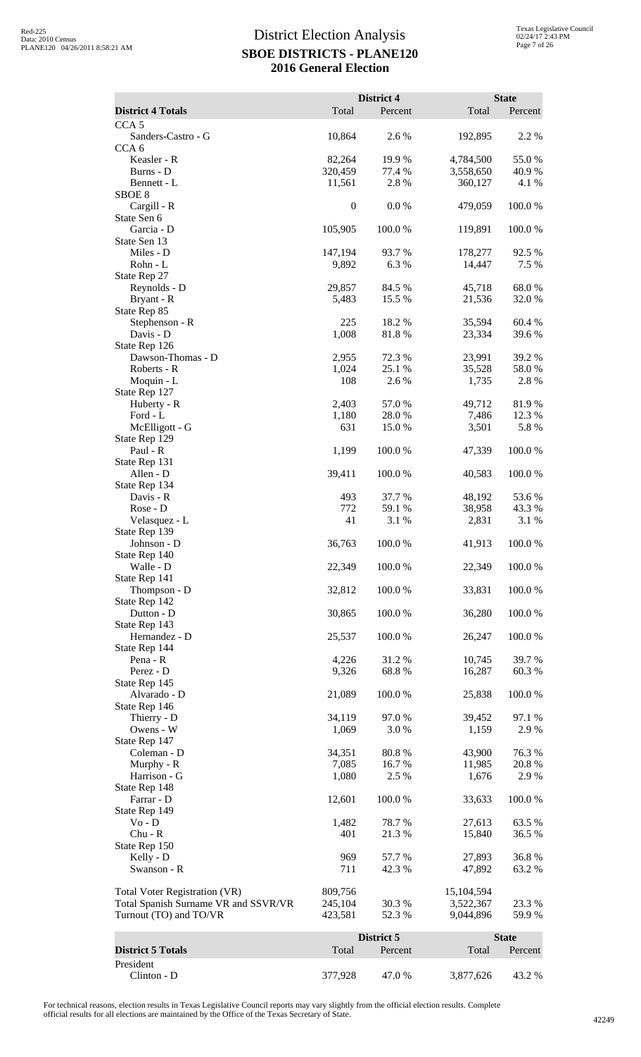# District Election Analysis

## SBOE DISTRICTS - PLANE120

## 2016 General Election

| District 4 Totals | District 4 Total | District 4 Percent | State Total | State Percent |
|---|---|---|---|---|
| CCA 5 | | | | |
| Sanders-Castro - G | 10,864 | 2.6 % | 192,895 | 2.2 % |
| CCA 6 | | | | |
| Keasler - R | 82,264 | 19.9 % | 4,784,500 | 55.0 % |
| Burns - D | 320,459 | 77.4 % | 3,558,650 | 40.9 % |
| Bennett - L | 11,561 | 2.8 % | 360,127 | 4.1 % |
| SBOE 8 | | | | |
| Cargill - R | 0 | 0.0 % | 479,059 | 100.0 % |
| State Sen 6 | | | | |
| Garcia - D | 105,905 | 100.0 % | 119,891 | 100.0 % |
| State Sen 13 | | | | |
| Miles - D | 147,194 | 93.7 % | 178,277 | 92.5 % |
| Rohn - L | 9,892 | 6.3 % | 14,447 | 7.5 % |
| State Rep 27 | | | | |
| Reynolds - D | 29,857 | 84.5 % | 45,718 | 68.0 % |
| Bryant - R | 5,483 | 15.5 % | 21,536 | 32.0 % |
| State Rep 85 | | | | |
| Stephenson - R | 225 | 18.2 % | 35,594 | 60.4 % |
| Davis - D | 1,008 | 81.8 % | 23,334 | 39.6 % |
| State Rep 126 | | | | |
| Dawson-Thomas - D | 2,955 | 72.3 % | 23,991 | 39.2 % |
| Roberts - R | 1,024 | 25.1 % | 35,528 | 58.0 % |
| Moquin - L | 108 | 2.6 % | 1,735 | 2.8 % |
| State Rep 127 | | | | |
| Huberty - R | 2,403 | 57.0 % | 49,712 | 81.9 % |
| Ford - L | 1,180 | 28.0 % | 7,486 | 12.3 % |
| McElligott - G | 631 | 15.0 % | 3,501 | 5.8 % |
| State Rep 129 | | | | |
| Paul - R | 1,199 | 100.0 % | 47,339 | 100.0 % |
| State Rep 131 | | | | |
| Allen - D | 39,411 | 100.0 % | 40,583 | 100.0 % |
| State Rep 134 | | | | |
| Davis - R | 493 | 37.7 % | 48,192 | 53.6 % |
| Rose - D | 772 | 59.1 % | 38,958 | 43.3 % |
| Velasquez - L | 41 | 3.1 % | 2,831 | 3.1 % |
| State Rep 139 | | | | |
| Johnson - D | 36,763 | 100.0 % | 41,913 | 100.0 % |
| State Rep 140 | | | | |
| Walle - D | 22,349 | 100.0 % | 22,349 | 100.0 % |
| State Rep 141 | | | | |
| Thompson - D | 32,812 | 100.0 % | 33,831 | 100.0 % |
| State Rep 142 | | | | |
| Dutton - D | 30,865 | 100.0 % | 36,280 | 100.0 % |
| State Rep 143 | | | | |
| Hernandez - D | 25,537 | 100.0 % | 26,247 | 100.0 % |
| State Rep 144 | | | | |
| Pena - R | 4,226 | 31.2 % | 10,745 | 39.7 % |
| Perez - D | 9,326 | 68.8 % | 16,287 | 60.3 % |
| State Rep 145 | | | | |
| Alvarado - D | 21,089 | 100.0 % | 25,838 | 100.0 % |
| State Rep 146 | | | | |
| Thierry - D | 34,119 | 97.0 % | 39,452 | 97.1 % |
| Owens - W | 1,069 | 3.0 % | 1,159 | 2.9 % |
| State Rep 147 | | | | |
| Coleman - D | 34,351 | 80.8 % | 43,900 | 76.3 % |
| Murphy - R | 7,085 | 16.7 % | 11,985 | 20.8 % |
| Harrison - G | 1,080 | 2.5 % | 1,676 | 2.9 % |
| State Rep 148 | | | | |
| Farrar - D | 12,601 | 100.0 % | 33,633 | 100.0 % |
| State Rep 149 | | | | |
| Vo - D | 1,482 | 78.7 % | 27,613 | 63.5 % |
| Chu - R | 401 | 21.3 % | 15,840 | 36.5 % |
| State Rep 150 | | | | |
| Kelly - D | 969 | 57.7 % | 27,893 | 36.8 % |
| Swanson - R | 711 | 42.3 % | 47,892 | 63.2 % |
| Total Voter Registration (VR) | 809,756 | | 15,104,594 | |
| Total Spanish Surname VR and SSVR/VR | 245,104 | 30.3 % | 3,522,367 | 23.3 % |
| Turnout (TO) and TO/VR | 423,581 | 52.3 % | 9,044,896 | 59.9 % |

| District 5 Totals | District 5 Total | District 5 Percent | State Total | State Percent |
|---|---|---|---|---|
| President | | | | |
| Clinton - D | 377,928 | 47.0 % | 3,877,626 | 43.2 % |

For technical reasons, election results in Texas Legislative Council reports may vary slightly from the official election results. Complete official results for all elections are maintained by the Office of the Texas Secretary of State.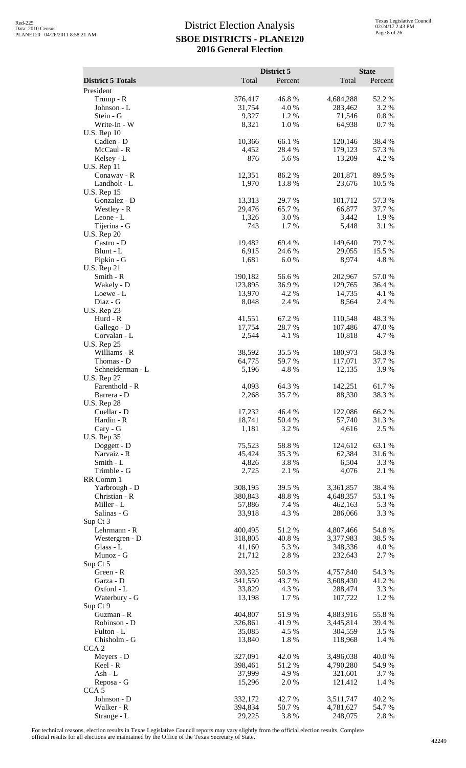# District Election Analysis
## SBOE DISTRICTS - PLANE120
## 2016 General Election

| District 5 Totals | District 5 Total | District 5 Percent | State Total | State Percent |
|---|---|---|---|---|
| President | | | | |
| Trump - R | 376,417 | 46.8 % | 4,684,288 | 52.2 % |
| Johnson - L | 31,754 | 4.0 % | 283,462 | 3.2 % |
| Stein - G | 9,327 | 1.2 % | 71,546 | 0.8 % |
| Write-In - W | 8,321 | 1.0 % | 64,938 | 0.7 % |
| U.S. Rep 10 | | | | |
| Cadien - D | 10,366 | 66.1 % | 120,146 | 38.4 % |
| McCaul - R | 4,452 | 28.4 % | 179,123 | 57.3 % |
| Kelsey - L | 876 | 5.6 % | 13,209 | 4.2 % |
| U.S. Rep 11 | | | | |
| Conaway - R | 12,351 | 86.2 % | 201,871 | 89.5 % |
| Landholt - L | 1,970 | 13.8 % | 23,676 | 10.5 % |
| U.S. Rep 15 | | | | |
| Gonzalez - D | 13,313 | 29.7 % | 101,712 | 57.3 % |
| Westley - R | 29,476 | 65.7 % | 66,877 | 37.7 % |
| Leone - L | 1,326 | 3.0 % | 3,442 | 1.9 % |
| Tijerina - G | 743 | 1.7 % | 5,448 | 3.1 % |
| U.S. Rep 20 | | | | |
| Castro - D | 19,482 | 69.4 % | 149,640 | 79.7 % |
| Blunt - L | 6,915 | 24.6 % | 29,055 | 15.5 % |
| Pipkin - G | 1,681 | 6.0 % | 8,974 | 4.8 % |
| U.S. Rep 21 | | | | |
| Smith - R | 190,182 | 56.6 % | 202,967 | 57.0 % |
| Wakely - D | 123,895 | 36.9 % | 129,765 | 36.4 % |
| Loewe - L | 13,970 | 4.2 % | 14,735 | 4.1 % |
| Diaz - G | 8,048 | 2.4 % | 8,564 | 2.4 % |
| U.S. Rep 23 | | | | |
| Hurd - R | 41,551 | 67.2 % | 110,548 | 48.3 % |
| Gallego - D | 17,754 | 28.7 % | 107,486 | 47.0 % |
| Corvalan - L | 2,544 | 4.1 % | 10,818 | 4.7 % |
| U.S. Rep 25 | | | | |
| Williams - R | 38,592 | 35.5 % | 180,973 | 58.3 % |
| Thomas - D | 64,775 | 59.7 % | 117,071 | 37.7 % |
| Schneiderman - L | 5,196 | 4.8 % | 12,135 | 3.9 % |
| U.S. Rep 27 | | | | |
| Farenthold - R | 4,093 | 64.3 % | 142,251 | 61.7 % |
| Barrera - D | 2,268 | 35.7 % | 88,330 | 38.3 % |
| U.S. Rep 28 | | | | |
| Cuellar - D | 17,232 | 46.4 % | 122,086 | 66.2 % |
| Hardin - R | 18,741 | 50.4 % | 57,740 | 31.3 % |
| Cary - G | 1,181 | 3.2 % | 4,616 | 2.5 % |
| U.S. Rep 35 | | | | |
| Doggett - D | 75,523 | 58.8 % | 124,612 | 63.1 % |
| Narvaiz - R | 45,424 | 35.3 % | 62,384 | 31.6 % |
| Smith - L | 4,826 | 3.8 % | 6,504 | 3.3 % |
| Trimble - G | 2,725 | 2.1 % | 4,076 | 2.1 % |
| RR Comm 1 | | | | |
| Yarbrough - D | 308,195 | 39.5 % | 3,361,857 | 38.4 % |
| Christian - R | 380,843 | 48.8 % | 4,648,357 | 53.1 % |
| Miller - L | 57,886 | 7.4 % | 462,163 | 5.3 % |
| Salinas - G | 33,918 | 4.3 % | 286,066 | 3.3 % |
| Sup Ct 3 | | | | |
| Lehrmann - R | 400,495 | 51.2 % | 4,807,466 | 54.8 % |
| Westergren - D | 318,805 | 40.8 % | 3,377,983 | 38.5 % |
| Glass - L | 41,160 | 5.3 % | 348,336 | 4.0 % |
| Munoz - G | 21,712 | 2.8 % | 232,643 | 2.7 % |
| Sup Ct 5 | | | | |
| Green - R | 393,325 | 50.3 % | 4,757,840 | 54.3 % |
| Garza - D | 341,550 | 43.7 % | 3,608,430 | 41.2 % |
| Oxford - L | 33,829 | 4.3 % | 288,474 | 3.3 % |
| Waterbury - G | 13,198 | 1.7 % | 107,722 | 1.2 % |
| Sup Ct 9 | | | | |
| Guzman - R | 404,807 | 51.9 % | 4,883,916 | 55.8 % |
| Robinson - D | 326,861 | 41.9 % | 3,445,814 | 39.4 % |
| Fulton - L | 35,085 | 4.5 % | 304,559 | 3.5 % |
| Chisholm - G | 13,840 | 1.8 % | 118,968 | 1.4 % |
| CCA 2 | | | | |
| Meyers - D | 327,091 | 42.0 % | 3,496,038 | 40.0 % |
| Keel - R | 398,461 | 51.2 % | 4,790,280 | 54.9 % |
| Ash - L | 37,999 | 4.9 % | 321,601 | 3.7 % |
| Reposa - G | 15,296 | 2.0 % | 121,412 | 1.4 % |
| CCA 5 | | | | |
| Johnson - D | 332,172 | 42.7 % | 3,511,747 | 40.2 % |
| Walker - R | 394,834 | 50.7 % | 4,781,627 | 54.7 % |
| Strange - L | 29,225 | 3.8 % | 248,075 | 2.8 % |

For technical reasons, election results in Texas Legislative Council reports may vary slightly from the official election results. Complete official results for all elections are maintained by the Office of the Texas Secretary of State.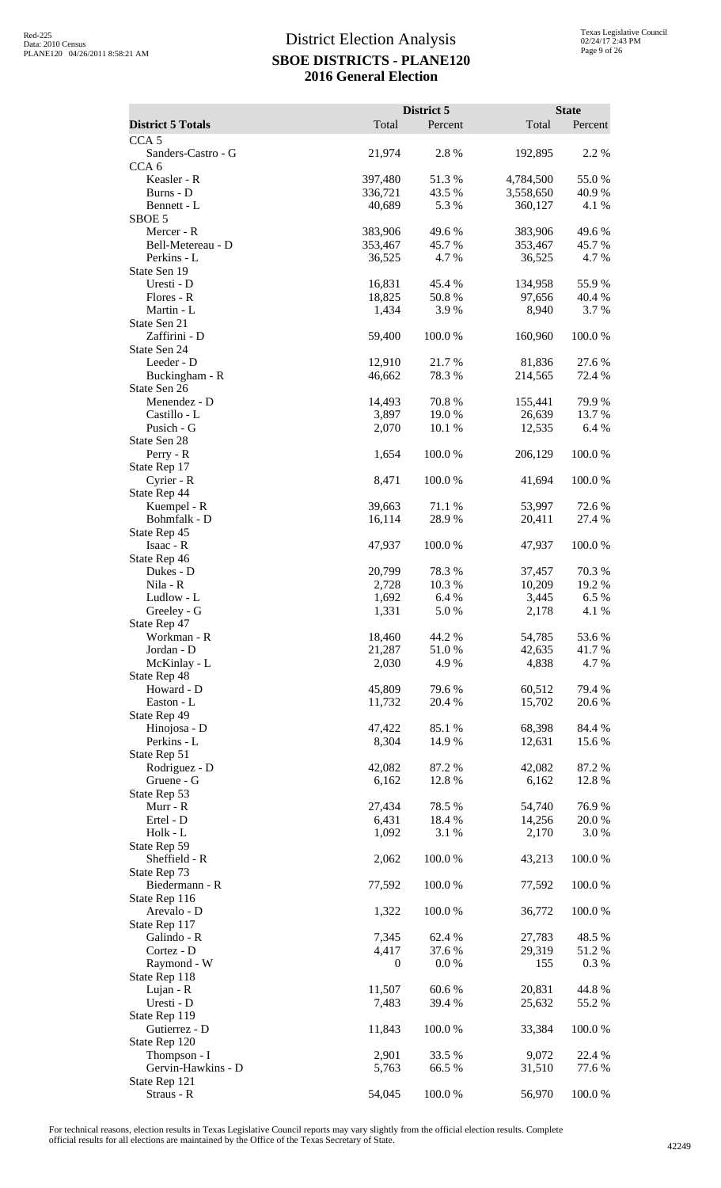# District Election Analysis
## SBOE DISTRICTS - PLANE120
## 2016 General Election

| District 5 Totals | District 5 Total | District 5 Percent | State Total | State Percent |
|---|---|---|---|---|
| CCA 5 | | | | |
| Sanders-Castro - G | 21,974 | 2.8 % | 192,895 | 2.2 % |
| CCA 6 | | | | |
| Keasler - R | 397,480 | 51.3 % | 4,784,500 | 55.0 % |
| Burns - D | 336,721 | 43.5 % | 3,558,650 | 40.9 % |
| Bennett - L | 40,689 | 5.3 % | 360,127 | 4.1 % |
| SBOE 5 | | | | |
| Mercer - R | 383,906 | 49.6 % | 383,906 | 49.6 % |
| Bell-Metereau - D | 353,467 | 45.7 % | 353,467 | 45.7 % |
| Perkins - L | 36,525 | 4.7 % | 36,525 | 4.7 % |
| State Sen 19 | | | | |
| Uresti - D | 16,831 | 45.4 % | 134,958 | 55.9 % |
| Flores - R | 18,825 | 50.8 % | 97,656 | 40.4 % |
| Martin - L | 1,434 | 3.9 % | 8,940 | 3.7 % |
| State Sen 21 | | | | |
| Zaffirini - D | 59,400 | 100.0 % | 160,960 | 100.0 % |
| State Sen 24 | | | | |
| Leeder - D | 12,910 | 21.7 % | 81,836 | 27.6 % |
| Buckingham - R | 46,662 | 78.3 % | 214,565 | 72.4 % |
| State Sen 26 | | | | |
| Menendez - D | 14,493 | 70.8 % | 155,441 | 79.9 % |
| Castillo - L | 3,897 | 19.0 % | 26,639 | 13.7 % |
| Pusich - G | 2,070 | 10.1 % | 12,535 | 6.4 % |
| State Sen 28 | | | | |
| Perry - R | 1,654 | 100.0 % | 206,129 | 100.0 % |
| State Rep 17 | | | | |
| Cyrier - R | 8,471 | 100.0 % | 41,694 | 100.0 % |
| State Rep 44 | | | | |
| Kuempel - R | 39,663 | 71.1 % | 53,997 | 72.6 % |
| Bohmfalk - D | 16,114 | 28.9 % | 20,411 | 27.4 % |
| State Rep 45 | | | | |
| Isaac - R | 47,937 | 100.0 % | 47,937 | 100.0 % |
| State Rep 46 | | | | |
| Dukes - D | 20,799 | 78.3 % | 37,457 | 70.3 % |
| Nila - R | 2,728 | 10.3 % | 10,209 | 19.2 % |
| Ludlow - L | 1,692 | 6.4 % | 3,445 | 6.5 % |
| Greeley - G | 1,331 | 5.0 % | 2,178 | 4.1 % |
| State Rep 47 | | | | |
| Workman - R | 18,460 | 44.2 % | 54,785 | 53.6 % |
| Jordan - D | 21,287 | 51.0 % | 42,635 | 41.7 % |
| McKinlay - L | 2,030 | 4.9 % | 4,838 | 4.7 % |
| State Rep 48 | | | | |
| Howard - D | 45,809 | 79.6 % | 60,512 | 79.4 % |
| Easton - L | 11,732 | 20.4 % | 15,702 | 20.6 % |
| State Rep 49 | | | | |
| Hinojosa - D | 47,422 | 85.1 % | 68,398 | 84.4 % |
| Perkins - L | 8,304 | 14.9 % | 12,631 | 15.6 % |
| State Rep 51 | | | | |
| Rodriguez - D | 42,082 | 87.2 % | 42,082 | 87.2 % |
| Gruene - G | 6,162 | 12.8 % | 6,162 | 12.8 % |
| State Rep 53 | | | | |
| Murr - R | 27,434 | 78.5 % | 54,740 | 76.9 % |
| Ertel - D | 6,431 | 18.4 % | 14,256 | 20.0 % |
| Holk - L | 1,092 | 3.1 % | 2,170 | 3.0 % |
| State Rep 59 | | | | |
| Sheffield - R | 2,062 | 100.0 % | 43,213 | 100.0 % |
| State Rep 73 | | | | |
| Biedermann - R | 77,592 | 100.0 % | 77,592 | 100.0 % |
| State Rep 116 | | | | |
| Arevalo - D | 1,322 | 100.0 % | 36,772 | 100.0 % |
| State Rep 117 | | | | |
| Galindo - R | 7,345 | 62.4 % | 27,783 | 48.5 % |
| Cortez - D | 4,417 | 37.6 % | 29,319 | 51.2 % |
| Raymond - W | 0 | 0.0 % | 155 | 0.3 % |
| State Rep 118 | | | | |
| Lujan - R | 11,507 | 60.6 % | 20,831 | 44.8 % |
| Uresti - D | 7,483 | 39.4 % | 25,632 | 55.2 % |
| State Rep 119 | | | | |
| Gutierrez - D | 11,843 | 100.0 % | 33,384 | 100.0 % |
| State Rep 120 | | | | |
| Thompson - I | 2,901 | 33.5 % | 9,072 | 22.4 % |
| Gervin-Hawkins - D | 5,763 | 66.5 % | 31,510 | 77.6 % |
| State Rep 121 | | | | |
| Straus - R | 54,045 | 100.0 % | 56,970 | 100.0 % |

For technical reasons, election results in Texas Legislative Council reports may vary slightly from the official election results. Complete official results for all elections are maintained by the Office of the Texas Secretary of State.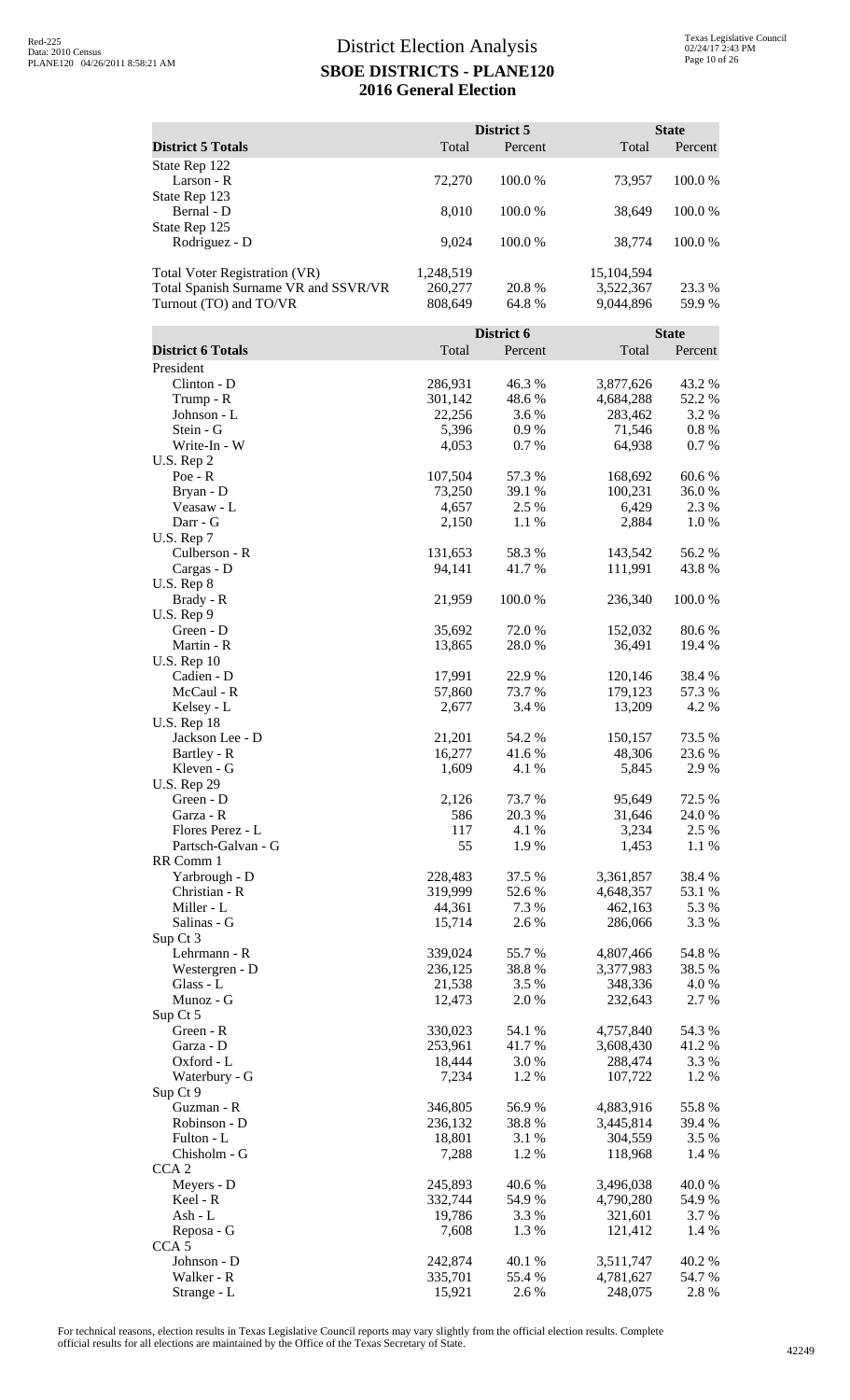# District Election Analysis

## SBOE DISTRICTS - PLANE120

## 2016 General Election

| District 5 Totals | District 5 Total | District 5 Percent | State Total | State Percent |
|---|---|---|---|---|
| State Rep 122 | | | | |
| Larson - R | 72,270 | 100.0 % | 73,957 | 100.0 % |
| State Rep 123 | | | | |
| Bernal - D | 8,010 | 100.0 % | 38,649 | 100.0 % |
| State Rep 125 | | | | |
| Rodriguez - D | 9,024 | 100.0 % | 38,774 | 100.0 % |
| Total Voter Registration (VR) | 1,248,519 | | 15,104,594 | |
| Total Spanish Surname VR and SSVR/VR | 260,277 | 20.8 % | 3,522,367 | 23.3 % |
| Turnout (TO) and TO/VR | 808,649 | 64.8 % | 9,044,896 | 59.9 % |

| District 6 Totals | District 6 Total | District 6 Percent | State Total | State Percent |
|---|---|---|---|---|
| President | | | | |
| Clinton - D | 286,931 | 46.3 % | 3,877,626 | 43.2 % |
| Trump - R | 301,142 | 48.6 % | 4,684,288 | 52.2 % |
| Johnson - L | 22,256 | 3.6 % | 283,462 | 3.2 % |
| Stein - G | 5,396 | 0.9 % | 71,546 | 0.8 % |
| Write-In - W | 4,053 | 0.7 % | 64,938 | 0.7 % |
| U.S. Rep 2 | | | | |
| Poe - R | 107,504 | 57.3 % | 168,692 | 60.6 % |
| Bryan - D | 73,250 | 39.1 % | 100,231 | 36.0 % |
| Veasaw - L | 4,657 | 2.5 % | 6,429 | 2.3 % |
| Darr - G | 2,150 | 1.1 % | 2,884 | 1.0 % |
| U.S. Rep 7 | | | | |
| Culberson - R | 131,653 | 58.3 % | 143,542 | 56.2 % |
| Cargas - D | 94,141 | 41.7 % | 111,991 | 43.8 % |
| U.S. Rep 8 | | | | |
| Brady - R | 21,959 | 100.0 % | 236,340 | 100.0 % |
| U.S. Rep 9 | | | | |
| Green - D | 35,692 | 72.0 % | 152,032 | 80.6 % |
| Martin - R | 13,865 | 28.0 % | 36,491 | 19.4 % |
| U.S. Rep 10 | | | | |
| Cadien - D | 17,991 | 22.9 % | 120,146 | 38.4 % |
| McCaul - R | 57,860 | 73.7 % | 179,123 | 57.3 % |
| Kelsey - L | 2,677 | 3.4 % | 13,209 | 4.2 % |
| U.S. Rep 18 | | | | |
| Jackson Lee - D | 21,201 | 54.2 % | 150,157 | 73.5 % |
| Bartley - R | 16,277 | 41.6 % | 48,306 | 23.6 % |
| Kleven - G | 1,609 | 4.1 % | 5,845 | 2.9 % |
| U.S. Rep 29 | | | | |
| Green - D | 2,126 | 73.7 % | 95,649 | 72.5 % |
| Garza - R | 586 | 20.3 % | 31,646 | 24.0 % |
| Flores Perez - L | 117 | 4.1 % | 3,234 | 2.5 % |
| Partsch-Galvan - G | 55 | 1.9 % | 1,453 | 1.1 % |
| RR Comm 1 | | | | |
| Yarbrough - D | 228,483 | 37.5 % | 3,361,857 | 38.4 % |
| Christian - R | 319,999 | 52.6 % | 4,648,357 | 53.1 % |
| Miller - L | 44,361 | 7.3 % | 462,163 | 5.3 % |
| Salinas - G | 15,714 | 2.6 % | 286,066 | 3.3 % |
| Sup Ct 3 | | | | |
| Lehrmann - R | 339,024 | 55.7 % | 4,807,466 | 54.8 % |
| Westergren - D | 236,125 | 38.8 % | 3,377,983 | 38.5 % |
| Glass - L | 21,538 | 3.5 % | 348,336 | 4.0 % |
| Munoz - G | 12,473 | 2.0 % | 232,643 | 2.7 % |
| Sup Ct 5 | | | | |
| Green - R | 330,023 | 54.1 % | 4,757,840 | 54.3 % |
| Garza - D | 253,961 | 41.7 % | 3,608,430 | 41.2 % |
| Oxford - L | 18,444 | 3.0 % | 288,474 | 3.3 % |
| Waterbury - G | 7,234 | 1.2 % | 107,722 | 1.2 % |
| Sup Ct 9 | | | | |
| Guzman - R | 346,805 | 56.9 % | 4,883,916 | 55.8 % |
| Robinson - D | 236,132 | 38.8 % | 3,445,814 | 39.4 % |
| Fulton - L | 18,801 | 3.1 % | 304,559 | 3.5 % |
| Chisholm - G | 7,288 | 1.2 % | 118,968 | 1.4 % |
| CCA 2 | | | | |
| Meyers - D | 245,893 | 40.6 % | 3,496,038 | 40.0 % |
| Keel - R | 332,744 | 54.9 % | 4,790,280 | 54.9 % |
| Ash - L | 19,786 | 3.3 % | 321,601 | 3.7 % |
| Reposa - G | 7,608 | 1.3 % | 121,412 | 1.4 % |
| CCA 5 | | | | |
| Johnson - D | 242,874 | 40.1 % | 3,511,747 | 40.2 % |
| Walker - R | 335,701 | 55.4 % | 4,781,627 | 54.7 % |
| Strange - L | 15,921 | 2.6 % | 248,075 | 2.8 % |

For technical reasons, election results in Texas Legislative Council reports may vary slightly from the official election results. Complete official results for all elections are maintained by the Office of the Texas Secretary of State.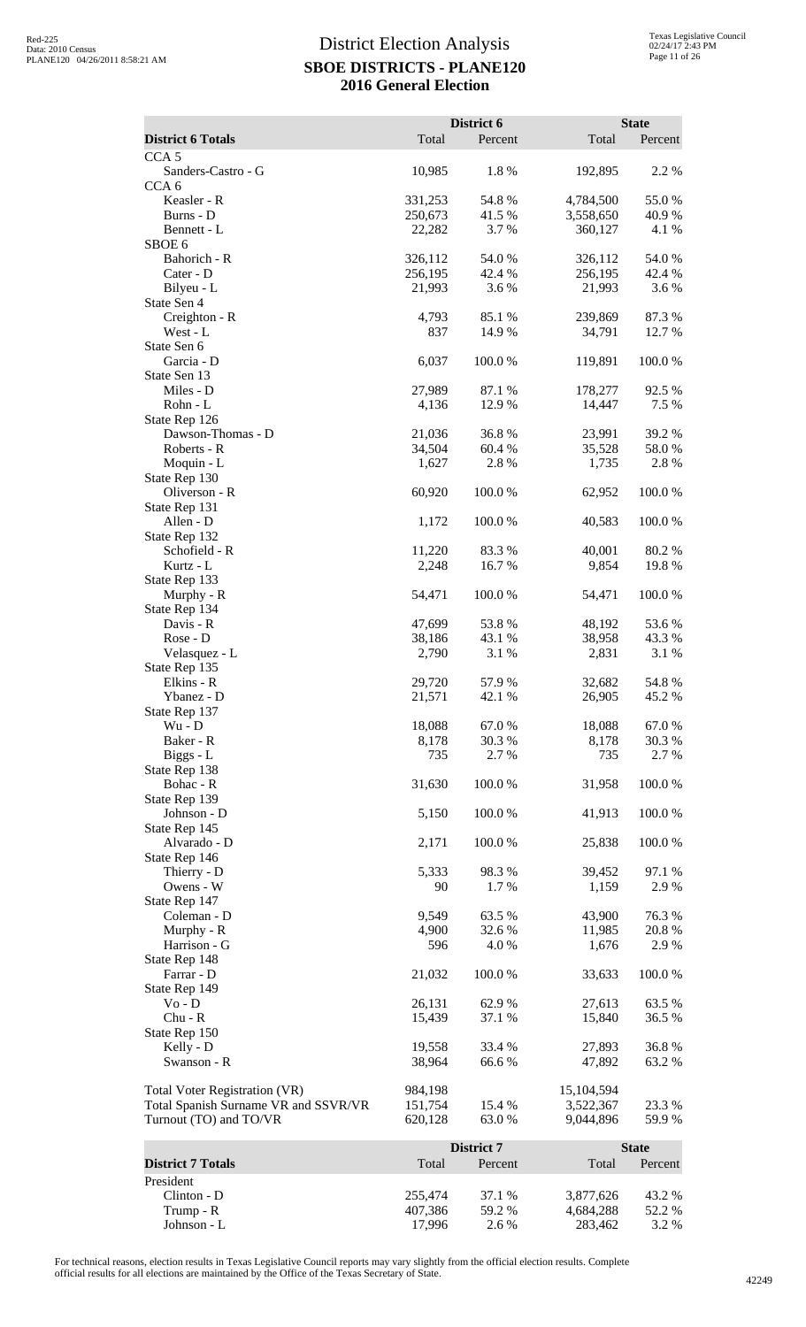# District Election Analysis

## SBOE DISTRICTS - PLANE120

## 2016 General Election

| District 6 Totals | District 6 Total | District 6 Percent | State Total | State Percent |
|---|---|---|---|---|
| CCA 5 | | | | |
| Sanders-Castro - G | 10,985 | 1.8 % | 192,895 | 2.2 % |
| CCA 6 | | | | |
| Keasler - R | 331,253 | 54.8 % | 4,784,500 | 55.0 % |
| Burns - D | 250,673 | 41.5 % | 3,558,650 | 40.9 % |
| Bennett - L | 22,282 | 3.7 % | 360,127 | 4.1 % |
| SBOE 6 | | | | |
| Bahorich - R | 326,112 | 54.0 % | 326,112 | 54.0 % |
| Cater - D | 256,195 | 42.4 % | 256,195 | 42.4 % |
| Bilyeu - L | 21,993 | 3.6 % | 21,993 | 3.6 % |
| State Sen 4 | | | | |
| Creighton - R | 4,793 | 85.1 % | 239,869 | 87.3 % |
| West - L | 837 | 14.9 % | 34,791 | 12.7 % |
| State Sen 6 | | | | |
| Garcia - D | 6,037 | 100.0 % | 119,891 | 100.0 % |
| State Sen 13 | | | | |
| Miles - D | 27,989 | 87.1 % | 178,277 | 92.5 % |
| Rohn - L | 4,136 | 12.9 % | 14,447 | 7.5 % |
| State Rep 126 | | | | |
| Dawson-Thomas - D | 21,036 | 36.8 % | 23,991 | 39.2 % |
| Roberts - R | 34,504 | 60.4 % | 35,528 | 58.0 % |
| Moquin - L | 1,627 | 2.8 % | 1,735 | 2.8 % |
| State Rep 130 | | | | |
| Oliverson - R | 60,920 | 100.0 % | 62,952 | 100.0 % |
| State Rep 131 | | | | |
| Allen - D | 1,172 | 100.0 % | 40,583 | 100.0 % |
| State Rep 132 | | | | |
| Schofield - R | 11,220 | 83.3 % | 40,001 | 80.2 % |
| Kurtz - L | 2,248 | 16.7 % | 9,854 | 19.8 % |
| State Rep 133 | | | | |
| Murphy - R | 54,471 | 100.0 % | 54,471 | 100.0 % |
| State Rep 134 | | | | |
| Davis - R | 47,699 | 53.8 % | 48,192 | 53.6 % |
| Rose - D | 38,186 | 43.1 % | 38,958 | 43.3 % |
| Velasquez - L | 2,790 | 3.1 % | 2,831 | 3.1 % |
| State Rep 135 | | | | |
| Elkins - R | 29,720 | 57.9 % | 32,682 | 54.8 % |
| Ybanez - D | 21,571 | 42.1 % | 26,905 | 45.2 % |
| State Rep 137 | | | | |
| Wu - D | 18,088 | 67.0 % | 18,088 | 67.0 % |
| Baker - R | 8,178 | 30.3 % | 8,178 | 30.3 % |
| Biggs - L | 735 | 2.7 % | 735 | 2.7 % |
| State Rep 138 | | | | |
| Bohac - R | 31,630 | 100.0 % | 31,958 | 100.0 % |
| State Rep 139 | | | | |
| Johnson - D | 5,150 | 100.0 % | 41,913 | 100.0 % |
| State Rep 145 | | | | |
| Alvarado - D | 2,171 | 100.0 % | 25,838 | 100.0 % |
| State Rep 146 | | | | |
| Thierry - D | 5,333 | 98.3 % | 39,452 | 97.1 % |
| Owens - W | 90 | 1.7 % | 1,159 | 2.9 % |
| State Rep 147 | | | | |
| Coleman - D | 9,549 | 63.5 % | 43,900 | 76.3 % |
| Murphy - R | 4,900 | 32.6 % | 11,985 | 20.8 % |
| Harrison - G | 596 | 4.0 % | 1,676 | 2.9 % |
| State Rep 148 | | | | |
| Farrar - D | 21,032 | 100.0 % | 33,633 | 100.0 % |
| State Rep 149 | | | | |
| Vo - D | 26,131 | 62.9 % | 27,613 | 63.5 % |
| Chu - R | 15,439 | 37.1 % | 15,840 | 36.5 % |
| State Rep 150 | | | | |
| Kelly - D | 19,558 | 33.4 % | 27,893 | 36.8 % |
| Swanson - R | 38,964 | 66.6 % | 47,892 | 63.2 % |
| | | | | |
| Total Voter Registration (VR) | 984,198 | | 15,104,594 | |
| Total Spanish Surname VR and SSVR/VR | 151,754 | 15.4 % | 3,522,367 | 23.3 % |
| Turnout (TO) and TO/VR | 620,128 | 63.0 % | 9,044,896 | 59.9 % |

| District 7 Totals | District 7 Total | District 7 Percent | State Total | State Percent |
|---|---|---|---|---|
| President | | | | |
| Clinton - D | 255,474 | 37.1 % | 3,877,626 | 43.2 % |
| Trump - R | 407,386 | 59.2 % | 4,684,288 | 52.2 % |
| Johnson - L | 17,996 | 2.6 % | 283,462 | 3.2 % |

For technical reasons, election results in Texas Legislative Council reports may vary slightly from the official election results. Complete official results for all elections are maintained by the Office of the Texas Secretary of State.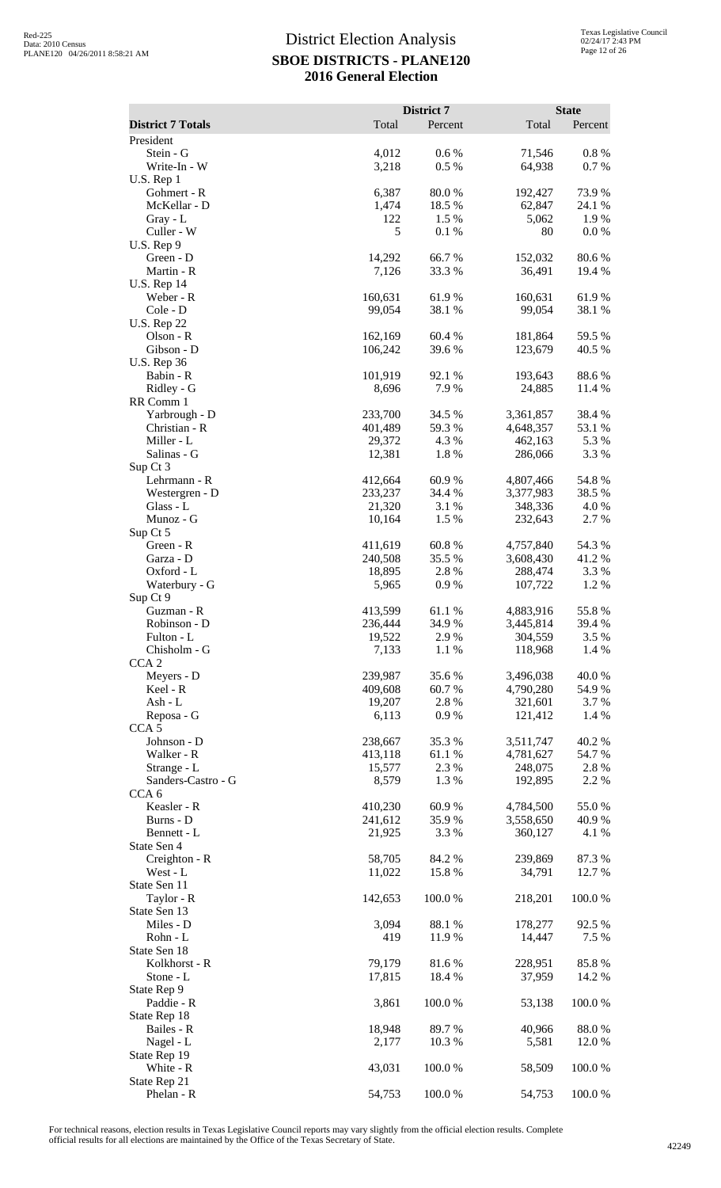# District Election Analysis

## SBOE DISTRICTS - PLANE120

## 2016 General Election

| District 7 Totals | District 7 Total | District 7 Percent | State Total | State Percent |
|---|---|---|---|---|
| President | | | | |
| Stein - G | 4,012 | 0.6 % | 71,546 | 0.8 % |
| Write-In - W | 3,218 | 0.5 % | 64,938 | 0.7 % |
| U.S. Rep 1 | | | | |
| Gohmert - R | 6,387 | 80.0 % | 192,427 | 73.9 % |
| McKellar - D | 1,474 | 18.5 % | 62,847 | 24.1 % |
| Gray - L | 122 | 1.5 % | 5,062 | 1.9 % |
| Culler - W | 5 | 0.1 % | 80 | 0.0 % |
| U.S. Rep 9 | | | | |
| Green - D | 14,292 | 66.7 % | 152,032 | 80.6 % |
| Martin - R | 7,126 | 33.3 % | 36,491 | 19.4 % |
| U.S. Rep 14 | | | | |
| Weber - R | 160,631 | 61.9 % | 160,631 | 61.9 % |
| Cole - D | 99,054 | 38.1 % | 99,054 | 38.1 % |
| U.S. Rep 22 | | | | |
| Olson - R | 162,169 | 60.4 % | 181,864 | 59.5 % |
| Gibson - D | 106,242 | 39.6 % | 123,679 | 40.5 % |
| U.S. Rep 36 | | | | |
| Babin - R | 101,919 | 92.1 % | 193,643 | 88.6 % |
| Ridley - G | 8,696 | 7.9 % | 24,885 | 11.4 % |
| RR Comm 1 | | | | |
| Yarbrough - D | 233,700 | 34.5 % | 3,361,857 | 38.4 % |
| Christian - R | 401,489 | 59.3 % | 4,648,357 | 53.1 % |
| Miller - L | 29,372 | 4.3 % | 462,163 | 5.3 % |
| Salinas - G | 12,381 | 1.8 % | 286,066 | 3.3 % |
| Sup Ct 3 | | | | |
| Lehrmann - R | 412,664 | 60.9 % | 4,807,466 | 54.8 % |
| Westergren - D | 233,237 | 34.4 % | 3,377,983 | 38.5 % |
| Glass - L | 21,320 | 3.1 % | 348,336 | 4.0 % |
| Munoz - G | 10,164 | 1.5 % | 232,643 | 2.7 % |
| Sup Ct 5 | | | | |
| Green - R | 411,619 | 60.8 % | 4,757,840 | 54.3 % |
| Garza - D | 240,508 | 35.5 % | 3,608,430 | 41.2 % |
| Oxford - L | 18,895 | 2.8 % | 288,474 | 3.3 % |
| Waterbury - G | 5,965 | 0.9 % | 107,722 | 1.2 % |
| Sup Ct 9 | | | | |
| Guzman - R | 413,599 | 61.1 % | 4,883,916 | 55.8 % |
| Robinson - D | 236,444 | 34.9 % | 3,445,814 | 39.4 % |
| Fulton - L | 19,522 | 2.9 % | 304,559 | 3.5 % |
| Chisholm - G | 7,133 | 1.1 % | 118,968 | 1.4 % |
| CCA 2 | | | | |
| Meyers - D | 239,987 | 35.6 % | 3,496,038 | 40.0 % |
| Keel - R | 409,608 | 60.7 % | 4,790,280 | 54.9 % |
| Ash - L | 19,207 | 2.8 % | 321,601 | 3.7 % |
| Reposa - G | 6,113 | 0.9 % | 121,412 | 1.4 % |
| CCA 5 | | | | |
| Johnson - D | 238,667 | 35.3 % | 3,511,747 | 40.2 % |
| Walker - R | 413,118 | 61.1 % | 4,781,627 | 54.7 % |
| Strange - L | 15,577 | 2.3 % | 248,075 | 2.8 % |
| Sanders-Castro - G | 8,579 | 1.3 % | 192,895 | 2.2 % |
| CCA 6 | | | | |
| Keasler - R | 410,230 | 60.9 % | 4,784,500 | 55.0 % |
| Burns - D | 241,612 | 35.9 % | 3,558,650 | 40.9 % |
| Bennett - L | 21,925 | 3.3 % | 360,127 | 4.1 % |
| State Sen 4 | | | | |
| Creighton - R | 58,705 | 84.2 % | 239,869 | 87.3 % |
| West - L | 11,022 | 15.8 % | 34,791 | 12.7 % |
| State Sen 11 | | | | |
| Taylor - R | 142,653 | 100.0 % | 218,201 | 100.0 % |
| State Sen 13 | | | | |
| Miles - D | 3,094 | 88.1 % | 178,277 | 92.5 % |
| Rohn - L | 419 | 11.9 % | 14,447 | 7.5 % |
| State Sen 18 | | | | |
| Kolkhorst - R | 79,179 | 81.6 % | 228,951 | 85.8 % |
| Stone - L | 17,815 | 18.4 % | 37,959 | 14.2 % |
| State Rep 9 | | | | |
| Paddie - R | 3,861 | 100.0 % | 53,138 | 100.0 % |
| State Rep 18 | | | | |
| Bailes - R | 18,948 | 89.7 % | 40,966 | 88.0 % |
| Nagel - L | 2,177 | 10.3 % | 5,581 | 12.0 % |
| State Rep 19 | | | | |
| White - R | 43,031 | 100.0 % | 58,509 | 100.0 % |
| State Rep 21 | | | | |
| Phelan - R | 54,753 | 100.0 % | 54,753 | 100.0 % |

For technical reasons, election results in Texas Legislative Council reports may vary slightly from the official election results. Complete official results for all elections are maintained by the Office of the Texas Secretary of State.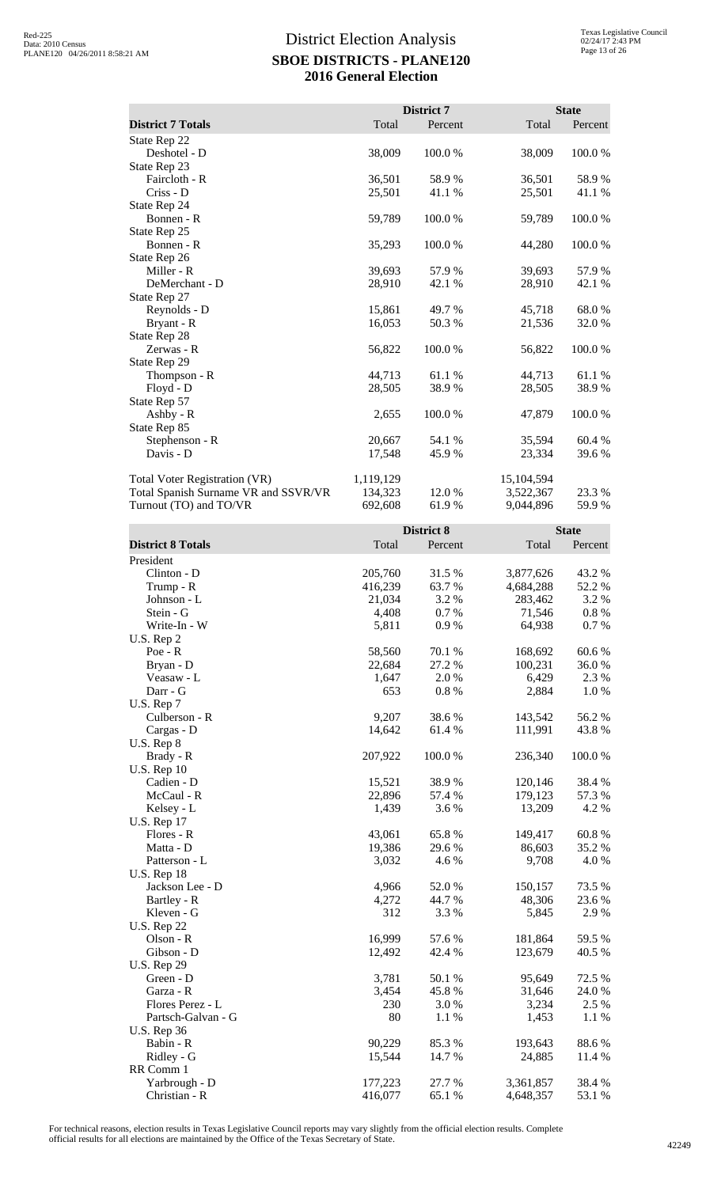# District Election Analysis

## SBOE DISTRICTS - PLANE120

## 2016 General Election

| District 7 Totals | District 7 Total | District 7 Percent | State Total | State Percent |
|---|---|---|---|---|
| State Rep 22 | | | | |
| Deshotel - D | 38,009 | 100.0 % | 38,009 | 100.0 % |
| State Rep 23 | | | | |
| Faircloth - R | 36,501 | 58.9 % | 36,501 | 58.9 % |
| Criss - D | 25,501 | 41.1 % | 25,501 | 41.1 % |
| State Rep 24 | | | | |
| Bonnen - R | 59,789 | 100.0 % | 59,789 | 100.0 % |
| State Rep 25 | | | | |
| Bonnen - R | 35,293 | 100.0 % | 44,280 | 100.0 % |
| State Rep 26 | | | | |
| Miller - R | 39,693 | 57.9 % | 39,693 | 57.9 % |
| DeMerchant - D | 28,910 | 42.1 % | 28,910 | 42.1 % |
| State Rep 27 | | | | |
| Reynolds - D | 15,861 | 49.7 % | 45,718 | 68.0 % |
| Bryant - R | 16,053 | 50.3 % | 21,536 | 32.0 % |
| State Rep 28 | | | | |
| Zerwas - R | 56,822 | 100.0 % | 56,822 | 100.0 % |
| State Rep 29 | | | | |
| Thompson - R | 44,713 | 61.1 % | 44,713 | 61.1 % |
| Floyd - D | 28,505 | 38.9 % | 28,505 | 38.9 % |
| State Rep 57 | | | | |
| Ashby - R | 2,655 | 100.0 % | 47,879 | 100.0 % |
| State Rep 85 | | | | |
| Stephenson - R | 20,667 | 54.1 % | 35,594 | 60.4 % |
| Davis - D | 17,548 | 45.9 % | 23,334 | 39.6 % |
| | | | | |
| Total Voter Registration (VR) | 1,119,129 | | 15,104,594 | |
| Total Spanish Surname VR and SSVR/VR | 134,323 | 12.0 % | 3,522,367 | 23.3 % |
| Turnout (TO) and TO/VR | 692,608 | 61.9 % | 9,044,896 | 59.9 % |

| District 8 Totals | District 8 Total | District 8 Percent | State Total | State Percent |
|---|---|---|---|---|
| President | | | | |
| Clinton - D | 205,760 | 31.5 % | 3,877,626 | 43.2 % |
| Trump - R | 416,239 | 63.7 % | 4,684,288 | 52.2 % |
| Johnson - L | 21,034 | 3.2 % | 283,462 | 3.2 % |
| Stein - G | 4,408 | 0.7 % | 71,546 | 0.8 % |
| Write-In - W | 5,811 | 0.9 % | 64,938 | 0.7 % |
| U.S. Rep 2 | | | | |
| Poe - R | 58,560 | 70.1 % | 168,692 | 60.6 % |
| Bryan - D | 22,684 | 27.2 % | 100,231 | 36.0 % |
| Veasaw - L | 1,647 | 2.0 % | 6,429 | 2.3 % |
| Darr - G | 653 | 0.8 % | 2,884 | 1.0 % |
| U.S. Rep 7 | | | | |
| Culberson - R | 9,207 | 38.6 % | 143,542 | 56.2 % |
| Cargas - D | 14,642 | 61.4 % | 111,991 | 43.8 % |
| U.S. Rep 8 | | | | |
| Brady - R | 207,922 | 100.0 % | 236,340 | 100.0 % |
| U.S. Rep 10 | | | | |
| Cadien - D | 15,521 | 38.9 % | 120,146 | 38.4 % |
| McCaul - R | 22,896 | 57.4 % | 179,123 | 57.3 % |
| Kelsey - L | 1,439 | 3.6 % | 13,209 | 4.2 % |
| U.S. Rep 17 | | | | |
| Flores - R | 43,061 | 65.8 % | 149,417 | 60.8 % |
| Matta - D | 19,386 | 29.6 % | 86,603 | 35.2 % |
| Patterson - L | 3,032 | 4.6 % | 9,708 | 4.0 % |
| U.S. Rep 18 | | | | |
| Jackson Lee - D | 4,966 | 52.0 % | 150,157 | 73.5 % |
| Bartley - R | 4,272 | 44.7 % | 48,306 | 23.6 % |
| Kleven - G | 312 | 3.3 % | 5,845 | 2.9 % |
| U.S. Rep 22 | | | | |
| Olson - R | 16,999 | 57.6 % | 181,864 | 59.5 % |
| Gibson - D | 12,492 | 42.4 % | 123,679 | 40.5 % |
| U.S. Rep 29 | | | | |
| Green - D | 3,781 | 50.1 % | 95,649 | 72.5 % |
| Garza - R | 3,454 | 45.8 % | 31,646 | 24.0 % |
| Flores Perez - L | 230 | 3.0 % | 3,234 | 2.5 % |
| Partsch-Galvan - G | 80 | 1.1 % | 1,453 | 1.1 % |
| U.S. Rep 36 | | | | |
| Babin - R | 90,229 | 85.3 % | 193,643 | 88.6 % |
| Ridley - G | 15,544 | 14.7 % | 24,885 | 11.4 % |
| RR Comm 1 | | | | |
| Yarbrough - D | 177,223 | 27.7 % | 3,361,857 | 38.4 % |
| Christian - R | 416,077 | 65.1 % | 4,648,357 | 53.1 % |

For technical reasons, election results in Texas Legislative Council reports may vary slightly from the official election results. Complete official results for all elections are maintained by the Office of the Texas Secretary of State.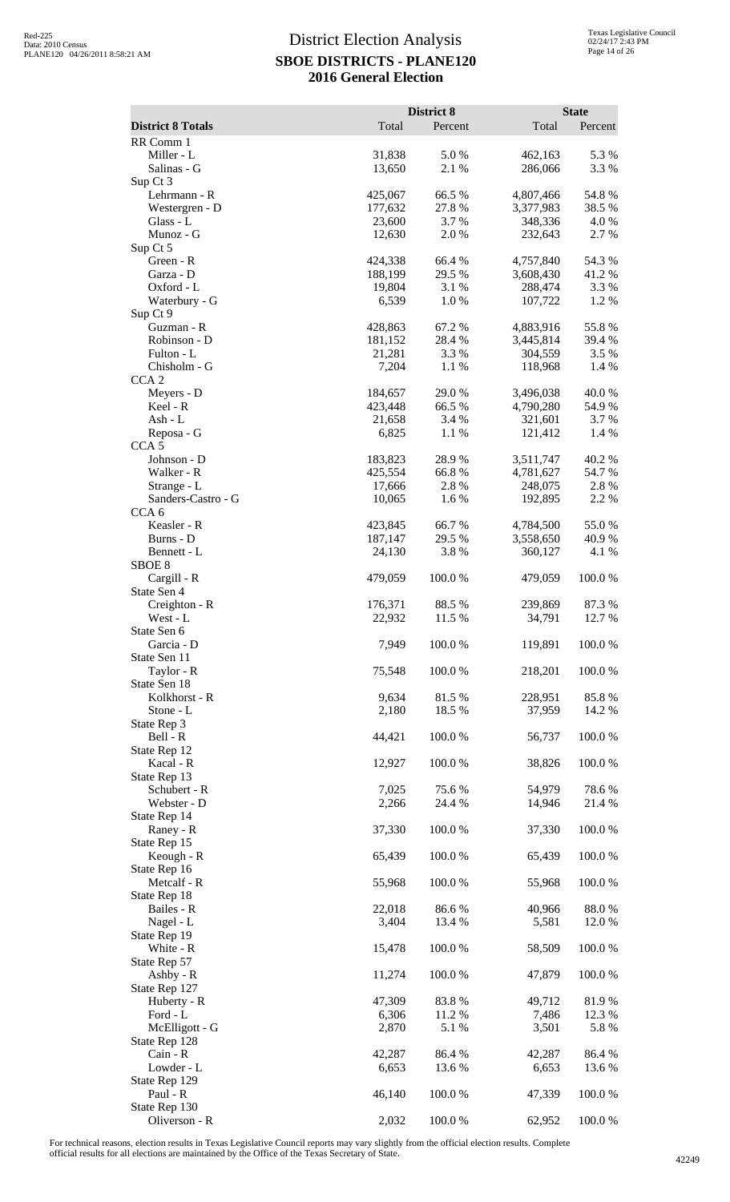# District Election Analysis
## SBOE DISTRICTS - PLANE120
## 2016 General Election

| District 8 Totals | District 8 Total | District 8 Percent | State Total | State Percent |
|---|---|---|---|---|
| RR Comm 1 | | | | |
| Miller - L | 31,838 | 5.0 % | 462,163 | 5.3 % |
| Salinas - G | 13,650 | 2.1 % | 286,066 | 3.3 % |
| Sup Ct 3 | | | | |
| Lehrmann - R | 425,067 | 66.5 % | 4,807,466 | 54.8 % |
| Westergren - D | 177,632 | 27.8 % | 3,377,983 | 38.5 % |
| Glass - L | 23,600 | 3.7 % | 348,336 | 4.0 % |
| Munoz - G | 12,630 | 2.0 % | 232,643 | 2.7 % |
| Sup Ct 5 | | | | |
| Green - R | 424,338 | 66.4 % | 4,757,840 | 54.3 % |
| Garza - D | 188,199 | 29.5 % | 3,608,430 | 41.2 % |
| Oxford - L | 19,804 | 3.1 % | 288,474 | 3.3 % |
| Waterbury - G | 6,539 | 1.0 % | 107,722 | 1.2 % |
| Sup Ct 9 | | | | |
| Guzman - R | 428,863 | 67.2 % | 4,883,916 | 55.8 % |
| Robinson - D | 181,152 | 28.4 % | 3,445,814 | 39.4 % |
| Fulton - L | 21,281 | 3.3 % | 304,559 | 3.5 % |
| Chisholm - G | 7,204 | 1.1 % | 118,968 | 1.4 % |
| CCA 2 | | | | |
| Meyers - D | 184,657 | 29.0 % | 3,496,038 | 40.0 % |
| Keel - R | 423,448 | 66.5 % | 4,790,280 | 54.9 % |
| Ash - L | 21,658 | 3.4 % | 321,601 | 3.7 % |
| Reposa - G | 6,825 | 1.1 % | 121,412 | 1.4 % |
| CCA 5 | | | | |
| Johnson - D | 183,823 | 28.9 % | 3,511,747 | 40.2 % |
| Walker - R | 425,554 | 66.8 % | 4,781,627 | 54.7 % |
| Strange - L | 17,666 | 2.8 % | 248,075 | 2.8 % |
| Sanders-Castro - G | 10,065 | 1.6 % | 192,895 | 2.2 % |
| CCA 6 | | | | |
| Keasler - R | 423,845 | 66.7 % | 4,784,500 | 55.0 % |
| Burns - D | 187,147 | 29.5 % | 3,558,650 | 40.9 % |
| Bennett - L | 24,130 | 3.8 % | 360,127 | 4.1 % |
| SBOE 8 | | | | |
| Cargill - R | 479,059 | 100.0 % | 479,059 | 100.0 % |
| State Sen 4 | | | | |
| Creighton - R | 176,371 | 88.5 % | 239,869 | 87.3 % |
| West - L | 22,932 | 11.5 % | 34,791 | 12.7 % |
| State Sen 6 | | | | |
| Garcia - D | 7,949 | 100.0 % | 119,891 | 100.0 % |
| State Sen 11 | | | | |
| Taylor - R | 75,548 | 100.0 % | 218,201 | 100.0 % |
| State Sen 18 | | | | |
| Kolkhorst - R | 9,634 | 81.5 % | 228,951 | 85.8 % |
| Stone - L | 2,180 | 18.5 % | 37,959 | 14.2 % |
| State Rep 3 | | | | |
| Bell - R | 44,421 | 100.0 % | 56,737 | 100.0 % |
| State Rep 12 | | | | |
| Kacal - R | 12,927 | 100.0 % | 38,826 | 100.0 % |
| State Rep 13 | | | | |
| Schubert - R | 7,025 | 75.6 % | 54,979 | 78.6 % |
| Webster - D | 2,266 | 24.4 % | 14,946 | 21.4 % |
| State Rep 14 | | | | |
| Raney - R | 37,330 | 100.0 % | 37,330 | 100.0 % |
| State Rep 15 | | | | |
| Keough - R | 65,439 | 100.0 % | 65,439 | 100.0 % |
| State Rep 16 | | | | |
| Metcalf - R | 55,968 | 100.0 % | 55,968 | 100.0 % |
| State Rep 18 | | | | |
| Bailes - R | 22,018 | 86.6 % | 40,966 | 88.0 % |
| Nagel - L | 3,404 | 13.4 % | 5,581 | 12.0 % |
| State Rep 19 | | | | |
| White - R | 15,478 | 100.0 % | 58,509 | 100.0 % |
| State Rep 57 | | | | |
| Ashby - R | 11,274 | 100.0 % | 47,879 | 100.0 % |
| State Rep 127 | | | | |
| Huberty - R | 47,309 | 83.8 % | 49,712 | 81.9 % |
| Ford - L | 6,306 | 11.2 % | 7,486 | 12.3 % |
| McElligott - G | 2,870 | 5.1 % | 3,501 | 5.8 % |
| State Rep 128 | | | | |
| Cain - R | 42,287 | 86.4 % | 42,287 | 86.4 % |
| Lowder - L | 6,653 | 13.6 % | 6,653 | 13.6 % |
| State Rep 129 | | | | |
| Paul - R | 46,140 | 100.0 % | 47,339 | 100.0 % |
| State Rep 130 | | | | |
| Oliverson - R | 2,032 | 100.0 % | 62,952 | 100.0 % |

For technical reasons, election results in Texas Legislative Council reports may vary slightly from the official election results. Complete official results for all elections are maintained by the Office of the Texas Secretary of State.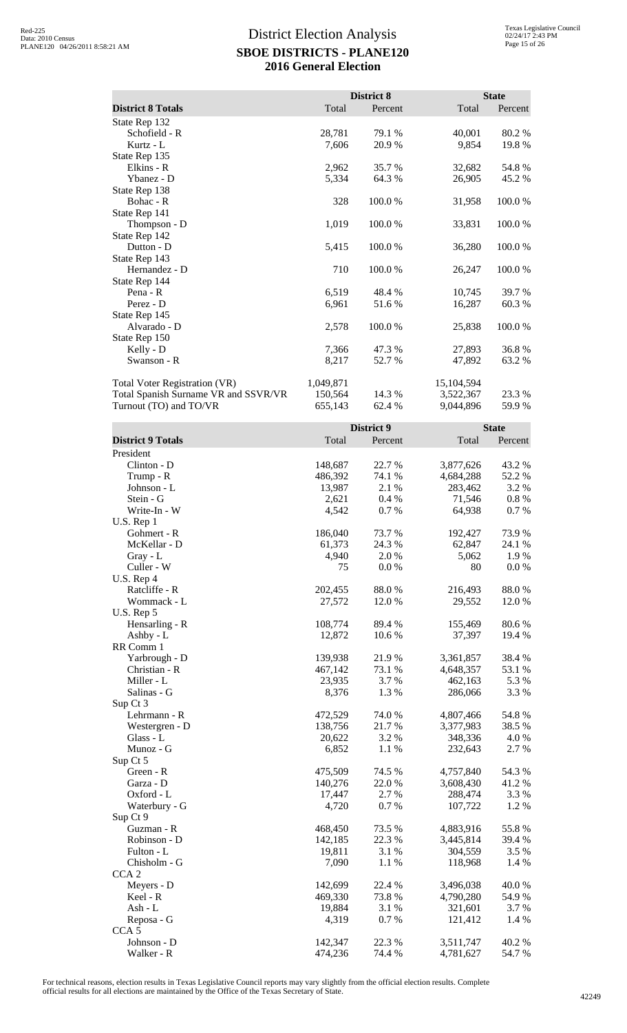# District Election Analysis
## SBOE DISTRICTS - PLANE120
## 2016 General Election

| District 8 Totals | District 8 Total | District 8 Percent | State Total | State Percent |
|---|---|---|---|---|
| State Rep 132 | | | | |
| Schofield - R | 28,781 | 79.1 % | 40,001 | 80.2 % |
| Kurtz - L | 7,606 | 20.9 % | 9,854 | 19.8 % |
| State Rep 135 | | | | |
| Elkins - R | 2,962 | 35.7 % | 32,682 | 54.8 % |
| Ybanez - D | 5,334 | 64.3 % | 26,905 | 45.2 % |
| State Rep 138 | | | | |
| Bohac - R | 328 | 100.0 % | 31,958 | 100.0 % |
| State Rep 141 | | | | |
| Thompson - D | 1,019 | 100.0 % | 33,831 | 100.0 % |
| State Rep 142 | | | | |
| Dutton - D | 5,415 | 100.0 % | 36,280 | 100.0 % |
| State Rep 143 | | | | |
| Hernandez - D | 710 | 100.0 % | 26,247 | 100.0 % |
| State Rep 144 | | | | |
| Pena - R | 6,519 | 48.4 % | 10,745 | 39.7 % |
| Perez - D | 6,961 | 51.6 % | 16,287 | 60.3 % |
| State Rep 145 | | | | |
| Alvarado - D | 2,578 | 100.0 % | 25,838 | 100.0 % |
| State Rep 150 | | | | |
| Kelly - D | 7,366 | 47.3 % | 27,893 | 36.8 % |
| Swanson - R | 8,217 | 52.7 % | 47,892 | 63.2 % |
| | | | | |
| Total Voter Registration (VR) | 1,049,871 | | 15,104,594 | |
| Total Spanish Surname VR and SSVR/VR | 150,564 | 14.3 % | 3,522,367 | 23.3 % |
| Turnout (TO) and TO/VR | 655,143 | 62.4 % | 9,044,896 | 59.9 % |

| District 9 Totals | District 9 Total | District 9 Percent | State Total | State Percent |
|---|---|---|---|---|
| President | | | | |
| Clinton - D | 148,687 | 22.7 % | 3,877,626 | 43.2 % |
| Trump - R | 486,392 | 74.1 % | 4,684,288 | 52.2 % |
| Johnson - L | 13,987 | 2.1 % | 283,462 | 3.2 % |
| Stein - G | 2,621 | 0.4 % | 71,546 | 0.8 % |
| Write-In - W | 4,542 | 0.7 % | 64,938 | 0.7 % |
| U.S. Rep 1 | | | | |
| Gohmert - R | 186,040 | 73.7 % | 192,427 | 73.9 % |
| McKellar - D | 61,373 | 24.3 % | 62,847 | 24.1 % |
| Gray - L | 4,940 | 2.0 % | 5,062 | 1.9 % |
| Culler - W | 75 | 0.0 % | 80 | 0.0 % |
| U.S. Rep 4 | | | | |
| Ratcliffe - R | 202,455 | 88.0 % | 216,493 | 88.0 % |
| Wommack - L | 27,572 | 12.0 % | 29,552 | 12.0 % |
| U.S. Rep 5 | | | | |
| Hensarling - R | 108,774 | 89.4 % | 155,469 | 80.6 % |
| Ashby - L | 12,872 | 10.6 % | 37,397 | 19.4 % |
| RR Comm 1 | | | | |
| Yarbrough - D | 139,938 | 21.9 % | 3,361,857 | 38.4 % |
| Christian - R | 467,142 | 73.1 % | 4,648,357 | 53.1 % |
| Miller - L | 23,935 | 3.7 % | 462,163 | 5.3 % |
| Salinas - G | 8,376 | 1.3 % | 286,066 | 3.3 % |
| Sup Ct 3 | | | | |
| Lehrmann - R | 472,529 | 74.0 % | 4,807,466 | 54.8 % |
| Westergren - D | 138,756 | 21.7 % | 3,377,983 | 38.5 % |
| Glass - L | 20,622 | 3.2 % | 348,336 | 4.0 % |
| Munoz - G | 6,852 | 1.1 % | 232,643 | 2.7 % |
| Sup Ct 5 | | | | |
| Green - R | 475,509 | 74.5 % | 4,757,840 | 54.3 % |
| Garza - D | 140,276 | 22.0 % | 3,608,430 | 41.2 % |
| Oxford - L | 17,447 | 2.7 % | 288,474 | 3.3 % |
| Waterbury - G | 4,720 | 0.7 % | 107,722 | 1.2 % |
| Sup Ct 9 | | | | |
| Guzman - R | 468,450 | 73.5 % | 4,883,916 | 55.8 % |
| Robinson - D | 142,185 | 22.3 % | 3,445,814 | 39.4 % |
| Fulton - L | 19,811 | 3.1 % | 304,559 | 3.5 % |
| Chisholm - G | 7,090 | 1.1 % | 118,968 | 1.4 % |
| CCA 2 | | | | |
| Meyers - D | 142,699 | 22.4 % | 3,496,038 | 40.0 % |
| Keel - R | 469,330 | 73.8 % | 4,790,280 | 54.9 % |
| Ash - L | 19,884 | 3.1 % | 321,601 | 3.7 % |
| Reposa - G | 4,319 | 0.7 % | 121,412 | 1.4 % |
| CCA 5 | | | | |
| Johnson - D | 142,347 | 22.3 % | 3,511,747 | 40.2 % |
| Walker - R | 474,236 | 74.4 % | 4,781,627 | 54.7 % |

For technical reasons, election results in Texas Legislative Council reports may vary slightly from the official election results. Complete official results for all elections are maintained by the Office of the Texas Secretary of State.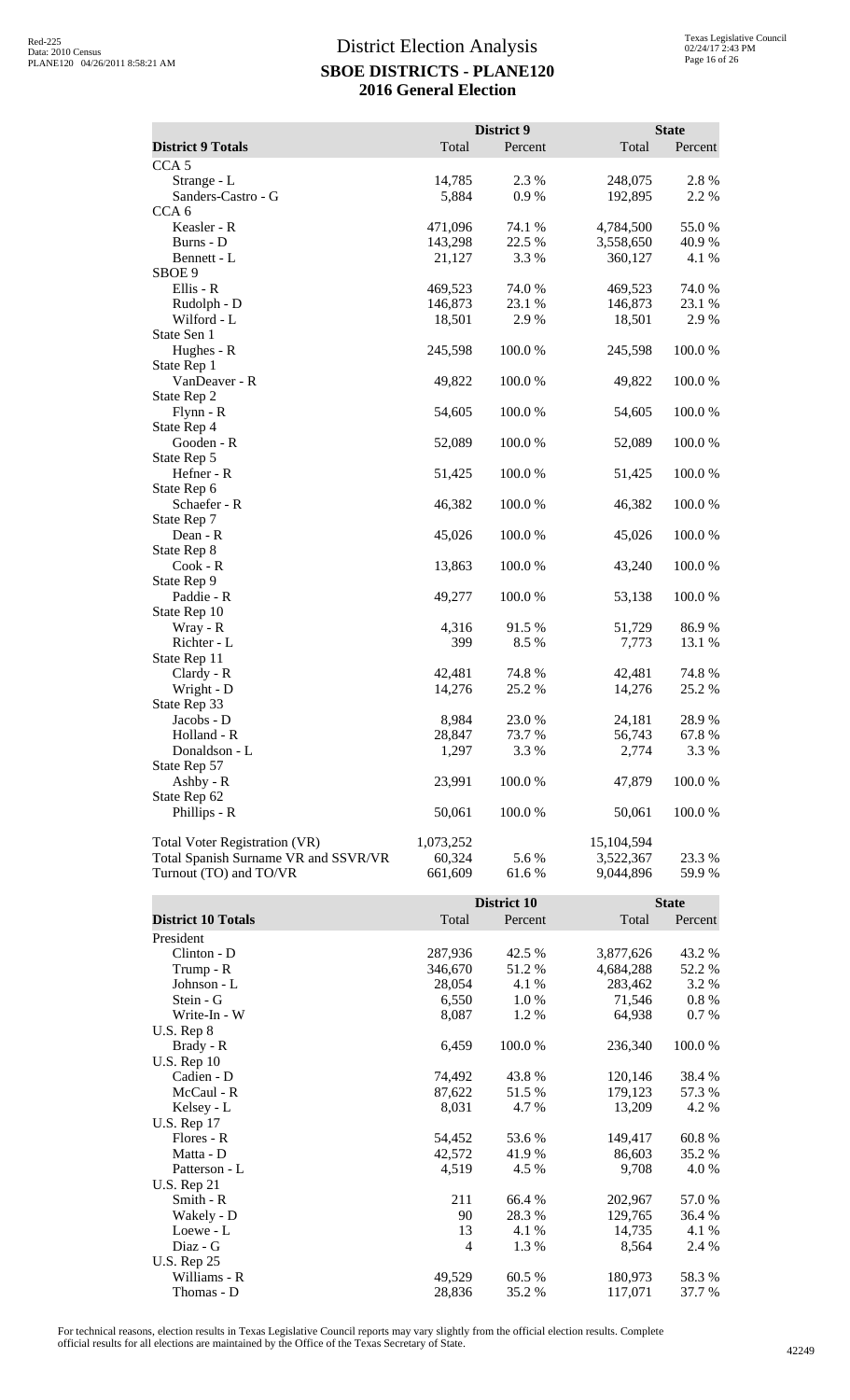# District Election Analysis
## SBOE DISTRICTS - PLANE120
## 2016 General Election

| District 9 Totals | District 9 Total | District 9 Percent | State Total | State Percent |
|---|---|---|---|---|
| CCA 5 | | | | |
| Strange - L | 14,785 | 2.3 % | 248,075 | 2.8 % |
| Sanders-Castro - G | 5,884 | 0.9 % | 192,895 | 2.2 % |
| CCA 6 | | | | |
| Keasler - R | 471,096 | 74.1 % | 4,784,500 | 55.0 % |
| Burns - D | 143,298 | 22.5 % | 3,558,650 | 40.9 % |
| Bennett - L | 21,127 | 3.3 % | 360,127 | 4.1 % |
| SBOE 9 | | | | |
| Ellis - R | 469,523 | 74.0 % | 469,523 | 74.0 % |
| Rudolph - D | 146,873 | 23.1 % | 146,873 | 23.1 % |
| Wilford - L | 18,501 | 2.9 % | 18,501 | 2.9 % |
| State Sen 1 | | | | |
| Hughes - R | 245,598 | 100.0 % | 245,598 | 100.0 % |
| State Rep 1 | | | | |
| VanDeaver - R | 49,822 | 100.0 % | 49,822 | 100.0 % |
| State Rep 2 | | | | |
| Flynn - R | 54,605 | 100.0 % | 54,605 | 100.0 % |
| State Rep 4 | | | | |
| Gooden - R | 52,089 | 100.0 % | 52,089 | 100.0 % |
| State Rep 5 | | | | |
| Hefner - R | 51,425 | 100.0 % | 51,425 | 100.0 % |
| State Rep 6 | | | | |
| Schaefer - R | 46,382 | 100.0 % | 46,382 | 100.0 % |
| State Rep 7 | | | | |
| Dean - R | 45,026 | 100.0 % | 45,026 | 100.0 % |
| State Rep 8 | | | | |
| Cook - R | 13,863 | 100.0 % | 43,240 | 100.0 % |
| State Rep 9 | | | | |
| Paddie - R | 49,277 | 100.0 % | 53,138 | 100.0 % |
| State Rep 10 | | | | |
| Wray - R | 4,316 | 91.5 % | 51,729 | 86.9 % |
| Richter - L | 399 | 8.5 % | 7,773 | 13.1 % |
| State Rep 11 | | | | |
| Clardy - R | 42,481 | 74.8 % | 42,481 | 74.8 % |
| Wright - D | 14,276 | 25.2 % | 14,276 | 25.2 % |
| State Rep 33 | | | | |
| Jacobs - D | 8,984 | 23.0 % | 24,181 | 28.9 % |
| Holland - R | 28,847 | 73.7 % | 56,743 | 67.8 % |
| Donaldson - L | 1,297 | 3.3 % | 2,774 | 3.3 % |
| State Rep 57 | | | | |
| Ashby - R | 23,991 | 100.0 % | 47,879 | 100.0 % |
| State Rep 62 | | | | |
| Phillips - R | 50,061 | 100.0 % | 50,061 | 100.0 % |
| Total Voter Registration (VR) | 1,073,252 | | 15,104,594 | |
| Total Spanish Surname VR and SSVR/VR | 60,324 | 5.6 % | 3,522,367 | 23.3 % |
| Turnout (TO) and TO/VR | 661,609 | 61.6 % | 9,044,896 | 59.9 % |

| District 10 Totals | District 10 Total | District 10 Percent | State Total | State Percent |
|---|---|---|---|---|
| President | | | | |
| Clinton - D | 287,936 | 42.5 % | 3,877,626 | 43.2 % |
| Trump - R | 346,670 | 51.2 % | 4,684,288 | 52.2 % |
| Johnson - L | 28,054 | 4.1 % | 283,462 | 3.2 % |
| Stein - G | 6,550 | 1.0 % | 71,546 | 0.8 % |
| Write-In - W | 8,087 | 1.2 % | 64,938 | 0.7 % |
| U.S. Rep 8 | | | | |
| Brady - R | 6,459 | 100.0 % | 236,340 | 100.0 % |
| U.S. Rep 10 | | | | |
| Cadien - D | 74,492 | 43.8 % | 120,146 | 38.4 % |
| McCaul - R | 87,622 | 51.5 % | 179,123 | 57.3 % |
| Kelsey - L | 8,031 | 4.7 % | 13,209 | 4.2 % |
| U.S. Rep 17 | | | | |
| Flores - R | 54,452 | 53.6 % | 149,417 | 60.8 % |
| Matta - D | 42,572 | 41.9 % | 86,603 | 35.2 % |
| Patterson - L | 4,519 | 4.5 % | 9,708 | 4.0 % |
| U.S. Rep 21 | | | | |
| Smith - R | 211 | 66.4 % | 202,967 | 57.0 % |
| Wakely - D | 90 | 28.3 % | 129,765 | 36.4 % |
| Loewe - L | 13 | 4.1 % | 14,735 | 4.1 % |
| Diaz - G | 4 | 1.3 % | 8,564 | 2.4 % |
| U.S. Rep 25 | | | | |
| Williams - R | 49,529 | 60.5 % | 180,973 | 58.3 % |
| Thomas - D | 28,836 | 35.2 % | 117,071 | 37.7 % |

For technical reasons, election results in Texas Legislative Council reports may vary slightly from the official election results. Complete official results for all elections are maintained by the Office of the Texas Secretary of State.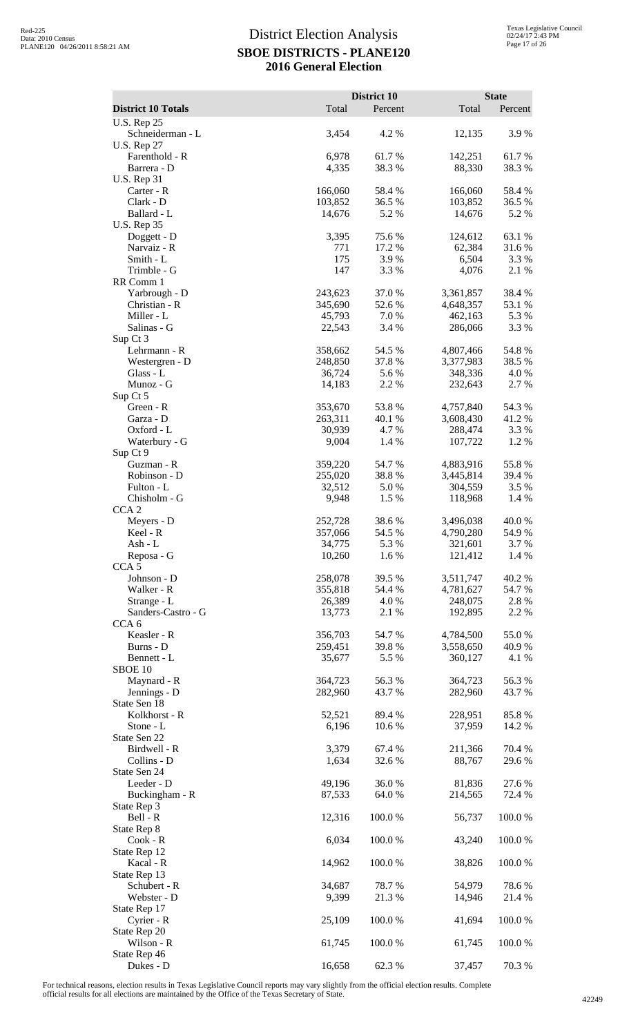# District Election Analysis
## SBOE DISTRICTS - PLANE120
## 2016 General Election

| District 10 Totals | District 10 Total | District 10 Percent | State Total | State Percent |
|---|---|---|---|---|
| U.S. Rep 25 | | | | |
| Schneiderman - L | 3,454 | 4.2 % | 12,135 | 3.9 % |
| U.S. Rep 27 | | | | |
| Farenthold - R | 6,978 | 61.7 % | 142,251 | 61.7 % |
| Barrera - D | 4,335 | 38.3 % | 88,330 | 38.3 % |
| U.S. Rep 31 | | | | |
| Carter - R | 166,060 | 58.4 % | 166,060 | 58.4 % |
| Clark - D | 103,852 | 36.5 % | 103,852 | 36.5 % |
| Ballard - L | 14,676 | 5.2 % | 14,676 | 5.2 % |
| U.S. Rep 35 | | | | |
| Doggett - D | 3,395 | 75.6 % | 124,612 | 63.1 % |
| Narvaiz - R | 771 | 17.2 % | 62,384 | 31.6 % |
| Smith - L | 175 | 3.9 % | 6,504 | 3.3 % |
| Trimble - G | 147 | 3.3 % | 4,076 | 2.1 % |
| RR Comm 1 | | | | |
| Yarbrough - D | 243,623 | 37.0 % | 3,361,857 | 38.4 % |
| Christian - R | 345,690 | 52.6 % | 4,648,357 | 53.1 % |
| Miller - L | 45,793 | 7.0 % | 462,163 | 5.3 % |
| Salinas - G | 22,543 | 3.4 % | 286,066 | 3.3 % |
| Sup Ct 3 | | | | |
| Lehrmann - R | 358,662 | 54.5 % | 4,807,466 | 54.8 % |
| Westergren - D | 248,850 | 37.8 % | 3,377,983 | 38.5 % |
| Glass - L | 36,724 | 5.6 % | 348,336 | 4.0 % |
| Munoz - G | 14,183 | 2.2 % | 232,643 | 2.7 % |
| Sup Ct 5 | | | | |
| Green - R | 353,670 | 53.8 % | 4,757,840 | 54.3 % |
| Garza - D | 263,311 | 40.1 % | 3,608,430 | 41.2 % |
| Oxford - L | 30,939 | 4.7 % | 288,474 | 3.3 % |
| Waterbury - G | 9,004 | 1.4 % | 107,722 | 1.2 % |
| Sup Ct 9 | | | | |
| Guzman - R | 359,220 | 54.7 % | 4,883,916 | 55.8 % |
| Robinson - D | 255,020 | 38.8 % | 3,445,814 | 39.4 % |
| Fulton - L | 32,512 | 5.0 % | 304,559 | 3.5 % |
| Chisholm - G | 9,948 | 1.5 % | 118,968 | 1.4 % |
| CCA 2 | | | | |
| Meyers - D | 252,728 | 38.6 % | 3,496,038 | 40.0 % |
| Keel - R | 357,066 | 54.5 % | 4,790,280 | 54.9 % |
| Ash - L | 34,775 | 5.3 % | 321,601 | 3.7 % |
| Reposa - G | 10,260 | 1.6 % | 121,412 | 1.4 % |
| CCA 5 | | | | |
| Johnson - D | 258,078 | 39.5 % | 3,511,747 | 40.2 % |
| Walker - R | 355,818 | 54.4 % | 4,781,627 | 54.7 % |
| Strange - L | 26,389 | 4.0 % | 248,075 | 2.8 % |
| Sanders-Castro - G | 13,773 | 2.1 % | 192,895 | 2.2 % |
| CCA 6 | | | | |
| Keasler - R | 356,703 | 54.7 % | 4,784,500 | 55.0 % |
| Burns - D | 259,451 | 39.8 % | 3,558,650 | 40.9 % |
| Bennett - L | 35,677 | 5.5 % | 360,127 | 4.1 % |
| SBOE 10 | | | | |
| Maynard - R | 364,723 | 56.3 % | 364,723 | 56.3 % |
| Jennings - D | 282,960 | 43.7 % | 282,960 | 43.7 % |
| State Sen 18 | | | | |
| Kolkhorst - R | 52,521 | 89.4 % | 228,951 | 85.8 % |
| Stone - L | 6,196 | 10.6 % | 37,959 | 14.2 % |
| State Sen 22 | | | | |
| Birdwell - R | 3,379 | 67.4 % | 211,366 | 70.4 % |
| Collins - D | 1,634 | 32.6 % | 88,767 | 29.6 % |
| State Sen 24 | | | | |
| Leeder - D | 49,196 | 36.0 % | 81,836 | 27.6 % |
| Buckingham - R | 87,533 | 64.0 % | 214,565 | 72.4 % |
| State Rep 3 | | | | |
| Bell - R | 12,316 | 100.0 % | 56,737 | 100.0 % |
| State Rep 8 | | | | |
| Cook - R | 6,034 | 100.0 % | 43,240 | 100.0 % |
| State Rep 12 | | | | |
| Kacal - R | 14,962 | 100.0 % | 38,826 | 100.0 % |
| State Rep 13 | | | | |
| Schubert - R | 34,687 | 78.7 % | 54,979 | 78.6 % |
| Webster - D | 9,399 | 21.3 % | 14,946 | 21.4 % |
| State Rep 17 | | | | |
| Cyrier - R | 25,109 | 100.0 % | 41,694 | 100.0 % |
| State Rep 20 | | | | |
| Wilson - R | 61,745 | 100.0 % | 61,745 | 100.0 % |
| State Rep 46 | | | | |
| Dukes - D | 16,658 | 62.3 % | 37,457 | 70.3 % |

For technical reasons, election results in Texas Legislative Council reports may vary slightly from the official election results. Complete official results for all elections are maintained by the Office of the Texas Secretary of State.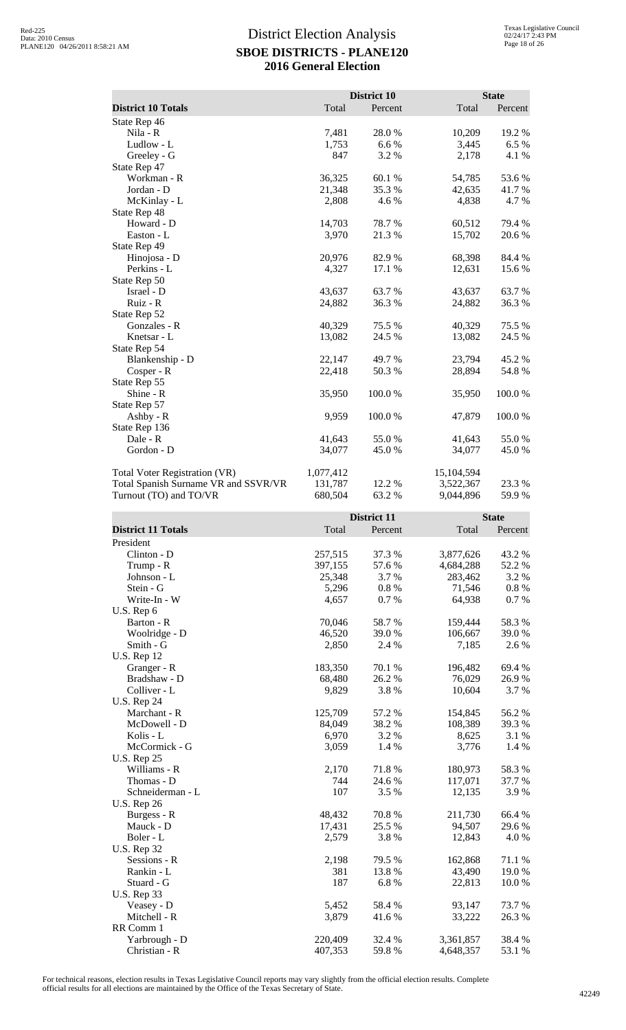# District Election Analysis
## SBOE DISTRICTS - PLANE120
## 2016 General Election

| District 10 Totals | District 10 Total | District 10 Percent | State Total | State Percent |
|---|---|---|---|---|
| State Rep 46 | | | | |
| Nila - R | 7,481 | 28.0 % | 10,209 | 19.2 % |
| Ludlow - L | 1,753 | 6.6 % | 3,445 | 6.5 % |
| Greeley - G | 847 | 3.2 % | 2,178 | 4.1 % |
| State Rep 47 | | | | |
| Workman - R | 36,325 | 60.1 % | 54,785 | 53.6 % |
| Jordan - D | 21,348 | 35.3 % | 42,635 | 41.7 % |
| McKinlay - L | 2,808 | 4.6 % | 4,838 | 4.7 % |
| State Rep 48 | | | | |
| Howard - D | 14,703 | 78.7 % | 60,512 | 79.4 % |
| Easton - L | 3,970 | 21.3 % | 15,702 | 20.6 % |
| State Rep 49 | | | | |
| Hinojosa - D | 20,976 | 82.9 % | 68,398 | 84.4 % |
| Perkins - L | 4,327 | 17.1 % | 12,631 | 15.6 % |
| State Rep 50 | | | | |
| Israel - D | 43,637 | 63.7 % | 43,637 | 63.7 % |
| Ruiz - R | 24,882 | 36.3 % | 24,882 | 36.3 % |
| State Rep 52 | | | | |
| Gonzales - R | 40,329 | 75.5 % | 40,329 | 75.5 % |
| Knetsar - L | 13,082 | 24.5 % | 13,082 | 24.5 % |
| State Rep 54 | | | | |
| Blankenship - D | 22,147 | 49.7 % | 23,794 | 45.2 % |
| Cosper - R | 22,418 | 50.3 % | 28,894 | 54.8 % |
| State Rep 55 | | | | |
| Shine - R | 35,950 | 100.0 % | 35,950 | 100.0 % |
| State Rep 57 | | | | |
| Ashby - R | 9,959 | 100.0 % | 47,879 | 100.0 % |
| State Rep 136 | | | | |
| Dale - R | 41,643 | 55.0 % | 41,643 | 55.0 % |
| Gordon - D | 34,077 | 45.0 % | 34,077 | 45.0 % |
| | | | | |
| Total Voter Registration (VR) | 1,077,412 | | 15,104,594 | |
| Total Spanish Surname VR and SSVR/VR | 131,787 | 12.2 % | 3,522,367 | 23.3 % |
| Turnout (TO) and TO/VR | 680,504 | 63.2 % | 9,044,896 | 59.9 % |

| District 11 Totals | District 11 Total | District 11 Percent | State Total | State Percent |
|---|---|---|---|---|
| President | | | | |
| Clinton - D | 257,515 | 37.3 % | 3,877,626 | 43.2 % |
| Trump - R | 397,155 | 57.6 % | 4,684,288 | 52.2 % |
| Johnson - L | 25,348 | 3.7 % | 283,462 | 3.2 % |
| Stein - G | 5,296 | 0.8 % | 71,546 | 0.8 % |
| Write-In - W | 4,657 | 0.7 % | 64,938 | 0.7 % |
| U.S. Rep 6 | | | | |
| Barton - R | 70,046 | 58.7 % | 159,444 | 58.3 % |
| Woolridge - D | 46,520 | 39.0 % | 106,667 | 39.0 % |
| Smith - G | 2,850 | 2.4 % | 7,185 | 2.6 % |
| U.S. Rep 12 | | | | |
| Granger - R | 183,350 | 70.1 % | 196,482 | 69.4 % |
| Bradshaw - D | 68,480 | 26.2 % | 76,029 | 26.9 % |
| Colliver - L | 9,829 | 3.8 % | 10,604 | 3.7 % |
| U.S. Rep 24 | | | | |
| Marchant - R | 125,709 | 57.2 % | 154,845 | 56.2 % |
| McDowell - D | 84,049 | 38.2 % | 108,389 | 39.3 % |
| Kolis - L | 6,970 | 3.2 % | 8,625 | 3.1 % |
| McCormick - G | 3,059 | 1.4 % | 3,776 | 1.4 % |
| U.S. Rep 25 | | | | |
| Williams - R | 2,170 | 71.8 % | 180,973 | 58.3 % |
| Thomas - D | 744 | 24.6 % | 117,071 | 37.7 % |
| Schneiderman - L | 107 | 3.5 % | 12,135 | 3.9 % |
| U.S. Rep 26 | | | | |
| Burgess - R | 48,432 | 70.8 % | 211,730 | 66.4 % |
| Mauck - D | 17,431 | 25.5 % | 94,507 | 29.6 % |
| Boler - L | 2,579 | 3.8 % | 12,843 | 4.0 % |
| U.S. Rep 32 | | | | |
| Sessions - R | 2,198 | 79.5 % | 162,868 | 71.1 % |
| Rankin - L | 381 | 13.8 % | 43,490 | 19.0 % |
| Stuard - G | 187 | 6.8 % | 22,813 | 10.0 % |
| U.S. Rep 33 | | | | |
| Veasey - D | 5,452 | 58.4 % | 93,147 | 73.7 % |
| Mitchell - R | 3,879 | 41.6 % | 33,222 | 26.3 % |
| RR Comm 1 | | | | |
| Yarbrough - D | 220,409 | 32.4 % | 3,361,857 | 38.4 % |
| Christian - R | 407,353 | 59.8 % | 4,648,357 | 53.1 % |

For technical reasons, election results in Texas Legislative Council reports may vary slightly from the official election results. Complete official results for all elections are maintained by the Office of the Texas Secretary of State.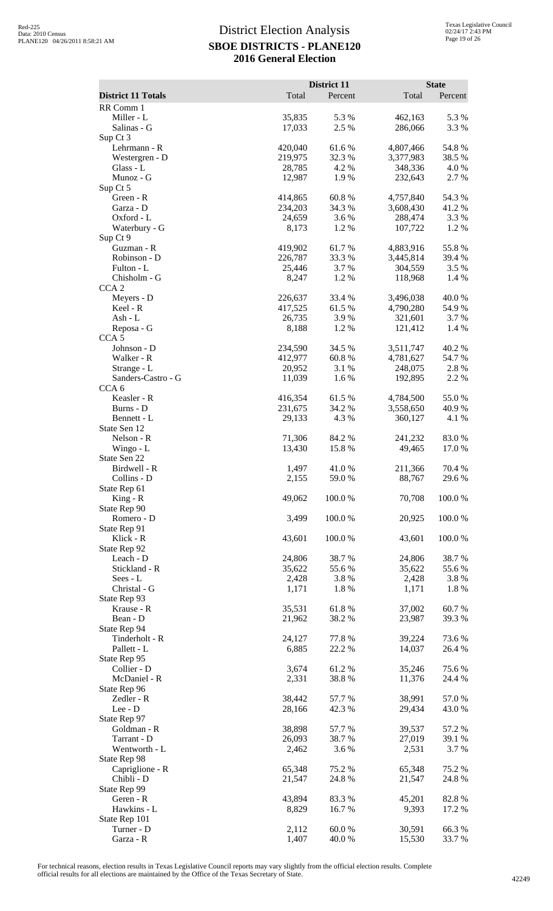# District Election Analysis

## SBOE DISTRICTS - PLANE120

## 2016 General Election

| District 11 Totals | District 11 Total | District 11 Percent | State Total | State Percent |
|---|---|---|---|---|
| RR Comm 1 | | | | |
| Miller - L | 35,835 | 5.3 % | 462,163 | 5.3 % |
| Salinas - G | 17,033 | 2.5 % | 286,066 | 3.3 % |
| Sup Ct 3 | | | | |
| Lehrmann - R | 420,040 | 61.6 % | 4,807,466 | 54.8 % |
| Westergren - D | 219,975 | 32.3 % | 3,377,983 | 38.5 % |
| Glass - L | 28,785 | 4.2 % | 348,336 | 4.0 % |
| Munoz - G | 12,987 | 1.9 % | 232,643 | 2.7 % |
| Sup Ct 5 | | | | |
| Green - R | 414,865 | 60.8 % | 4,757,840 | 54.3 % |
| Garza - D | 234,203 | 34.3 % | 3,608,430 | 41.2 % |
| Oxford - L | 24,659 | 3.6 % | 288,474 | 3.3 % |
| Waterbury - G | 8,173 | 1.2 % | 107,722 | 1.2 % |
| Sup Ct 9 | | | | |
| Guzman - R | 419,902 | 61.7 % | 4,883,916 | 55.8 % |
| Robinson - D | 226,787 | 33.3 % | 3,445,814 | 39.4 % |
| Fulton - L | 25,446 | 3.7 % | 304,559 | 3.5 % |
| Chisholm - G | 8,247 | 1.2 % | 118,968 | 1.4 % |
| CCA 2 | | | | |
| Meyers - D | 226,637 | 33.4 % | 3,496,038 | 40.0 % |
| Keel - R | 417,525 | 61.5 % | 4,790,280 | 54.9 % |
| Ash - L | 26,735 | 3.9 % | 321,601 | 3.7 % |
| Reposa - G | 8,188 | 1.2 % | 121,412 | 1.4 % |
| CCA 5 | | | | |
| Johnson - D | 234,590 | 34.5 % | 3,511,747 | 40.2 % |
| Walker - R | 412,977 | 60.8 % | 4,781,627 | 54.7 % |
| Strange - L | 20,952 | 3.1 % | 248,075 | 2.8 % |
| Sanders-Castro - G | 11,039 | 1.6 % | 192,895 | 2.2 % |
| CCA 6 | | | | |
| Keasler - R | 416,354 | 61.5 % | 4,784,500 | 55.0 % |
| Burns - D | 231,675 | 34.2 % | 3,558,650 | 40.9 % |
| Bennett - L | 29,133 | 4.3 % | 360,127 | 4.1 % |
| State Sen 12 | | | | |
| Nelson - R | 71,306 | 84.2 % | 241,232 | 83.0 % |
| Wingo - L | 13,430 | 15.8 % | 49,465 | 17.0 % |
| State Sen 22 | | | | |
| Birdwell - R | 1,497 | 41.0 % | 211,366 | 70.4 % |
| Collins - D | 2,155 | 59.0 % | 88,767 | 29.6 % |
| State Rep 61 | | | | |
| King - R | 49,062 | 100.0 % | 70,708 | 100.0 % |
| State Rep 90 | | | | |
| Romero - D | 3,499 | 100.0 % | 20,925 | 100.0 % |
| State Rep 91 | | | | |
| Klick - R | 43,601 | 100.0 % | 43,601 | 100.0 % |
| State Rep 92 | | | | |
| Leach - D | 24,806 | 38.7 % | 24,806 | 38.7 % |
| Stickland - R | 35,622 | 55.6 % | 35,622 | 55.6 % |
| Sees - L | 2,428 | 3.8 % | 2,428 | 3.8 % |
| Christal - G | 1,171 | 1.8 % | 1,171 | 1.8 % |
| State Rep 93 | | | | |
| Krause - R | 35,531 | 61.8 % | 37,002 | 60.7 % |
| Bean - D | 21,962 | 38.2 % | 23,987 | 39.3 % |
| State Rep 94 | | | | |
| Tinderholt - R | 24,127 | 77.8 % | 39,224 | 73.6 % |
| Pallett - L | 6,885 | 22.2 % | 14,037 | 26.4 % |
| State Rep 95 | | | | |
| Collier - D | 3,674 | 61.2 % | 35,246 | 75.6 % |
| McDaniel - R | 2,331 | 38.8 % | 11,376 | 24.4 % |
| State Rep 96 | | | | |
| Zedler - R | 38,442 | 57.7 % | 38,991 | 57.0 % |
| Lee - D | 28,166 | 42.3 % | 29,434 | 43.0 % |
| State Rep 97 | | | | |
| Goldman - R | 38,898 | 57.7 % | 39,537 | 57.2 % |
| Tarrant - D | 26,093 | 38.7 % | 27,019 | 39.1 % |
| Wentworth - L | 2,462 | 3.6 % | 2,531 | 3.7 % |
| State Rep 98 | | | | |
| Capriglione - R | 65,348 | 75.2 % | 65,348 | 75.2 % |
| Chibli - D | 21,547 | 24.8 % | 21,547 | 24.8 % |
| State Rep 99 | | | | |
| Geren - R | 43,894 | 83.3 % | 45,201 | 82.8 % |
| Hawkins - L | 8,829 | 16.7 % | 9,393 | 17.2 % |
| State Rep 101 | | | | |
| Turner - D | 2,112 | 60.0 % | 30,591 | 66.3 % |
| Garza - R | 1,407 | 40.0 % | 15,530 | 33.7 % |

For technical reasons, election results in Texas Legislative Council reports may vary slightly from the official election results. Complete official results for all elections are maintained by the Office of the Texas Secretary of State.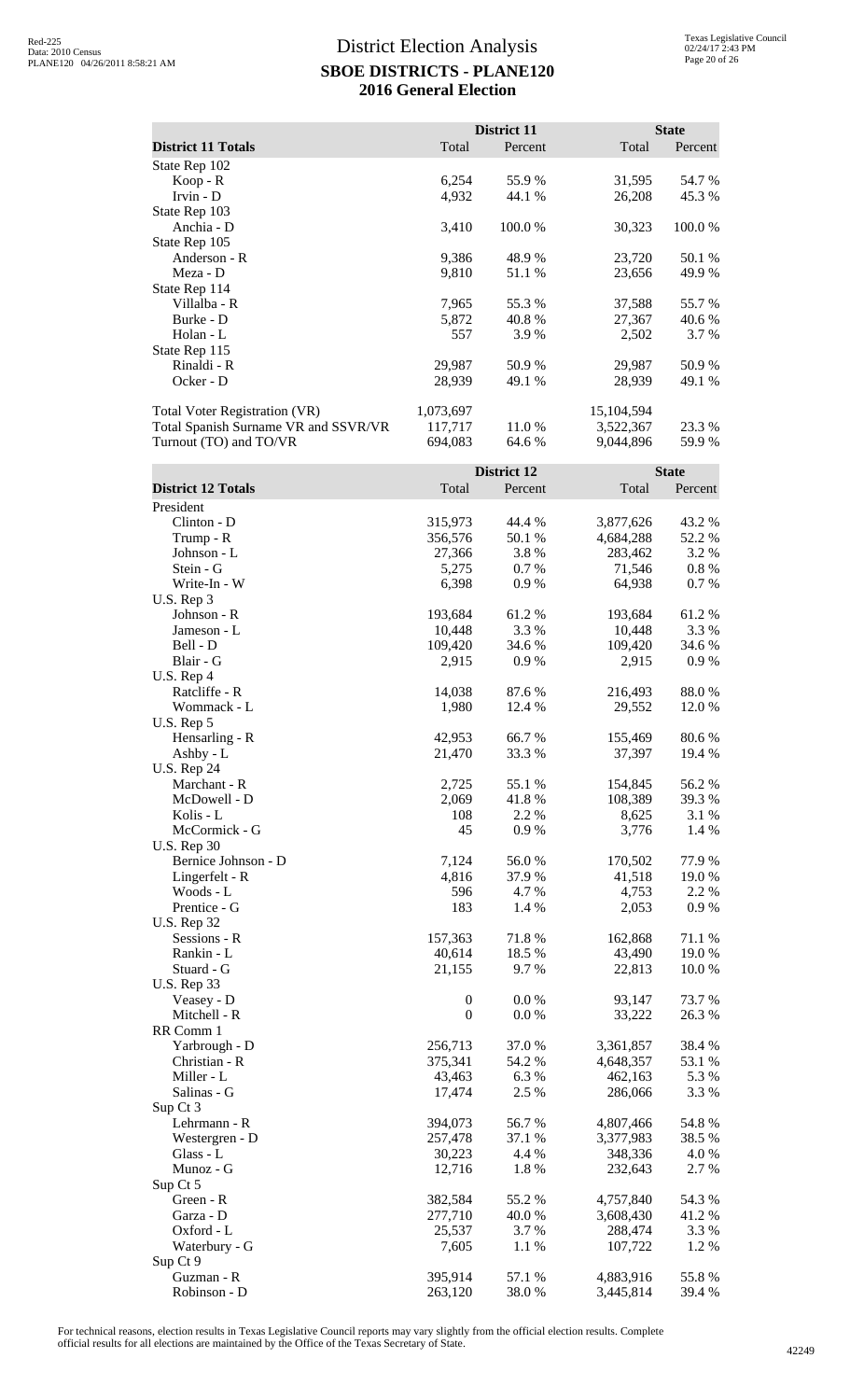# District Election Analysis
## SBOE DISTRICTS - PLANE120
## 2016 General Election

| District 11 Totals | District 11 Total | District 11 Percent | State Total | State Percent |
|---|---|---|---|---|
| State Rep 102 | | | | |
| Koop - R | 6,254 | 55.9 % | 31,595 | 54.7 % |
| Irvin - D | 4,932 | 44.1 % | 26,208 | 45.3 % |
| State Rep 103 | | | | |
| Anchia - D | 3,410 | 100.0 % | 30,323 | 100.0 % |
| State Rep 105 | | | | |
| Anderson - R | 9,386 | 48.9 % | 23,720 | 50.1 % |
| Meza - D | 9,810 | 51.1 % | 23,656 | 49.9 % |
| State Rep 114 | | | | |
| Villalba - R | 7,965 | 55.3 % | 37,588 | 55.7 % |
| Burke - D | 5,872 | 40.8 % | 27,367 | 40.6 % |
| Holan - L | 557 | 3.9 % | 2,502 | 3.7 % |
| State Rep 115 | | | | |
| Rinaldi - R | 29,987 | 50.9 % | 29,987 | 50.9 % |
| Ocker - D | 28,939 | 49.1 % | 28,939 | 49.1 % |
| | | | | |
| Total Voter Registration (VR) | 1,073,697 | | 15,104,594 | |
| Total Spanish Surname VR and SSVR/VR | 117,717 | 11.0 % | 3,522,367 | 23.3 % |
| Turnout (TO) and TO/VR | 694,083 | 64.6 % | 9,044,896 | 59.9 % |

| District 12 Totals | District 12 Total | District 12 Percent | State Total | State Percent |
|---|---|---|---|---|
| President | | | | |
| Clinton - D | 315,973 | 44.4 % | 3,877,626 | 43.2 % |
| Trump - R | 356,576 | 50.1 % | 4,684,288 | 52.2 % |
| Johnson - L | 27,366 | 3.8 % | 283,462 | 3.2 % |
| Stein - G | 5,275 | 0.7 % | 71,546 | 0.8 % |
| Write-In - W | 6,398 | 0.9 % | 64,938 | 0.7 % |
| U.S. Rep 3 | | | | |
| Johnson - R | 193,684 | 61.2 % | 193,684 | 61.2 % |
| Jameson - L | 10,448 | 3.3 % | 10,448 | 3.3 % |
| Bell - D | 109,420 | 34.6 % | 109,420 | 34.6 % |
| Blair - G | 2,915 | 0.9 % | 2,915 | 0.9 % |
| U.S. Rep 4 | | | | |
| Ratcliffe - R | 14,038 | 87.6 % | 216,493 | 88.0 % |
| Wommack - L | 1,980 | 12.4 % | 29,552 | 12.0 % |
| U.S. Rep 5 | | | | |
| Hensarling - R | 42,953 | 66.7 % | 155,469 | 80.6 % |
| Ashby - L | 21,470 | 33.3 % | 37,397 | 19.4 % |
| U.S. Rep 24 | | | | |
| Marchant - R | 2,725 | 55.1 % | 154,845 | 56.2 % |
| McDowell - D | 2,069 | 41.8 % | 108,389 | 39.3 % |
| Kolis - L | 108 | 2.2 % | 8,625 | 3.1 % |
| McCormick - G | 45 | 0.9 % | 3,776 | 1.4 % |
| U.S. Rep 30 | | | | |
| Bernice Johnson - D | 7,124 | 56.0 % | 170,502 | 77.9 % |
| Lingerfelt - R | 4,816 | 37.9 % | 41,518 | 19.0 % |
| Woods - L | 596 | 4.7 % | 4,753 | 2.2 % |
| Prentice - G | 183 | 1.4 % | 2,053 | 0.9 % |
| U.S. Rep 32 | | | | |
| Sessions - R | 157,363 | 71.8 % | 162,868 | 71.1 % |
| Rankin - L | 40,614 | 18.5 % | 43,490 | 19.0 % |
| Stuard - G | 21,155 | 9.7 % | 22,813 | 10.0 % |
| U.S. Rep 33 | | | | |
| Veasey - D | 0 | 0.0 % | 93,147 | 73.7 % |
| Mitchell - R | 0 | 0.0 % | 33,222 | 26.3 % |
| RR Comm 1 | | | | |
| Yarbrough - D | 256,713 | 37.0 % | 3,361,857 | 38.4 % |
| Christian - R | 375,341 | 54.2 % | 4,648,357 | 53.1 % |
| Miller - L | 43,463 | 6.3 % | 462,163 | 5.3 % |
| Salinas - G | 17,474 | 2.5 % | 286,066 | 3.3 % |
| Sup Ct 3 | | | | |
| Lehrmann - R | 394,073 | 56.7 % | 4,807,466 | 54.8 % |
| Westergren - D | 257,478 | 37.1 % | 3,377,983 | 38.5 % |
| Glass - L | 30,223 | 4.4 % | 348,336 | 4.0 % |
| Munoz - G | 12,716 | 1.8 % | 232,643 | 2.7 % |
| Sup Ct 5 | | | | |
| Green - R | 382,584 | 55.2 % | 4,757,840 | 54.3 % |
| Garza - D | 277,710 | 40.0 % | 3,608,430 | 41.2 % |
| Oxford - L | 25,537 | 3.7 % | 288,474 | 3.3 % |
| Waterbury - G | 7,605 | 1.1 % | 107,722 | 1.2 % |
| Sup Ct 9 | | | | |
| Guzman - R | 395,914 | 57.1 % | 4,883,916 | 55.8 % |
| Robinson - D | 263,120 | 38.0 % | 3,445,814 | 39.4 % |

For technical reasons, election results in Texas Legislative Council reports may vary slightly from the official election results. Complete official results for all elections are maintained by the Office of the Texas Secretary of State.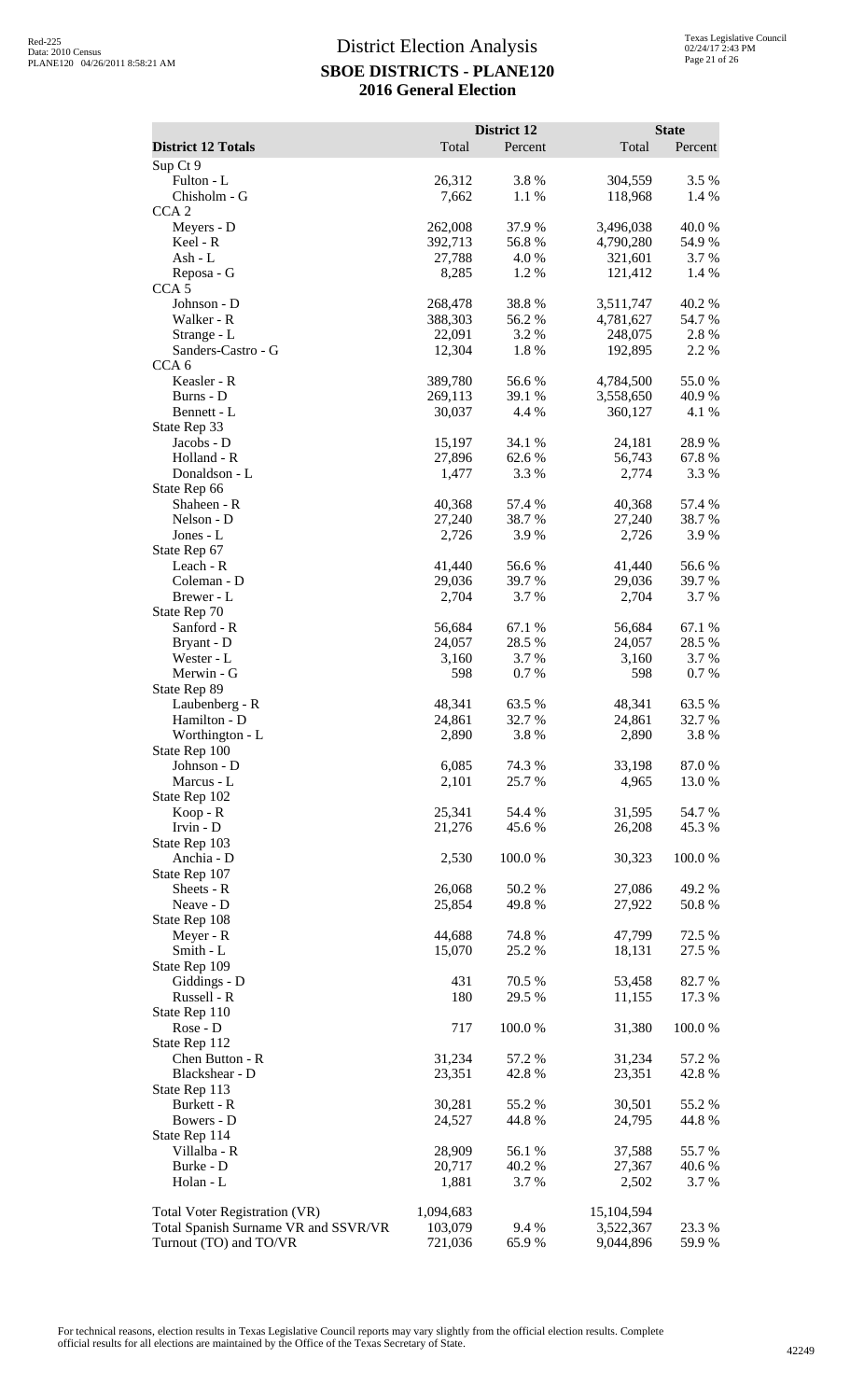# District Election Analysis

## SBOE DISTRICTS - PLANE120

### 2016 General Election

| District 12 Totals | District 12 Total | District 12 Percent | State Total | State Percent |
|---|---|---|---|---|
| Sup Ct 9 | | | | |
| Fulton - L | 26,312 | 3.8 % | 304,559 | 3.5 % |
| Chisholm - G | 7,662 | 1.1 % | 118,968 | 1.4 % |
| CCA 2 | | | | |
| Meyers - D | 262,008 | 37.9 % | 3,496,038 | 40.0 % |
| Keel - R | 392,713 | 56.8 % | 4,790,280 | 54.9 % |
| Ash - L | 27,788 | 4.0 % | 321,601 | 3.7 % |
| Reposa - G | 8,285 | 1.2 % | 121,412 | 1.4 % |
| CCA 5 | | | | |
| Johnson - D | 268,478 | 38.8 % | 3,511,747 | 40.2 % |
| Walker - R | 388,303 | 56.2 % | 4,781,627 | 54.7 % |
| Strange - L | 22,091 | 3.2 % | 248,075 | 2.8 % |
| Sanders-Castro - G | 12,304 | 1.8 % | 192,895 | 2.2 % |
| CCA 6 | | | | |
| Keasler - R | 389,780 | 56.6 % | 4,784,500 | 55.0 % |
| Burns - D | 269,113 | 39.1 % | 3,558,650 | 40.9 % |
| Bennett - L | 30,037 | 4.4 % | 360,127 | 4.1 % |
| State Rep 33 | | | | |
| Jacobs - D | 15,197 | 34.1 % | 24,181 | 28.9 % |
| Holland - R | 27,896 | 62.6 % | 56,743 | 67.8 % |
| Donaldson - L | 1,477 | 3.3 % | 2,774 | 3.3 % |
| State Rep 66 | | | | |
| Shaheen - R | 40,368 | 57.4 % | 40,368 | 57.4 % |
| Nelson - D | 27,240 | 38.7 % | 27,240 | 38.7 % |
| Jones - L | 2,726 | 3.9 % | 2,726 | 3.9 % |
| State Rep 67 | | | | |
| Leach - R | 41,440 | 56.6 % | 41,440 | 56.6 % |
| Coleman - D | 29,036 | 39.7 % | 29,036 | 39.7 % |
| Brewer - L | 2,704 | 3.7 % | 2,704 | 3.7 % |
| State Rep 70 | | | | |
| Sanford - R | 56,684 | 67.1 % | 56,684 | 67.1 % |
| Bryant - D | 24,057 | 28.5 % | 24,057 | 28.5 % |
| Wester - L | 3,160 | 3.7 % | 3,160 | 3.7 % |
| Merwin - G | 598 | 0.7 % | 598 | 0.7 % |
| State Rep 89 | | | | |
| Laubenberg - R | 48,341 | 63.5 % | 48,341 | 63.5 % |
| Hamilton - D | 24,861 | 32.7 % | 24,861 | 32.7 % |
| Worthington - L | 2,890 | 3.8 % | 2,890 | 3.8 % |
| State Rep 100 | | | | |
| Johnson - D | 6,085 | 74.3 % | 33,198 | 87.0 % |
| Marcus - L | 2,101 | 25.7 % | 4,965 | 13.0 % |
| State Rep 102 | | | | |
| Koop - R | 25,341 | 54.4 % | 31,595 | 54.7 % |
| Irvin - D | 21,276 | 45.6 % | 26,208 | 45.3 % |
| State Rep 103 | | | | |
| Anchia - D | 2,530 | 100.0 % | 30,323 | 100.0 % |
| State Rep 107 | | | | |
| Sheets - R | 26,068 | 50.2 % | 27,086 | 49.2 % |
| Neave - D | 25,854 | 49.8 % | 27,922 | 50.8 % |
| State Rep 108 | | | | |
| Meyer - R | 44,688 | 74.8 % | 47,799 | 72.5 % |
| Smith - L | 15,070 | 25.2 % | 18,131 | 27.5 % |
| State Rep 109 | | | | |
| Giddings - D | 431 | 70.5 % | 53,458 | 82.7 % |
| Russell - R | 180 | 29.5 % | 11,155 | 17.3 % |
| State Rep 110 | | | | |
| Rose - D | 717 | 100.0 % | 31,380 | 100.0 % |
| State Rep 112 | | | | |
| Chen Button - R | 31,234 | 57.2 % | 31,234 | 57.2 % |
| Blackshear - D | 23,351 | 42.8 % | 23,351 | 42.8 % |
| State Rep 113 | | | | |
| Burkett - R | 30,281 | 55.2 % | 30,501 | 55.2 % |
| Bowers - D | 24,527 | 44.8 % | 24,795 | 44.8 % |
| State Rep 114 | | | | |
| Villalba - R | 28,909 | 56.1 % | 37,588 | 55.7 % |
| Burke - D | 20,717 | 40.2 % | 27,367 | 40.6 % |
| Holan - L | 1,881 | 3.7 % | 2,502 | 3.7 % |
| Total Voter Registration (VR) | 1,094,683 | | 15,104,594 | |
| Total Spanish Surname VR and SSVR/VR | 103,079 | 9.4 % | 3,522,367 | 23.3 % |
| Turnout (TO) and TO/VR | 721,036 | 65.9 % | 9,044,896 | 59.9 % |

For technical reasons, election results in Texas Legislative Council reports may vary slightly from the official election results. Complete official results for all elections are maintained by the Office of the Texas Secretary of State.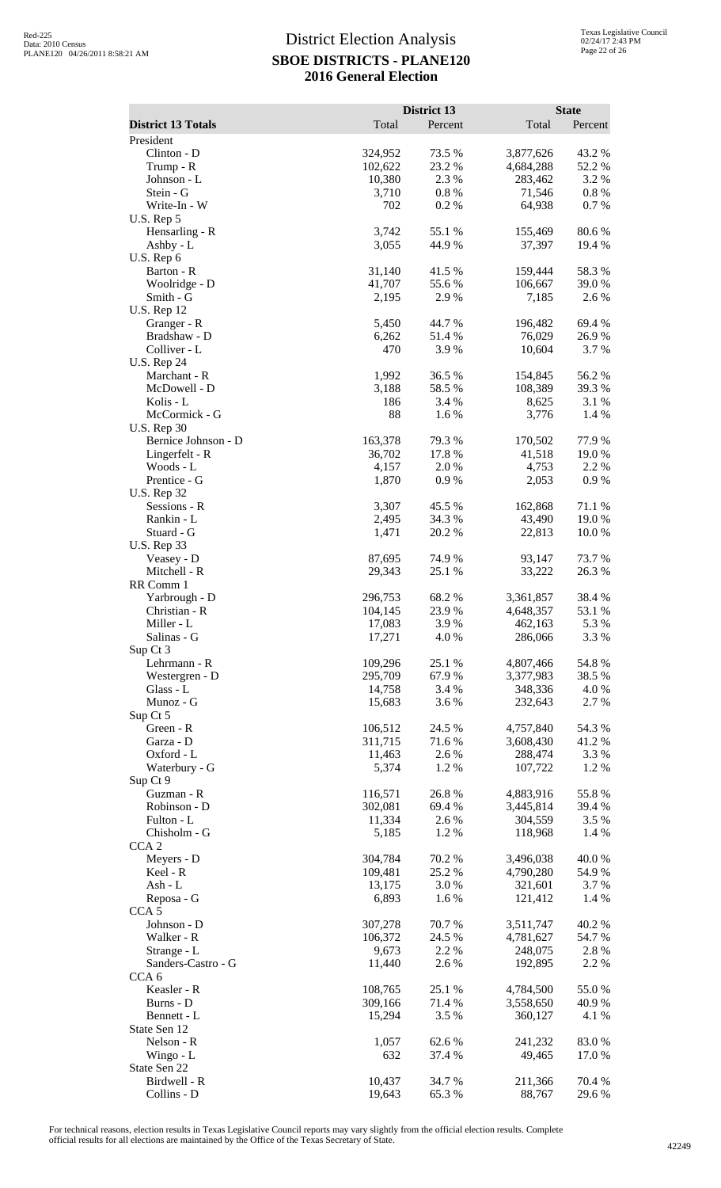# District Election Analysis
## SBOE DISTRICTS - PLANE120
## 2016 General Election

| District 13 Totals | District 13 Total | District 13 Percent | State Total | State Percent |
|---|---|---|---|---|
| **President** | | | | |
| Clinton - D | 324,952 | 73.5 % | 3,877,626 | 43.2 % |
| Trump - R | 102,622 | 23.2 % | 4,684,288 | 52.2 % |
| Johnson - L | 10,380 | 2.3 % | 283,462 | 3.2 % |
| Stein - G | 3,710 | 0.8 % | 71,546 | 0.8 % |
| Write-In - W | 702 | 0.2 % | 64,938 | 0.7 % |
| **U.S. Rep 5** | | | | |
| Hensarling - R | 3,742 | 55.1 % | 155,469 | 80.6 % |
| Ashby - L | 3,055 | 44.9 % | 37,397 | 19.4 % |
| **U.S. Rep 6** | | | | |
| Barton - R | 31,140 | 41.5 % | 159,444 | 58.3 % |
| Woolridge - D | 41,707 | 55.6 % | 106,667 | 39.0 % |
| Smith - G | 2,195 | 2.9 % | 7,185 | 2.6 % |
| **U.S. Rep 12** | | | | |
| Granger - R | 5,450 | 44.7 % | 196,482 | 69.4 % |
| Bradshaw - D | 6,262 | 51.4 % | 76,029 | 26.9 % |
| Colliver - L | 470 | 3.9 % | 10,604 | 3.7 % |
| **U.S. Rep 24** | | | | |
| Marchant - R | 1,992 | 36.5 % | 154,845 | 56.2 % |
| McDowell - D | 3,188 | 58.5 % | 108,389 | 39.3 % |
| Kolis - L | 186 | 3.4 % | 8,625 | 3.1 % |
| McCormick - G | 88 | 1.6 % | 3,776 | 1.4 % |
| **U.S. Rep 30** | | | | |
| Bernice Johnson - D | 163,378 | 79.3 % | 170,502 | 77.9 % |
| Lingerfelt - R | 36,702 | 17.8 % | 41,518 | 19.0 % |
| Woods - L | 4,157 | 2.0 % | 4,753 | 2.2 % |
| Prentice - G | 1,870 | 0.9 % | 2,053 | 0.9 % |
| **U.S. Rep 32** | | | | |
| Sessions - R | 3,307 | 45.5 % | 162,868 | 71.1 % |
| Rankin - L | 2,495 | 34.3 % | 43,490 | 19.0 % |
| Stuard - G | 1,471 | 20.2 % | 22,813 | 10.0 % |
| **U.S. Rep 33** | | | | |
| Veasey - D | 87,695 | 74.9 % | 93,147 | 73.7 % |
| Mitchell - R | 29,343 | 25.1 % | 33,222 | 26.3 % |
| **RR Comm 1** | | | | |
| Yarbrough - D | 296,753 | 68.2 % | 3,361,857 | 38.4 % |
| Christian - R | 104,145 | 23.9 % | 4,648,357 | 53.1 % |
| Miller - L | 17,083 | 3.9 % | 462,163 | 5.3 % |
| Salinas - G | 17,271 | 4.0 % | 286,066 | 3.3 % |
| **Sup Ct 3** | | | | |
| Lehrmann - R | 109,296 | 25.1 % | 4,807,466 | 54.8 % |
| Westergren - D | 295,709 | 67.9 % | 3,377,983 | 38.5 % |
| Glass - L | 14,758 | 3.4 % | 348,336 | 4.0 % |
| Munoz - G | 15,683 | 3.6 % | 232,643 | 2.7 % |
| **Sup Ct 5** | | | | |
| Green - R | 106,512 | 24.5 % | 4,757,840 | 54.3 % |
| Garza - D | 311,715 | 71.6 % | 3,608,430 | 41.2 % |
| Oxford - L | 11,463 | 2.6 % | 288,474 | 3.3 % |
| Waterbury - G | 5,374 | 1.2 % | 107,722 | 1.2 % |
| **Sup Ct 9** | | | | |
| Guzman - R | 116,571 | 26.8 % | 4,883,916 | 55.8 % |
| Robinson - D | 302,081 | 69.4 % | 3,445,814 | 39.4 % |
| Fulton - L | 11,334 | 2.6 % | 304,559 | 3.5 % |
| Chisholm - G | 5,185 | 1.2 % | 118,968 | 1.4 % |
| **CCA 2** | | | | |
| Meyers - D | 304,784 | 70.2 % | 3,496,038 | 40.0 % |
| Keel - R | 109,481 | 25.2 % | 4,790,280 | 54.9 % |
| Ash - L | 13,175 | 3.0 % | 321,601 | 3.7 % |
| Reposa - G | 6,893 | 1.6 % | 121,412 | 1.4 % |
| **CCA 5** | | | | |
| Johnson - D | 307,278 | 70.7 % | 3,511,747 | 40.2 % |
| Walker - R | 106,372 | 24.5 % | 4,781,627 | 54.7 % |
| Strange - L | 9,673 | 2.2 % | 248,075 | 2.8 % |
| Sanders-Castro - G | 11,440 | 2.6 % | 192,895 | 2.2 % |
| **CCA 6** | | | | |
| Keasler - R | 108,765 | 25.1 % | 4,784,500 | 55.0 % |
| Burns - D | 309,166 | 71.4 % | 3,558,650 | 40.9 % |
| Bennett - L | 15,294 | 3.5 % | 360,127 | 4.1 % |
| **State Sen 12** | | | | |
| Nelson - R | 1,057 | 62.6 % | 241,232 | 83.0 % |
| Wingo - L | 632 | 37.4 % | 49,465 | 17.0 % |
| **State Sen 22** | | | | |
| Birdwell - R | 10,437 | 34.7 % | 211,366 | 70.4 % |
| Collins - D | 19,643 | 65.3 % | 88,767 | 29.6 % |

For technical reasons, election results in Texas Legislative Council reports may vary slightly from the official election results. Complete official results for all elections are maintained by the Office of the Texas Secretary of State.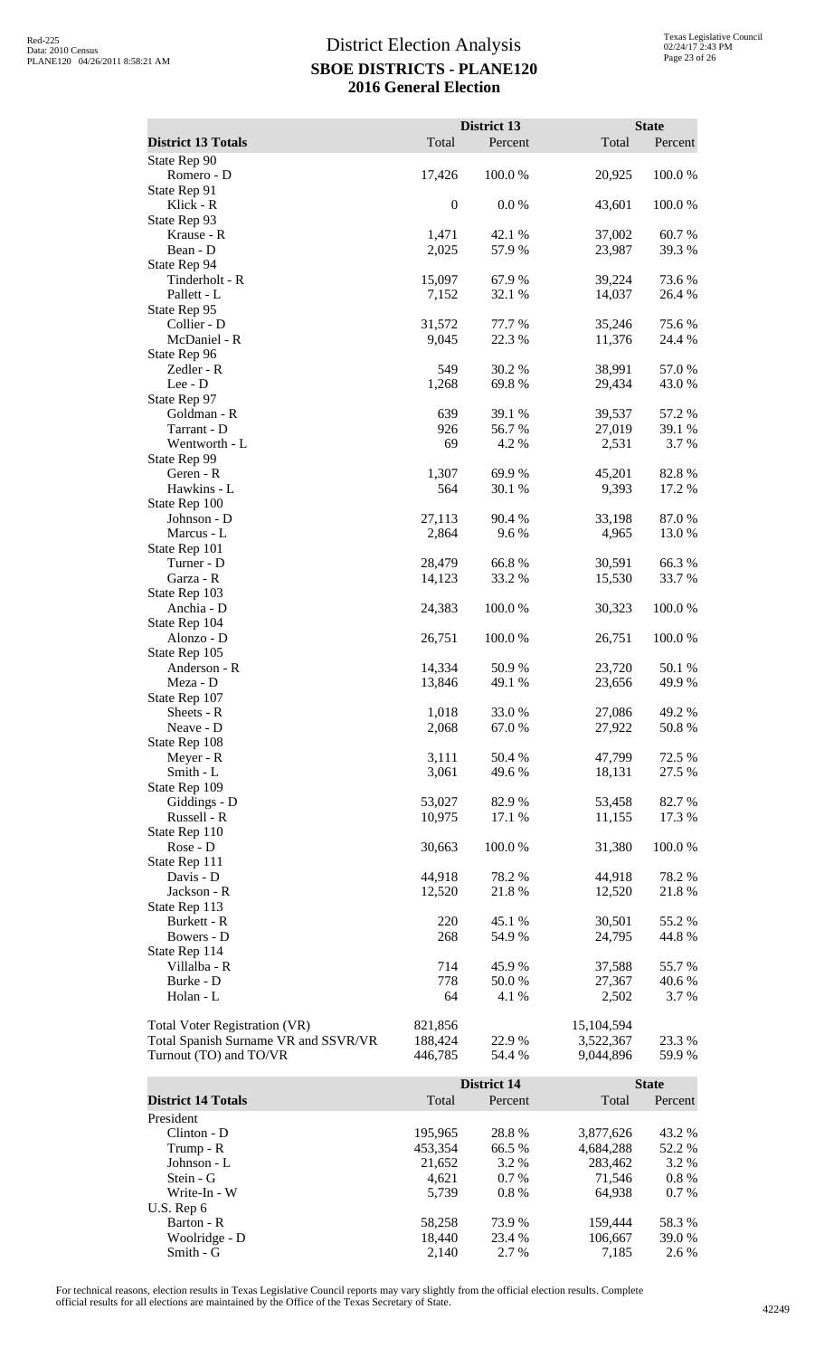# District Election Analysis
## SBOE DISTRICTS - PLANE120
## 2016 General Election

| District 13 Totals | District 13 Total | District 13 Percent | State Total | State Percent |
|---|---|---|---|---|
| State Rep 90 | | | | |
| Romero - D | 17,426 | 100.0 % | 20,925 | 100.0 % |
| State Rep 91 | | | | |
| Klick - R | 0 | 0.0 % | 43,601 | 100.0 % |
| State Rep 93 | | | | |
| Krause - R | 1,471 | 42.1 % | 37,002 | 60.7 % |
| Bean - D | 2,025 | 57.9 % | 23,987 | 39.3 % |
| State Rep 94 | | | | |
| Tinderholt - R | 15,097 | 67.9 % | 39,224 | 73.6 % |
| Pallett - L | 7,152 | 32.1 % | 14,037 | 26.4 % |
| State Rep 95 | | | | |
| Collier - D | 31,572 | 77.7 % | 35,246 | 75.6 % |
| McDaniel - R | 9,045 | 22.3 % | 11,376 | 24.4 % |
| State Rep 96 | | | | |
| Zedler - R | 549 | 30.2 % | 38,991 | 57.0 % |
| Lee - D | 1,268 | 69.8 % | 29,434 | 43.0 % |
| State Rep 97 | | | | |
| Goldman - R | 639 | 39.1 % | 39,537 | 57.2 % |
| Tarrant - D | 926 | 56.7 % | 27,019 | 39.1 % |
| Wentworth - L | 69 | 4.2 % | 2,531 | 3.7 % |
| State Rep 99 | | | | |
| Geren - R | 1,307 | 69.9 % | 45,201 | 82.8 % |
| Hawkins - L | 564 | 30.1 % | 9,393 | 17.2 % |
| State Rep 100 | | | | |
| Johnson - D | 27,113 | 90.4 % | 33,198 | 87.0 % |
| Marcus - L | 2,864 | 9.6 % | 4,965 | 13.0 % |
| State Rep 101 | | | | |
| Turner - D | 28,479 | 66.8 % | 30,591 | 66.3 % |
| Garza - R | 14,123 | 33.2 % | 15,530 | 33.7 % |
| State Rep 103 | | | | |
| Anchia - D | 24,383 | 100.0 % | 30,323 | 100.0 % |
| State Rep 104 | | | | |
| Alonzo - D | 26,751 | 100.0 % | 26,751 | 100.0 % |
| State Rep 105 | | | | |
| Anderson - R | 14,334 | 50.9 % | 23,720 | 50.1 % |
| Meza - D | 13,846 | 49.1 % | 23,656 | 49.9 % |
| State Rep 107 | | | | |
| Sheets - R | 1,018 | 33.0 % | 27,086 | 49.2 % |
| Neave - D | 2,068 | 67.0 % | 27,922 | 50.8 % |
| State Rep 108 | | | | |
| Meyer - R | 3,111 | 50.4 % | 47,799 | 72.5 % |
| Smith - L | 3,061 | 49.6 % | 18,131 | 27.5 % |
| State Rep 109 | | | | |
| Giddings - D | 53,027 | 82.9 % | 53,458 | 82.7 % |
| Russell - R | 10,975 | 17.1 % | 11,155 | 17.3 % |
| State Rep 110 | | | | |
| Rose - D | 30,663 | 100.0 % | 31,380 | 100.0 % |
| State Rep 111 | | | | |
| Davis - D | 44,918 | 78.2 % | 44,918 | 78.2 % |
| Jackson - R | 12,520 | 21.8 % | 12,520 | 21.8 % |
| State Rep 113 | | | | |
| Burkett - R | 220 | 45.1 % | 30,501 | 55.2 % |
| Bowers - D | 268 | 54.9 % | 24,795 | 44.8 % |
| State Rep 114 | | | | |
| Villalba - R | 714 | 45.9 % | 37,588 | 55.7 % |
| Burke - D | 778 | 50.0 % | 27,367 | 40.6 % |
| Holan - L | 64 | 4.1 % | 2,502 | 3.7 % |
| | | | | |
| Total Voter Registration (VR) | 821,856 | | 15,104,594 | |
| Total Spanish Surname VR and SSVR/VR | 188,424 | 22.9 % | 3,522,367 | 23.3 % |
| Turnout (TO) and TO/VR | 446,785 | 54.4 % | 9,044,896 | 59.9 % |

| District 14 Totals | District 14 Total | District 14 Percent | State Total | State Percent |
|---|---|---|---|---|
| President | | | | |
| Clinton - D | 195,965 | 28.8 % | 3,877,626 | 43.2 % |
| Trump - R | 453,354 | 66.5 % | 4,684,288 | 52.2 % |
| Johnson - L | 21,652 | 3.2 % | 283,462 | 3.2 % |
| Stein - G | 4,621 | 0.7 % | 71,546 | 0.8 % |
| Write-In - W | 5,739 | 0.8 % | 64,938 | 0.7 % |
| U.S. Rep 6 | | | | |
| Barton - R | 58,258 | 73.9 % | 159,444 | 58.3 % |
| Woolridge - D | 18,440 | 23.4 % | 106,667 | 39.0 % |
| Smith - G | 2,140 | 2.7 % | 7,185 | 2.6 % |

For technical reasons, election results in Texas Legislative Council reports may vary slightly from the official election results. Complete official results for all elections are maintained by the Office of the Texas Secretary of State.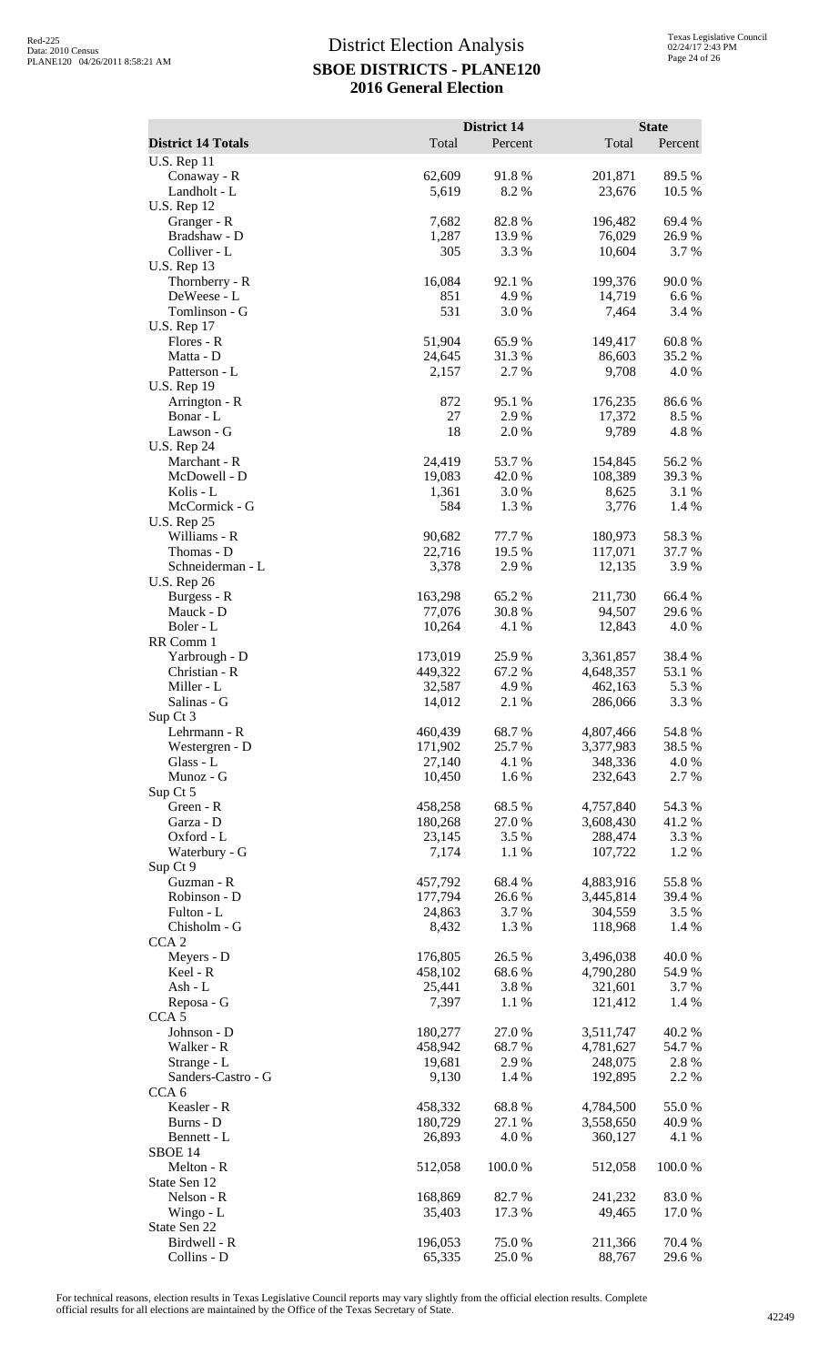# District Election Analysis
## SBOE DISTRICTS - PLANE120
## 2016 General Election

Red-225
Data: 2010 Census
PLANE120 04/26/2011 8:58:21 AM

Texas Legislative Council
02/24/17 2:43 PM

| District 14 Totals | District 14 Total | District 14 Percent | State Total | State Percent |
|---|---|---|---|---|
| U.S. Rep 11 | | | | |
| Conaway - R | 62,609 | 91.8 % | 201,871 | 89.5 % |
| Landholt - L | 5,619 | 8.2 % | 23,676 | 10.5 % |
| U.S. Rep 12 | | | | |
| Granger - R | 7,682 | 82.8 % | 196,482 | 69.4 % |
| Bradshaw - D | 1,287 | 13.9 % | 76,029 | 26.9 % |
| Colliver - L | 305 | 3.3 % | 10,604 | 3.7 % |
| U.S. Rep 13 | | | | |
| Thornberry - R | 16,084 | 92.1 % | 199,376 | 90.0 % |
| DeWeese - L | 851 | 4.9 % | 14,719 | 6.6 % |
| Tomlinson - G | 531 | 3.0 % | 7,464 | 3.4 % |
| U.S. Rep 17 | | | | |
| Flores - R | 51,904 | 65.9 % | 149,417 | 60.8 % |
| Matta - D | 24,645 | 31.3 % | 86,603 | 35.2 % |
| Patterson - L | 2,157 | 2.7 % | 9,708 | 4.0 % |
| U.S. Rep 19 | | | | |
| Arrington - R | 872 | 95.1 % | 176,235 | 86.6 % |
| Bonar - L | 27 | 2.9 % | 17,372 | 8.5 % |
| Lawson - G | 18 | 2.0 % | 9,789 | 4.8 % |
| U.S. Rep 24 | | | | |
| Marchant - R | 24,419 | 53.7 % | 154,845 | 56.2 % |
| McDowell - D | 19,083 | 42.0 % | 108,389 | 39.3 % |
| Kolis - L | 1,361 | 3.0 % | 8,625 | 3.1 % |
| McCormick - G | 584 | 1.3 % | 3,776 | 1.4 % |
| U.S. Rep 25 | | | | |
| Williams - R | 90,682 | 77.7 % | 180,973 | 58.3 % |
| Thomas - D | 22,716 | 19.5 % | 117,071 | 37.7 % |
| Schneiderman - L | 3,378 | 2.9 % | 12,135 | 3.9 % |
| U.S. Rep 26 | | | | |
| Burgess - R | 163,298 | 65.2 % | 211,730 | 66.4 % |
| Mauck - D | 77,076 | 30.8 % | 94,507 | 29.6 % |
| Boler - L | 10,264 | 4.1 % | 12,843 | 4.0 % |
| RR Comm 1 | | | | |
| Yarbrough - D | 173,019 | 25.9 % | 3,361,857 | 38.4 % |
| Christian - R | 449,322 | 67.2 % | 4,648,357 | 53.1 % |
| Miller - L | 32,587 | 4.9 % | 462,163 | 5.3 % |
| Salinas - G | 14,012 | 2.1 % | 286,066 | 3.3 % |
| Sup Ct 3 | | | | |
| Lehrmann - R | 460,439 | 68.7 % | 4,807,466 | 54.8 % |
| Westergren - D | 171,902 | 25.7 % | 3,377,983 | 38.5 % |
| Glass - L | 27,140 | 4.1 % | 348,336 | 4.0 % |
| Munoz - G | 10,450 | 1.6 % | 232,643 | 2.7 % |
| Sup Ct 5 | | | | |
| Green - R | 458,258 | 68.5 % | 4,757,840 | 54.3 % |
| Garza - D | 180,268 | 27.0 % | 3,608,430 | 41.2 % |
| Oxford - L | 23,145 | 3.5 % | 288,474 | 3.3 % |
| Waterbury - G | 7,174 | 1.1 % | 107,722 | 1.2 % |
| Sup Ct 9 | | | | |
| Guzman - R | 457,792 | 68.4 % | 4,883,916 | 55.8 % |
| Robinson - D | 177,794 | 26.6 % | 3,445,814 | 39.4 % |
| Fulton - L | 24,863 | 3.7 % | 304,559 | 3.5 % |
| Chisholm - G | 8,432 | 1.3 % | 118,968 | 1.4 % |
| CCA 2 | | | | |
| Meyers - D | 176,805 | 26.5 % | 3,496,038 | 40.0 % |
| Keel - R | 458,102 | 68.6 % | 4,790,280 | 54.9 % |
| Ash - L | 25,441 | 3.8 % | 321,601 | 3.7 % |
| Reposa - G | 7,397 | 1.1 % | 121,412 | 1.4 % |
| CCA 5 | | | | |
| Johnson - D | 180,277 | 27.0 % | 3,511,747 | 40.2 % |
| Walker - R | 458,942 | 68.7 % | 4,781,627 | 54.7 % |
| Strange - L | 19,681 | 2.9 % | 248,075 | 2.8 % |
| Sanders-Castro - G | 9,130 | 1.4 % | 192,895 | 2.2 % |
| CCA 6 | | | | |
| Keasler - R | 458,332 | 68.8 % | 4,784,500 | 55.0 % |
| Burns - D | 180,729 | 27.1 % | 3,558,650 | 40.9 % |
| Bennett - L | 26,893 | 4.0 % | 360,127 | 4.1 % |
| SBOE 14 | | | | |
| Melton - R | 512,058 | 100.0 % | 512,058 | 100.0 % |
| State Sen 12 | | | | |
| Nelson - R | 168,869 | 82.7 % | 241,232 | 83.0 % |
| Wingo - L | 35,403 | 17.3 % | 49,465 | 17.0 % |
| State Sen 22 | | | | |
| Birdwell - R | 196,053 | 75.0 % | 211,366 | 70.4 % |
| Collins - D | 65,335 | 25.0 % | 88,767 | 29.6 % |

For technical reasons, election results in Texas Legislative Council reports may vary slightly from the official election results. Complete official results for all elections are maintained by the Office of the Texas Secretary of State.

42249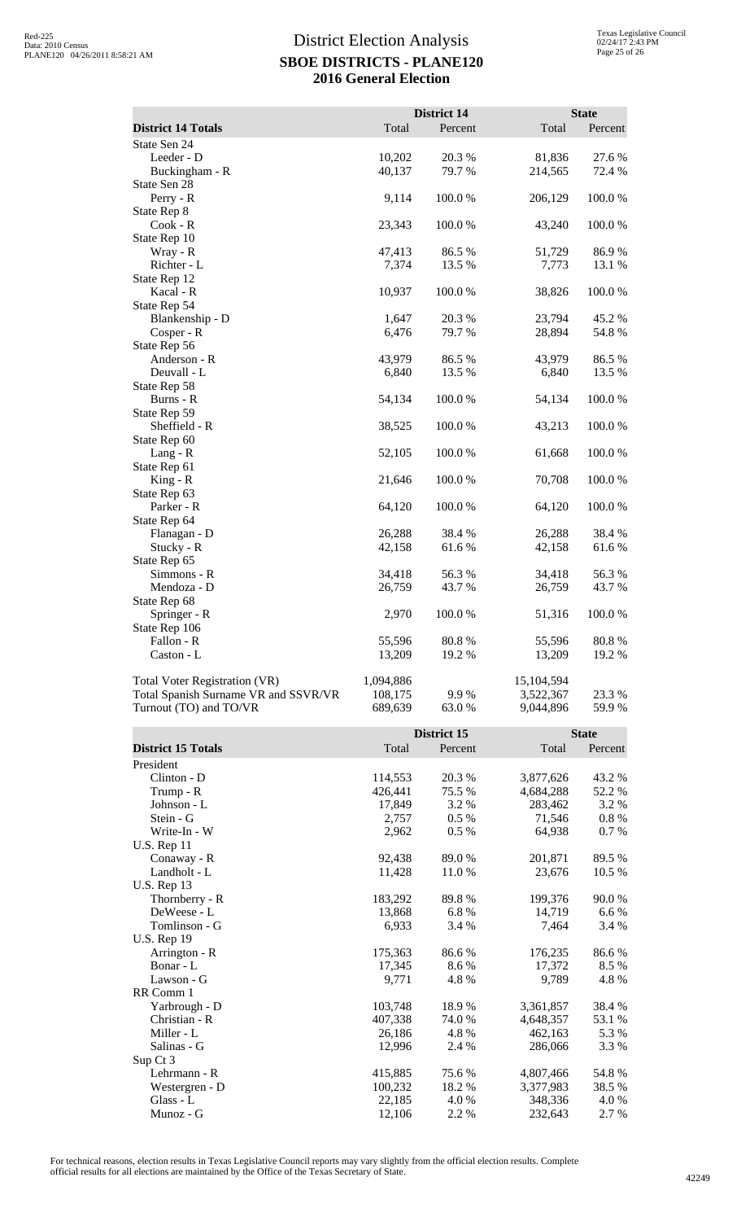# District Election Analysis
## SBOE DISTRICTS - PLANE120
## 2016 General Election

| District 14 Totals | District 14 Total | District 14 Percent | State Total | State Percent |
|---|---|---|---|---|
| State Sen 24 | | | | |
| Leeder - D | 10,202 | 20.3 % | 81,836 | 27.6 % |
| Buckingham - R | 40,137 | 79.7 % | 214,565 | 72.4 % |
| State Sen 28 | | | | |
| Perry - R | 9,114 | 100.0 % | 206,129 | 100.0 % |
| State Rep 8 | | | | |
| Cook - R | 23,343 | 100.0 % | 43,240 | 100.0 % |
| State Rep 10 | | | | |
| Wray - R | 47,413 | 86.5 % | 51,729 | 86.9 % |
| Richter - L | 7,374 | 13.5 % | 7,773 | 13.1 % |
| State Rep 12 | | | | |
| Kacal - R | 10,937 | 100.0 % | 38,826 | 100.0 % |
| State Rep 54 | | | | |
| Blankenship - D | 1,647 | 20.3 % | 23,794 | 45.2 % |
| Cosper - R | 6,476 | 79.7 % | 28,894 | 54.8 % |
| State Rep 56 | | | | |
| Anderson - R | 43,979 | 86.5 % | 43,979 | 86.5 % |
| Deuvall - L | 6,840 | 13.5 % | 6,840 | 13.5 % |
| State Rep 58 | | | | |
| Burns - R | 54,134 | 100.0 % | 54,134 | 100.0 % |
| State Rep 59 | | | | |
| Sheffield - R | 38,525 | 100.0 % | 43,213 | 100.0 % |
| State Rep 60 | | | | |
| Lang - R | 52,105 | 100.0 % | 61,668 | 100.0 % |
| State Rep 61 | | | | |
| King - R | 21,646 | 100.0 % | 70,708 | 100.0 % |
| State Rep 63 | | | | |
| Parker - R | 64,120 | 100.0 % | 64,120 | 100.0 % |
| State Rep 64 | | | | |
| Flanagan - D | 26,288 | 38.4 % | 26,288 | 38.4 % |
| Stucky - R | 42,158 | 61.6 % | 42,158 | 61.6 % |
| State Rep 65 | | | | |
| Simmons - R | 34,418 | 56.3 % | 34,418 | 56.3 % |
| Mendoza - D | 26,759 | 43.7 % | 26,759 | 43.7 % |
| State Rep 68 | | | | |
| Springer - R | 2,970 | 100.0 % | 51,316 | 100.0 % |
| State Rep 106 | | | | |
| Fallon - R | 55,596 | 80.8 % | 55,596 | 80.8 % |
| Caston - L | 13,209 | 19.2 % | 13,209 | 19.2 % |
| Total Voter Registration (VR) | 1,094,886 | | 15,104,594 | |
| Total Spanish Surname VR and SSVR/VR | 108,175 | 9.9 % | 3,522,367 | 23.3 % |
| Turnout (TO) and TO/VR | 689,639 | 63.0 % | 9,044,896 | 59.9 % |

| District 15 Totals | District 15 Total | District 15 Percent | State Total | State Percent |
|---|---|---|---|---|
| President | | | | |
| Clinton - D | 114,553 | 20.3 % | 3,877,626 | 43.2 % |
| Trump - R | 426,441 | 75.5 % | 4,684,288 | 52.2 % |
| Johnson - L | 17,849 | 3.2 % | 283,462 | 3.2 % |
| Stein - G | 2,757 | 0.5 % | 71,546 | 0.8 % |
| Write-In - W | 2,962 | 0.5 % | 64,938 | 0.7 % |
| U.S. Rep 11 | | | | |
| Conaway - R | 92,438 | 89.0 % | 201,871 | 89.5 % |
| Landholt - L | 11,428 | 11.0 % | 23,676 | 10.5 % |
| U.S. Rep 13 | | | | |
| Thornberry - R | 183,292 | 89.8 % | 199,376 | 90.0 % |
| DeWeese - L | 13,868 | 6.8 % | 14,719 | 6.6 % |
| Tomlinson - G | 6,933 | 3.4 % | 7,464 | 3.4 % |
| U.S. Rep 19 | | | | |
| Arrington - R | 175,363 | 86.6 % | 176,235 | 86.6 % |
| Bonar - L | 17,345 | 8.6 % | 17,372 | 8.5 % |
| Lawson - G | 9,771 | 4.8 % | 9,789 | 4.8 % |
| RR Comm 1 | | | | |
| Yarbrough - D | 103,748 | 18.9 % | 3,361,857 | 38.4 % |
| Christian - R | 407,338 | 74.0 % | 4,648,357 | 53.1 % |
| Miller - L | 26,186 | 4.8 % | 462,163 | 5.3 % |
| Salinas - G | 12,996 | 2.4 % | 286,066 | 3.3 % |
| Sup Ct 3 | | | | |
| Lehrmann - R | 415,885 | 75.6 % | 4,807,466 | 54.8 % |
| Westergren - D | 100,232 | 18.2 % | 3,377,983 | 38.5 % |
| Glass - L | 22,185 | 4.0 % | 348,336 | 4.0 % |
| Munoz - G | 12,106 | 2.2 % | 232,643 | 2.7 % |

For technical reasons, election results in Texas Legislative Council reports may vary slightly from the official election results. Complete official results for all elections are maintained by the Office of the Texas Secretary of State.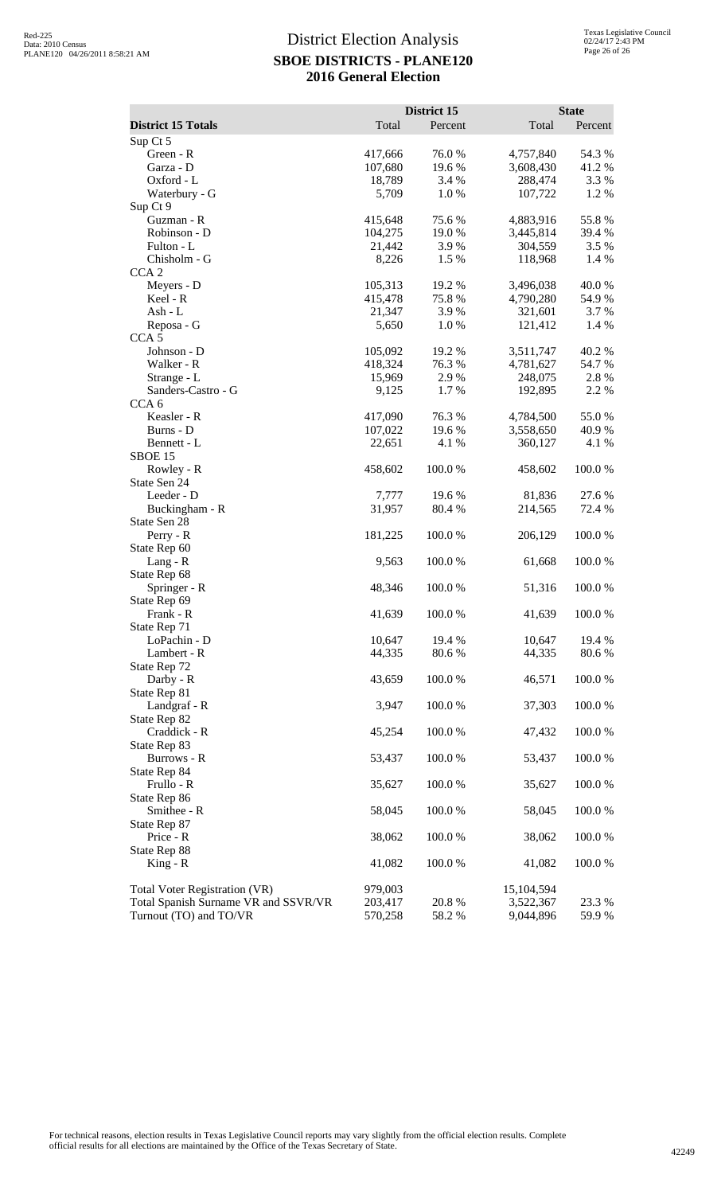# District Election Analysis

## SBOE DISTRICTS - PLANE120

## 2016 General Election

| District 15 Totals | District 15 Total | District 15 Percent | State Total | State Percent |
|---|---|---|---|---|
| Sup Ct 5 | | | | |
| Green - R | 417,666 | 76.0 % | 4,757,840 | 54.3 % |
| Garza - D | 107,680 | 19.6 % | 3,608,430 | 41.2 % |
| Oxford - L | 18,789 | 3.4 % | 288,474 | 3.3 % |
| Waterbury - G | 5,709 | 1.0 % | 107,722 | 1.2 % |
| Sup Ct 9 | | | | |
| Guzman - R | 415,648 | 75.6 % | 4,883,916 | 55.8 % |
| Robinson - D | 104,275 | 19.0 % | 3,445,814 | 39.4 % |
| Fulton - L | 21,442 | 3.9 % | 304,559 | 3.5 % |
| Chisholm - G | 8,226 | 1.5 % | 118,968 | 1.4 % |
| CCA 2 | | | | |
| Meyers - D | 105,313 | 19.2 % | 3,496,038 | 40.0 % |
| Keel - R | 415,478 | 75.8 % | 4,790,280 | 54.9 % |
| Ash - L | 21,347 | 3.9 % | 321,601 | 3.7 % |
| Reposa - G | 5,650 | 1.0 % | 121,412 | 1.4 % |
| CCA 5 | | | | |
| Johnson - D | 105,092 | 19.2 % | 3,511,747 | 40.2 % |
| Walker - R | 418,324 | 76.3 % | 4,781,627 | 54.7 % |
| Strange - L | 15,969 | 2.9 % | 248,075 | 2.8 % |
| Sanders-Castro - G | 9,125 | 1.7 % | 192,895 | 2.2 % |
| CCA 6 | | | | |
| Keasler - R | 417,090 | 76.3 % | 4,784,500 | 55.0 % |
| Burns - D | 107,022 | 19.6 % | 3,558,650 | 40.9 % |
| Bennett - L | 22,651 | 4.1 % | 360,127 | 4.1 % |
| SBOE 15 | | | | |
| Rowley - R | 458,602 | 100.0 % | 458,602 | 100.0 % |
| State Sen 24 | | | | |
| Leeder - D | 7,777 | 19.6 % | 81,836 | 27.6 % |
| Buckingham - R | 31,957 | 80.4 % | 214,565 | 72.4 % |
| State Sen 28 | | | | |
| Perry - R | 181,225 | 100.0 % | 206,129 | 100.0 % |
| State Rep 60 | | | | |
| Lang - R | 9,563 | 100.0 % | 61,668 | 100.0 % |
| State Rep 68 | | | | |
| Springer - R | 48,346 | 100.0 % | 51,316 | 100.0 % |
| State Rep 69 | | | | |
| Frank - R | 41,639 | 100.0 % | 41,639 | 100.0 % |
| State Rep 71 | | | | |
| LoPachin - D | 10,647 | 19.4 % | 10,647 | 19.4 % |
| Lambert - R | 44,335 | 80.6 % | 44,335 | 80.6 % |
| State Rep 72 | | | | |
| Darby - R | 43,659 | 100.0 % | 46,571 | 100.0 % |
| State Rep 81 | | | | |
| Landgraf - R | 3,947 | 100.0 % | 37,303 | 100.0 % |
| State Rep 82 | | | | |
| Craddick - R | 45,254 | 100.0 % | 47,432 | 100.0 % |
| State Rep 83 | | | | |
| Burrows - R | 53,437 | 100.0 % | 53,437 | 100.0 % |
| State Rep 84 | | | | |
| Frullo - R | 35,627 | 100.0 % | 35,627 | 100.0 % |
| State Rep 86 | | | | |
| Smithee - R | 58,045 | 100.0 % | 58,045 | 100.0 % |
| State Rep 87 | | | | |
| Price - R | 38,062 | 100.0 % | 38,062 | 100.0 % |
| State Rep 88 | | | | |
| King - R | 41,082 | 100.0 % | 41,082 | 100.0 % |
| Total Voter Registration (VR) | 979,003 | | 15,104,594 | |
| Total Spanish Surname VR and SSVR/VR | 203,417 | 20.8 % | 3,522,367 | 23.3 % |
| Turnout (TO) and TO/VR | 570,258 | 58.2 % | 9,044,896 | 59.9 % |

For technical reasons, election results in Texas Legislative Council reports may vary slightly from the official election results. Complete official results for all elections are maintained by the Office of the Texas Secretary of State.